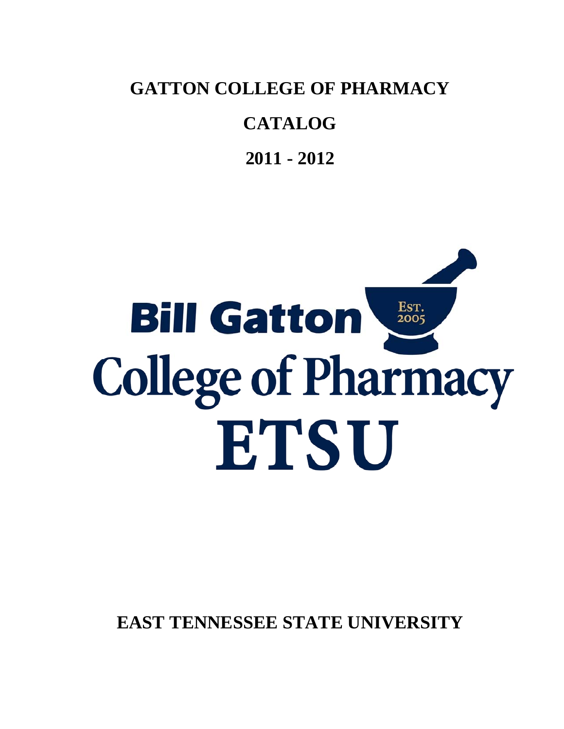# GATTON COLLEGE OF PHARMACY

# CATALOG

# 2011 - 2012

Bill Gatton

EST. 2005

College of Pharmacy

ETSU

**EAST TENNESSEE STATE UNIVERSITY**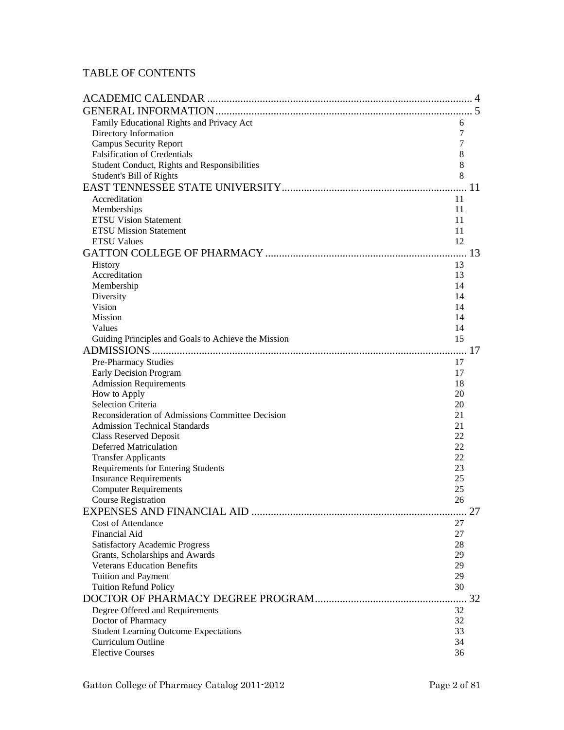# TABLE OF CONTENTS

ACADEMIC CALENDAR .................................................................................................. 4

GENERAL INFORMATION............................................................................................ 5

- Family Educational Rights and Privacy Act 6
- Directory Information 7
- Campus Security Report 7
- Falsification of Credentials 8
- Student Conduct, Rights and Responsibilities 8
- Student's Bill of Rights 8

EAST TENNESSEE STATE UNIVERSITY.................................................................. 11

- Accreditation 11
- Memberships 11
- ETSU Vision Statement 11
- ETSU Mission Statement 11
- ETSU Values 12

GATTON COLLEGE OF PHARMACY ........................................................................ 13

- History 13
- Accreditation 13
- Membership 14
- Diversity 14
- Vision 14
- Mission 14
- Values 14
- Guiding Principles and Goals to Achieve the Mission 15

ADMISSIONS ................................................................................................................. 17

- Pre-Pharmacy Studies 17
- Early Decision Program 17
- Admission Requirements 18
- How to Apply 20
- Selection Criteria 20
- Reconsideration of Admissions Committee Decision 21
- Admission Technical Standards 21
- Class Reserved Deposit 22
- Deferred Matriculation 22
- Transfer Applicants 22
- Requirements for Entering Students 23
- Insurance Requirements 25
- Computer Requirements 25
- Course Registration 26

EXPENSES AND FINANCIAL AID ............................................................................. 27

- Cost of Attendance 27
- Financial Aid 27
- Satisfactory Academic Progress 28
- Grants, Scholarships and Awards 29
- Veterans Education Benefits 29
- Tuition and Payment 29
- Tuition Refund Policy 30

DOCTOR OF PHARMACY DEGREE PROGRAM...................................................... 32

- Degree Offered and Requirements 32
- Doctor of Pharmacy 32
- Student Learning Outcome Expectations 33
- Curriculum Outline 34
- Elective Courses 36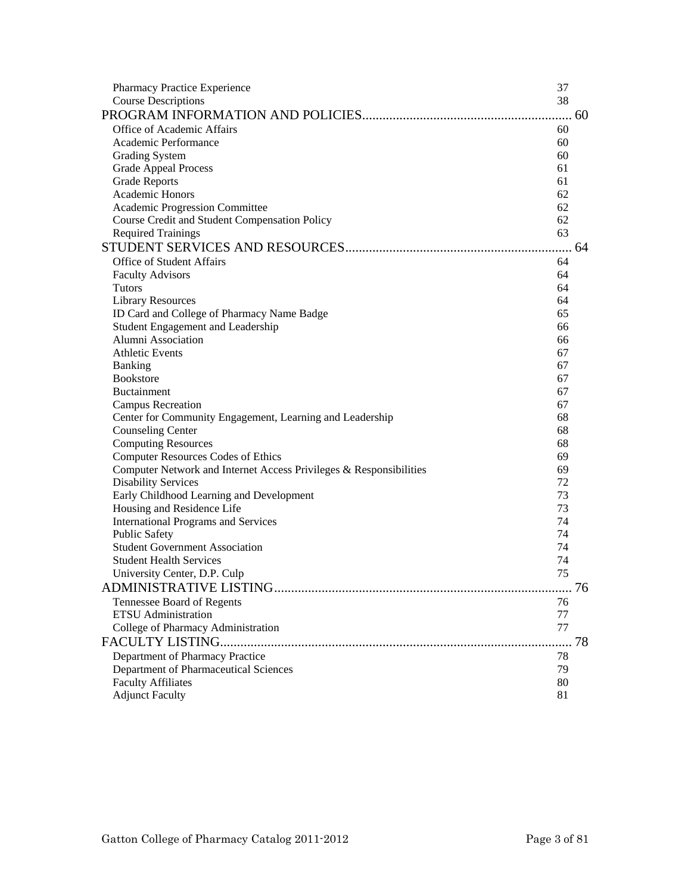Pharmacy Practice Experience 37
Course Descriptions 38

PROGRAM INFORMATION AND POLICIES............................................................. 60

Office of Academic Affairs 60
Academic Performance 60
Grading System 60
Grade Appeal Process 61
Grade Reports 61
Academic Honors 62
Academic Progression Committee 62
Course Credit and Student Compensation Policy 62
Required Trainings 63

STUDENT SERVICES AND RESOURCES.................................................................. 64

Office of Student Affairs 64
Faculty Advisors 64
Tutors 64
Library Resources 64
ID Card and College of Pharmacy Name Badge 65
Student Engagement and Leadership 66
Alumni Association 66
Athletic Events 67
Banking 67
Bookstore 67
Buctainment 67
Campus Recreation 67
Center for Community Engagement, Learning and Leadership 68
Counseling Center 68
Computing Resources 68
Computer Resources Codes of Ethics 69
Computer Network and Internet Access Privileges & Responsibilities 69
Disability Services 72
Early Childhood Learning and Development 73
Housing and Residence Life 73
International Programs and Services 74
Public Safety 74
Student Government Association 74
Student Health Services 74
University Center, D.P. Culp 75

ADMINISTRATIVE LISTING....................................................................................... 76

Tennessee Board of Regents 76
ETSU Administration 77
College of Pharmacy Administration 77

FACULTY LISTING....................................................................................................... 78

Department of Pharmacy Practice 78
Department of Pharmaceutical Sciences 79
Faculty Affiliates 80
Adjunct Faculty 81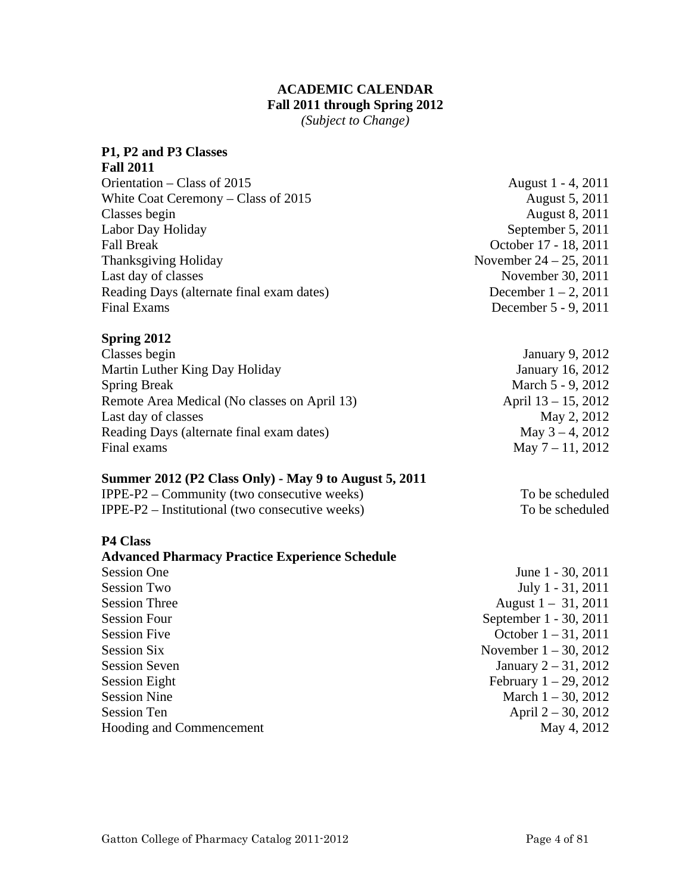# ACADEMIC CALENDAR

## Fall 2011 through Spring 2012

*(Subject to Change)*

### P1, P2 and P3 Classes

**Fall 2011**

| | |
|---|---|
| Orientation – Class of 2015 | August 1 - 4, 2011 |
| White Coat Ceremony – Class of 2015 | August 5, 2011 |
| Classes begin | August 8, 2011 |
| Labor Day Holiday | September 5, 2011 |
| Fall Break | October 17 - 18, 2011 |
| Thanksgiving Holiday | November 24 – 25, 2011 |
| Last day of classes | November 30, 2011 |
| Reading Days (alternate final exam dates) | December 1 – 2, 2011 |
| Final Exams | December 5 - 9, 2011 |

**Spring 2012**

| | |
|---|---|
| Classes begin | January 9, 2012 |
| Martin Luther King Day Holiday | January 16, 2012 |
| Spring Break | March 5 - 9, 2012 |
| Remote Area Medical (No classes on April 13) | April 13 – 15, 2012 |
| Last day of classes | May 2, 2012 |
| Reading Days (alternate final exam dates) | May 3 – 4, 2012 |
| Final exams | May 7 – 11, 2012 |

**Summer 2012 (P2 Class Only) - May 9 to August 5, 2011**

| | |
|---|---|
| IPPE-P2 – Community (two consecutive weeks) | To be scheduled |
| IPPE-P2 – Institutional (two consecutive weeks) | To be scheduled |

### P4 Class

**Advanced Pharmacy Practice Experience Schedule**

| | |
|---|---|
| Session One | June 1 - 30, 2011 |
| Session Two | July 1 - 31, 2011 |
| Session Three | August 1 – 31, 2011 |
| Session Four | September 1 - 30, 2011 |
| Session Five | October 1 – 31, 2011 |
| Session Six | November 1 – 30, 2012 |
| Session Seven | January 2 – 31, 2012 |
| Session Eight | February 1 – 29, 2012 |
| Session Nine | March 1 – 30, 2012 |
| Session Ten | April 2 – 30, 2012 |
| Hooding and Commencement | May 4, 2012 |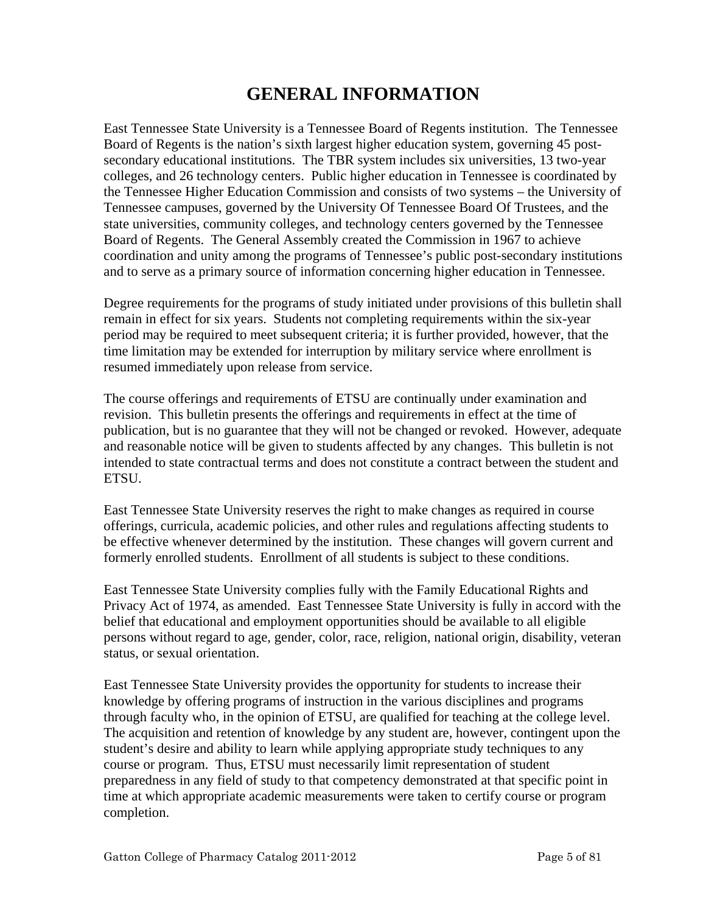# GENERAL INFORMATION

East Tennessee State University is a Tennessee Board of Regents institution. The Tennessee Board of Regents is the nation's sixth largest higher education system, governing 45 post-secondary educational institutions. The TBR system includes six universities, 13 two-year colleges, and 26 technology centers. Public higher education in Tennessee is coordinated by the Tennessee Higher Education Commission and consists of two systems – the University of Tennessee campuses, governed by the University Of Tennessee Board Of Trustees, and the state universities, community colleges, and technology centers governed by the Tennessee Board of Regents. The General Assembly created the Commission in 1967 to achieve coordination and unity among the programs of Tennessee's public post-secondary institutions and to serve as a primary source of information concerning higher education in Tennessee.

Degree requirements for the programs of study initiated under provisions of this bulletin shall remain in effect for six years. Students not completing requirements within the six-year period may be required to meet subsequent criteria; it is further provided, however, that the time limitation may be extended for interruption by military service where enrollment is resumed immediately upon release from service.

The course offerings and requirements of ETSU are continually under examination and revision. This bulletin presents the offerings and requirements in effect at the time of publication, but is no guarantee that they will not be changed or revoked. However, adequate and reasonable notice will be given to students affected by any changes. This bulletin is not intended to state contractual terms and does not constitute a contract between the student and ETSU.

East Tennessee State University reserves the right to make changes as required in course offerings, curricula, academic policies, and other rules and regulations affecting students to be effective whenever determined by the institution. These changes will govern current and formerly enrolled students. Enrollment of all students is subject to these conditions.

East Tennessee State University complies fully with the Family Educational Rights and Privacy Act of 1974, as amended. East Tennessee State University is fully in accord with the belief that educational and employment opportunities should be available to all eligible persons without regard to age, gender, color, race, religion, national origin, disability, veteran status, or sexual orientation.

East Tennessee State University provides the opportunity for students to increase their knowledge by offering programs of instruction in the various disciplines and programs through faculty who, in the opinion of ETSU, are qualified for teaching at the college level. The acquisition and retention of knowledge by any student are, however, contingent upon the student's desire and ability to learn while applying appropriate study techniques to any course or program. Thus, ETSU must necessarily limit representation of student preparedness in any field of study to that competency demonstrated at that specific point in time at which appropriate academic measurements were taken to certify course or program completion.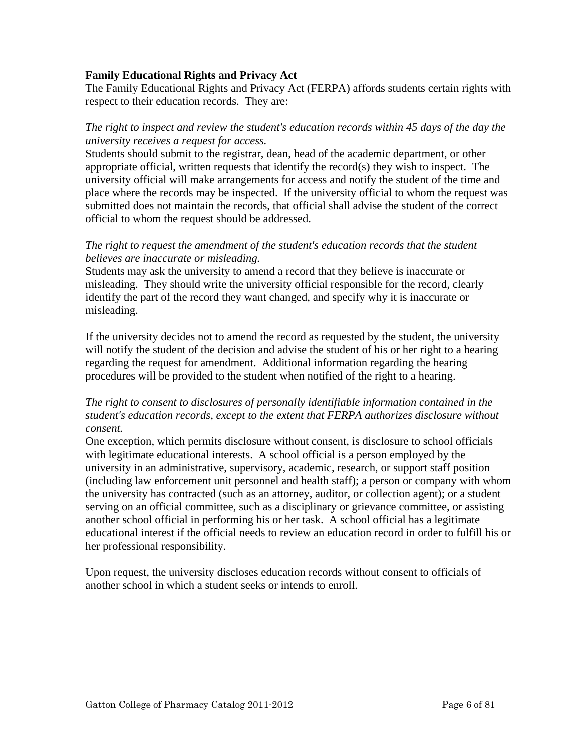**Family Educational Rights and Privacy Act**

The Family Educational Rights and Privacy Act (FERPA) affords students certain rights with respect to their education records. They are:

*The right to inspect and review the student's education records within 45 days of the day the university receives a request for access.*

Students should submit to the registrar, dean, head of the academic department, or other appropriate official, written requests that identify the record(s) they wish to inspect. The university official will make arrangements for access and notify the student of the time and place where the records may be inspected. If the university official to whom the request was submitted does not maintain the records, that official shall advise the student of the correct official to whom the request should be addressed.

*The right to request the amendment of the student's education records that the student believes are inaccurate or misleading.*

Students may ask the university to amend a record that they believe is inaccurate or misleading. They should write the university official responsible for the record, clearly identify the part of the record they want changed, and specify why it is inaccurate or misleading.

If the university decides not to amend the record as requested by the student, the university will notify the student of the decision and advise the student of his or her right to a hearing regarding the request for amendment. Additional information regarding the hearing procedures will be provided to the student when notified of the right to a hearing.

*The right to consent to disclosures of personally identifiable information contained in the student's education records, except to the extent that FERPA authorizes disclosure without consent.*

One exception, which permits disclosure without consent, is disclosure to school officials with legitimate educational interests. A school official is a person employed by the university in an administrative, supervisory, academic, research, or support staff position (including law enforcement unit personnel and health staff); a person or company with whom the university has contracted (such as an attorney, auditor, or collection agent); or a student serving on an official committee, such as a disciplinary or grievance committee, or assisting another school official in performing his or her task. A school official has a legitimate educational interest if the official needs to review an education record in order to fulfill his or her professional responsibility.

Upon request, the university discloses education records without consent to officials of another school in which a student seeks or intends to enroll.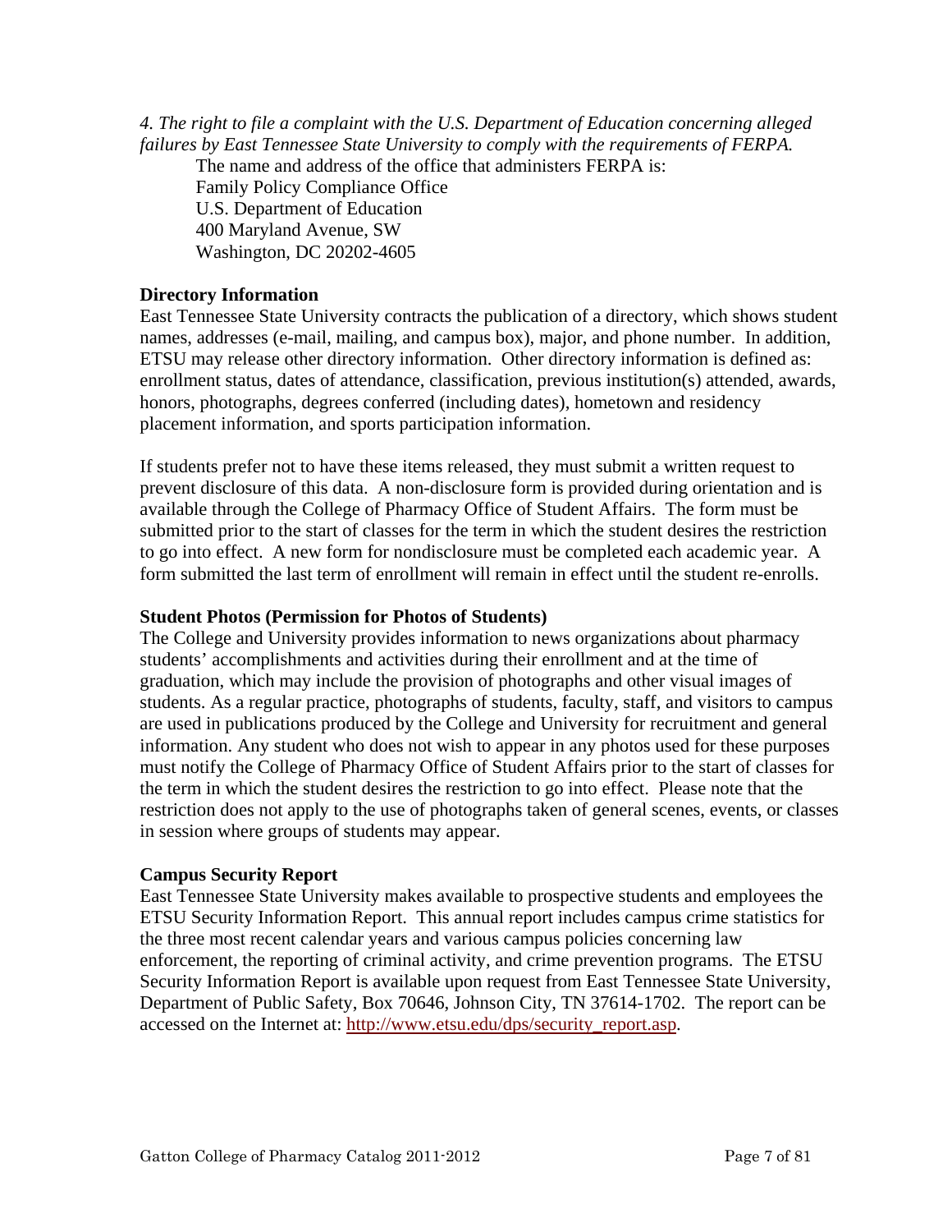*4. The right to file a complaint with the U.S. Department of Education concerning alleged failures by East Tennessee State University to comply with the requirements of FERPA.*

The name and address of the office that administers FERPA is:
Family Policy Compliance Office
U.S. Department of Education
400 Maryland Avenue, SW
Washington, DC 20202-4605

**Directory Information**

East Tennessee State University contracts the publication of a directory, which shows student names, addresses (e-mail, mailing, and campus box), major, and phone number. In addition, ETSU may release other directory information. Other directory information is defined as: enrollment status, dates of attendance, classification, previous institution(s) attended, awards, honors, photographs, degrees conferred (including dates), hometown and residency placement information, and sports participation information.

If students prefer not to have these items released, they must submit a written request to prevent disclosure of this data. A non-disclosure form is provided during orientation and is available through the College of Pharmacy Office of Student Affairs. The form must be submitted prior to the start of classes for the term in which the student desires the restriction to go into effect. A new form for nondisclosure must be completed each academic year. A form submitted the last term of enrollment will remain in effect until the student re-enrolls.

**Student Photos (Permission for Photos of Students)**

The College and University provides information to news organizations about pharmacy students' accomplishments and activities during their enrollment and at the time of graduation, which may include the provision of photographs and other visual images of students. As a regular practice, photographs of students, faculty, staff, and visitors to campus are used in publications produced by the College and University for recruitment and general information. Any student who does not wish to appear in any photos used for these purposes must notify the College of Pharmacy Office of Student Affairs prior to the start of classes for the term in which the student desires the restriction to go into effect. Please note that the restriction does not apply to the use of photographs taken of general scenes, events, or classes in session where groups of students may appear.

**Campus Security Report**

East Tennessee State University makes available to prospective students and employees the ETSU Security Information Report. This annual report includes campus crime statistics for the three most recent calendar years and various campus policies concerning law enforcement, the reporting of criminal activity, and crime prevention programs. The ETSU Security Information Report is available upon request from East Tennessee State University, Department of Public Safety, Box 70646, Johnson City, TN 37614-1702. The report can be accessed on the Internet at: http://www.etsu.edu/dps/security_report.asp.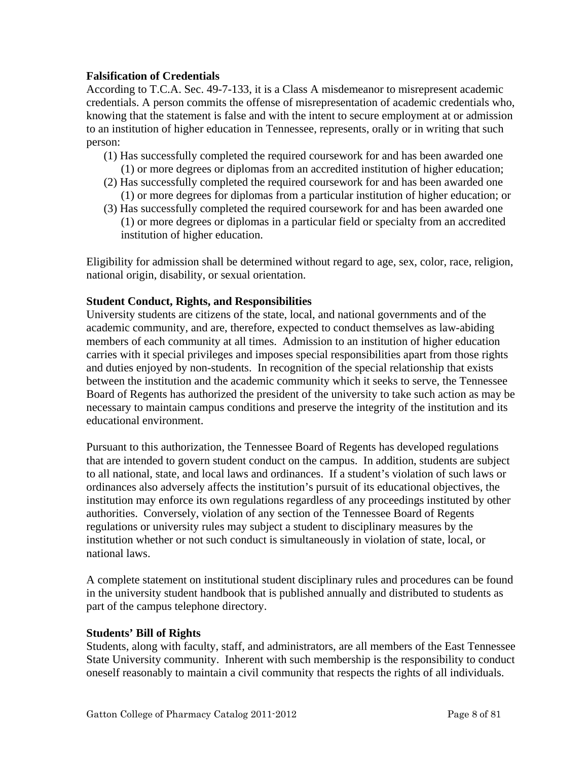**Falsification of Credentials**

According to T.C.A. Sec. 49-7-133, it is a Class A misdemeanor to misrepresent academic credentials. A person commits the offense of misrepresentation of academic credentials who, knowing that the statement is false and with the intent to secure employment at or admission to an institution of higher education in Tennessee, represents, orally or in writing that such person:

(1) Has successfully completed the required coursework for and has been awarded one (1) or more degrees or diplomas from an accredited institution of higher education;
(2) Has successfully completed the required coursework for and has been awarded one (1) or more degrees for diplomas from a particular institution of higher education; or
(3) Has successfully completed the required coursework for and has been awarded one (1) or more degrees or diplomas in a particular field or specialty from an accredited institution of higher education.

Eligibility for admission shall be determined without regard to age, sex, color, race, religion, national origin, disability, or sexual orientation.

**Student Conduct, Rights, and Responsibilities**

University students are citizens of the state, local, and national governments and of the academic community, and are, therefore, expected to conduct themselves as law-abiding members of each community at all times. Admission to an institution of higher education carries with it special privileges and imposes special responsibilities apart from those rights and duties enjoyed by non-students. In recognition of the special relationship that exists between the institution and the academic community which it seeks to serve, the Tennessee Board of Regents has authorized the president of the university to take such action as may be necessary to maintain campus conditions and preserve the integrity of the institution and its educational environment.

Pursuant to this authorization, the Tennessee Board of Regents has developed regulations that are intended to govern student conduct on the campus. In addition, students are subject to all national, state, and local laws and ordinances. If a student's violation of such laws or ordinances also adversely affects the institution's pursuit of its educational objectives, the institution may enforce its own regulations regardless of any proceedings instituted by other authorities. Conversely, violation of any section of the Tennessee Board of Regents regulations or university rules may subject a student to disciplinary measures by the institution whether or not such conduct is simultaneously in violation of state, local, or national laws.

A complete statement on institutional student disciplinary rules and procedures can be found in the university student handbook that is published annually and distributed to students as part of the campus telephone directory.

**Students' Bill of Rights**

Students, along with faculty, staff, and administrators, are all members of the East Tennessee State University community. Inherent with such membership is the responsibility to conduct oneself reasonably to maintain a civil community that respects the rights of all individuals.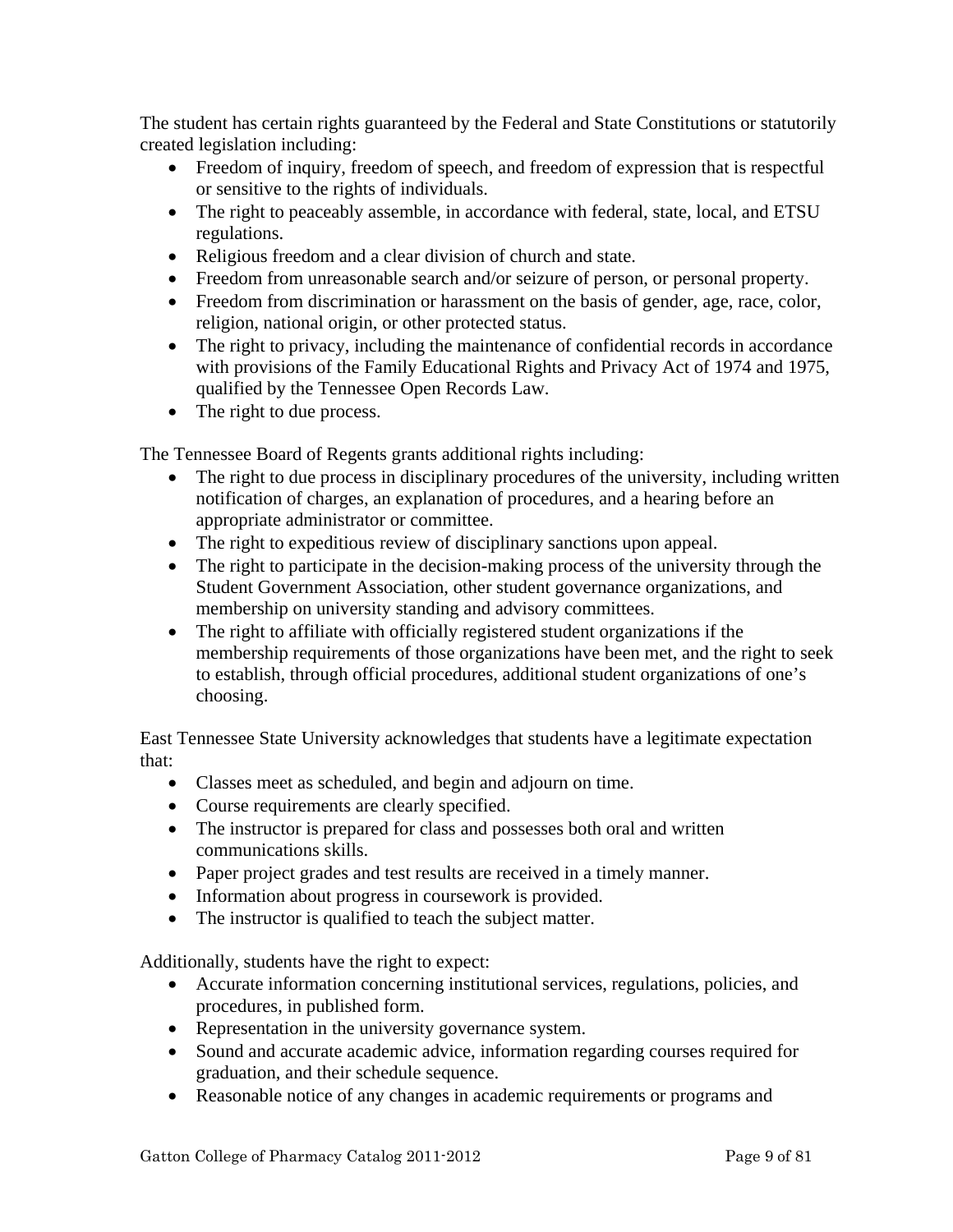The student has certain rights guaranteed by the Federal and State Constitutions or statutorily created legislation including:

- Freedom of inquiry, freedom of speech, and freedom of expression that is respectful or sensitive to the rights of individuals.
- The right to peaceably assemble, in accordance with federal, state, local, and ETSU regulations.
- Religious freedom and a clear division of church and state.
- Freedom from unreasonable search and/or seizure of person, or personal property.
- Freedom from discrimination or harassment on the basis of gender, age, race, color, religion, national origin, or other protected status.
- The right to privacy, including the maintenance of confidential records in accordance with provisions of the Family Educational Rights and Privacy Act of 1974 and 1975, qualified by the Tennessee Open Records Law.
- The right to due process.

The Tennessee Board of Regents grants additional rights including:

- The right to due process in disciplinary procedures of the university, including written notification of charges, an explanation of procedures, and a hearing before an appropriate administrator or committee.
- The right to expeditious review of disciplinary sanctions upon appeal.
- The right to participate in the decision-making process of the university through the Student Government Association, other student governance organizations, and membership on university standing and advisory committees.
- The right to affiliate with officially registered student organizations if the membership requirements of those organizations have been met, and the right to seek to establish, through official procedures, additional student organizations of one's choosing.

East Tennessee State University acknowledges that students have a legitimate expectation that:

- Classes meet as scheduled, and begin and adjourn on time.
- Course requirements are clearly specified.
- The instructor is prepared for class and possesses both oral and written communications skills.
- Paper project grades and test results are received in a timely manner.
- Information about progress in coursework is provided.
- The instructor is qualified to teach the subject matter.

Additionally, students have the right to expect:

- Accurate information concerning institutional services, regulations, policies, and procedures, in published form.
- Representation in the university governance system.
- Sound and accurate academic advice, information regarding courses required for graduation, and their schedule sequence.
- Reasonable notice of any changes in academic requirements or programs and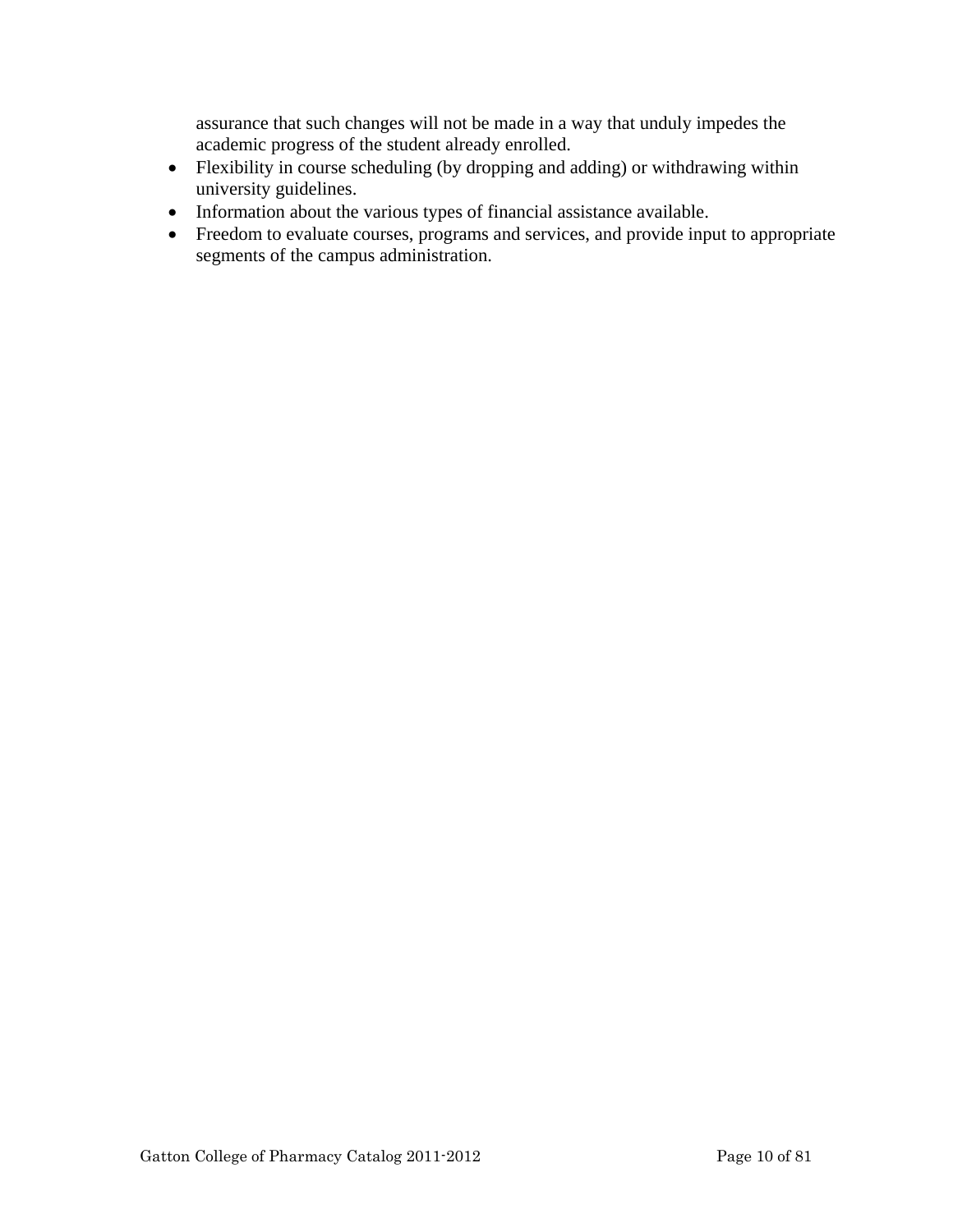assurance that such changes will not be made in a way that unduly impedes the academic progress of the student already enrolled.

- Flexibility in course scheduling (by dropping and adding) or withdrawing within university guidelines.
- Information about the various types of financial assistance available.
- Freedom to evaluate courses, programs and services, and provide input to appropriate segments of the campus administration.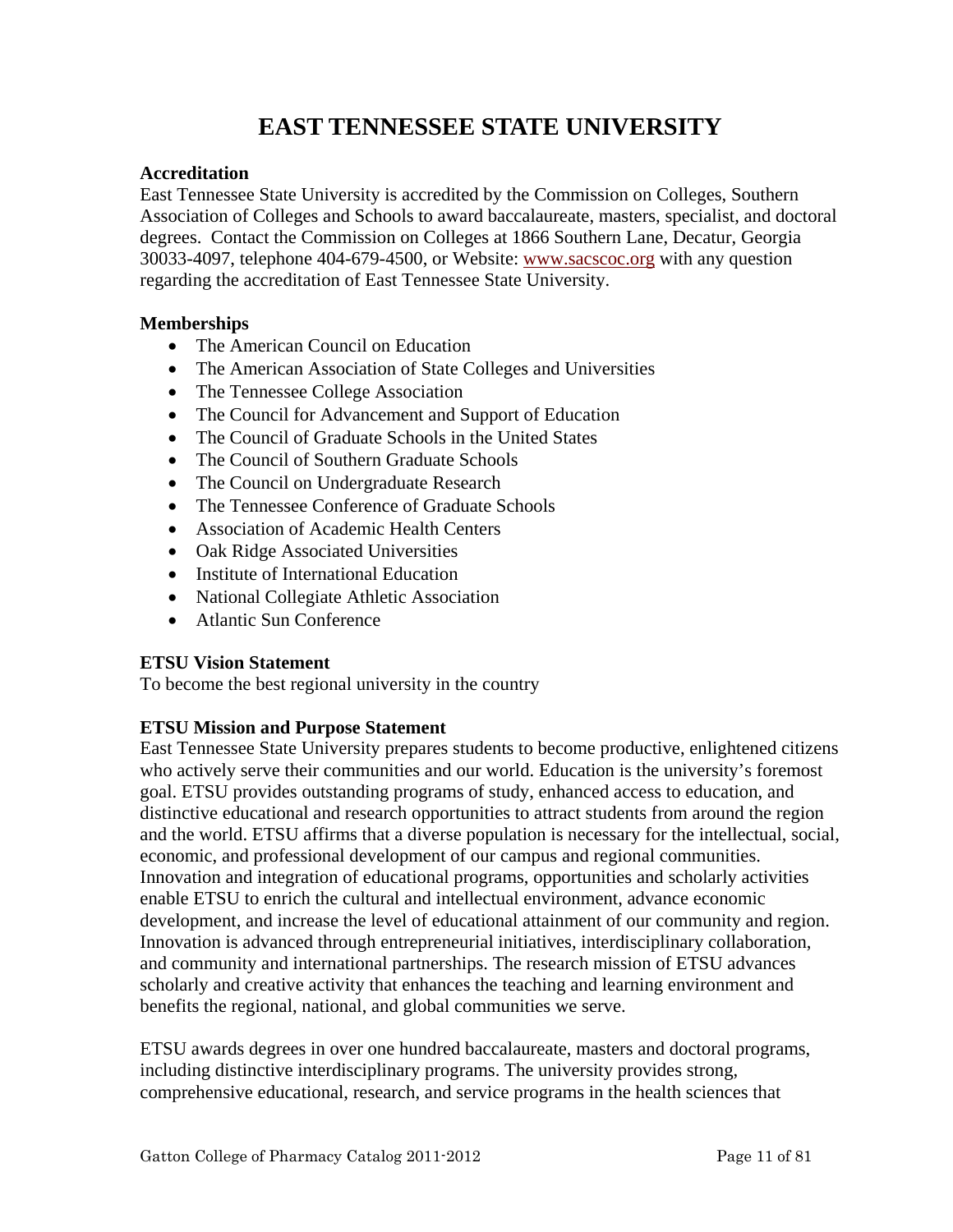# EAST TENNESSEE STATE UNIVERSITY

**Accreditation**

East Tennessee State University is accredited by the Commission on Colleges, Southern Association of Colleges and Schools to award baccalaureate, masters, specialist, and doctoral degrees. Contact the Commission on Colleges at 1866 Southern Lane, Decatur, Georgia 30033-4097, telephone 404-679-4500, or Website: www.sacscoc.org with any question regarding the accreditation of East Tennessee State University.

**Memberships**

- The American Council on Education
- The American Association of State Colleges and Universities
- The Tennessee College Association
- The Council for Advancement and Support of Education
- The Council of Graduate Schools in the United States
- The Council of Southern Graduate Schools
- The Council on Undergraduate Research
- The Tennessee Conference of Graduate Schools
- Association of Academic Health Centers
- Oak Ridge Associated Universities
- Institute of International Education
- National Collegiate Athletic Association
- Atlantic Sun Conference

**ETSU Vision Statement**

To become the best regional university in the country

**ETSU Mission and Purpose Statement**

East Tennessee State University prepares students to become productive, enlightened citizens who actively serve their communities and our world. Education is the university's foremost goal. ETSU provides outstanding programs of study, enhanced access to education, and distinctive educational and research opportunities to attract students from around the region and the world. ETSU affirms that a diverse population is necessary for the intellectual, social, economic, and professional development of our campus and regional communities. Innovation and integration of educational programs, opportunities and scholarly activities enable ETSU to enrich the cultural and intellectual environment, advance economic development, and increase the level of educational attainment of our community and region. Innovation is advanced through entrepreneurial initiatives, interdisciplinary collaboration, and community and international partnerships. The research mission of ETSU advances scholarly and creative activity that enhances the teaching and learning environment and benefits the regional, national, and global communities we serve.

ETSU awards degrees in over one hundred baccalaureate, masters and doctoral programs, including distinctive interdisciplinary programs. The university provides strong, comprehensive educational, research, and service programs in the health sciences that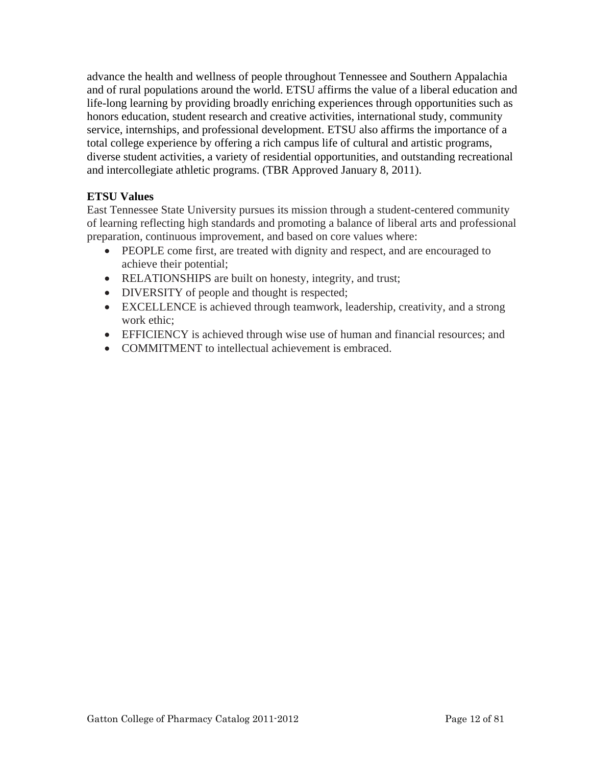advance the health and wellness of people throughout Tennessee and Southern Appalachia and of rural populations around the world. ETSU affirms the value of a liberal education and life-long learning by providing broadly enriching experiences through opportunities such as honors education, student research and creative activities, international study, community service, internships, and professional development. ETSU also affirms the importance of a total college experience by offering a rich campus life of cultural and artistic programs, diverse student activities, a variety of residential opportunities, and outstanding recreational and intercollegiate athletic programs. (TBR Approved January 8, 2011).

**ETSU Values**

East Tennessee State University pursues its mission through a student-centered community of learning reflecting high standards and promoting a balance of liberal arts and professional preparation, continuous improvement, and based on core values where:

- PEOPLE come first, are treated with dignity and respect, and are encouraged to achieve their potential;
- RELATIONSHIPS are built on honesty, integrity, and trust;
- DIVERSITY of people and thought is respected;
- EXCELLENCE is achieved through teamwork, leadership, creativity, and a strong work ethic;
- EFFICIENCY is achieved through wise use of human and financial resources; and
- COMMITMENT to intellectual achievement is embraced.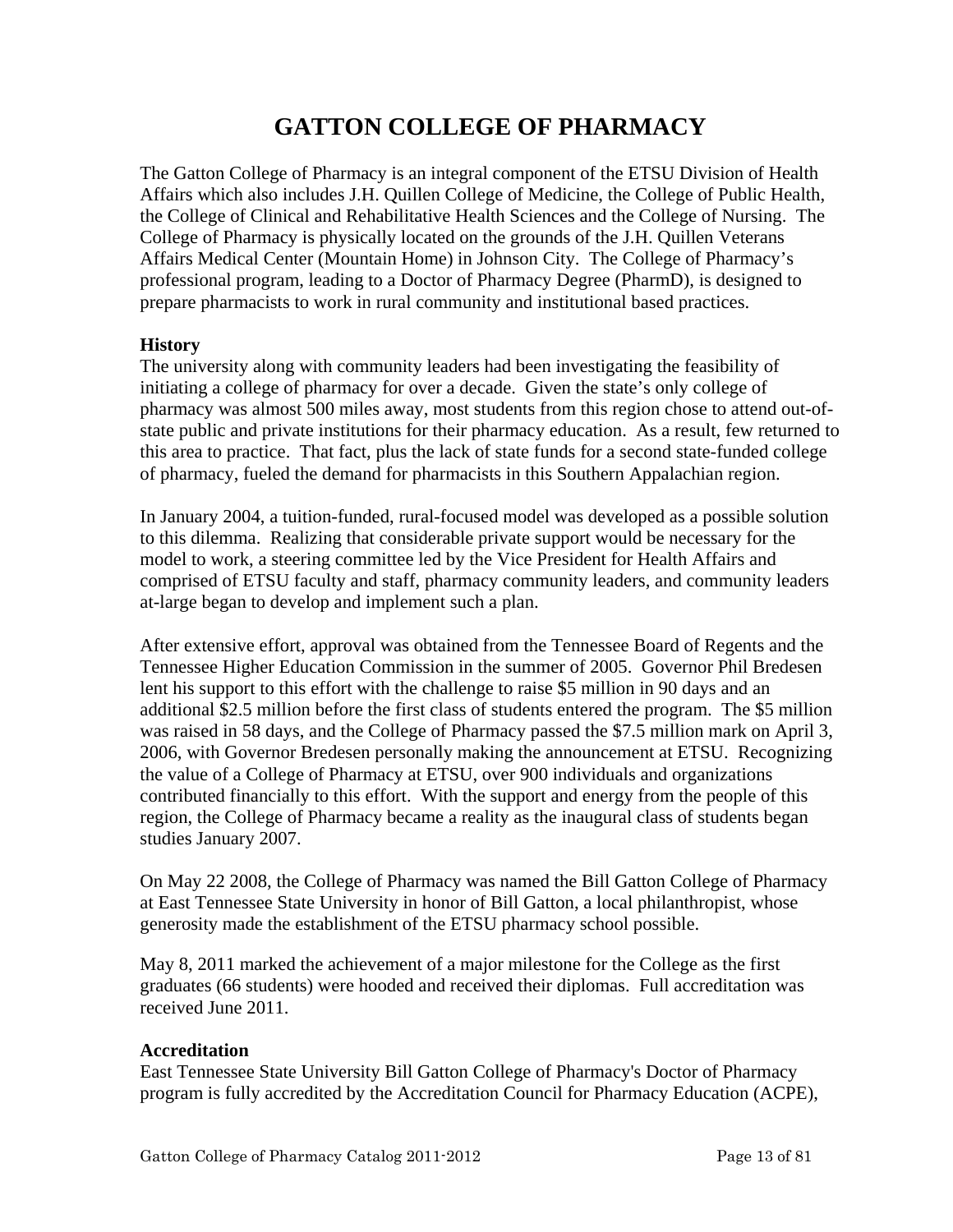# GATTON COLLEGE OF PHARMACY

The Gatton College of Pharmacy is an integral component of the ETSU Division of Health Affairs which also includes J.H. Quillen College of Medicine, the College of Public Health, the College of Clinical and Rehabilitative Health Sciences and the College of Nursing. The College of Pharmacy is physically located on the grounds of the J.H. Quillen Veterans Affairs Medical Center (Mountain Home) in Johnson City. The College of Pharmacy's professional program, leading to a Doctor of Pharmacy Degree (PharmD), is designed to prepare pharmacists to work in rural community and institutional based practices.

**History**

The university along with community leaders had been investigating the feasibility of initiating a college of pharmacy for over a decade. Given the state's only college of pharmacy was almost 500 miles away, most students from this region chose to attend out-of-state public and private institutions for their pharmacy education. As a result, few returned to this area to practice. That fact, plus the lack of state funds for a second state-funded college of pharmacy, fueled the demand for pharmacists in this Southern Appalachian region.

In January 2004, a tuition-funded, rural-focused model was developed as a possible solution to this dilemma. Realizing that considerable private support would be necessary for the model to work, a steering committee led by the Vice President for Health Affairs and comprised of ETSU faculty and staff, pharmacy community leaders, and community leaders at-large began to develop and implement such a plan.

After extensive effort, approval was obtained from the Tennessee Board of Regents and the Tennessee Higher Education Commission in the summer of 2005. Governor Phil Bredesen lent his support to this effort with the challenge to raise $5 million in 90 days and an additional $2.5 million before the first class of students entered the program. The $5 million was raised in 58 days, and the College of Pharmacy passed the $7.5 million mark on April 3, 2006, with Governor Bredesen personally making the announcement at ETSU. Recognizing the value of a College of Pharmacy at ETSU, over 900 individuals and organizations contributed financially to this effort. With the support and energy from the people of this region, the College of Pharmacy became a reality as the inaugural class of students began studies January 2007.

On May 22 2008, the College of Pharmacy was named the Bill Gatton College of Pharmacy at East Tennessee State University in honor of Bill Gatton, a local philanthropist, whose generosity made the establishment of the ETSU pharmacy school possible.

May 8, 2011 marked the achievement of a major milestone for the College as the first graduates (66 students) were hooded and received their diplomas. Full accreditation was received June 2011.

**Accreditation**

East Tennessee State University Bill Gatton College of Pharmacy's Doctor of Pharmacy program is fully accredited by the Accreditation Council for Pharmacy Education (ACPE),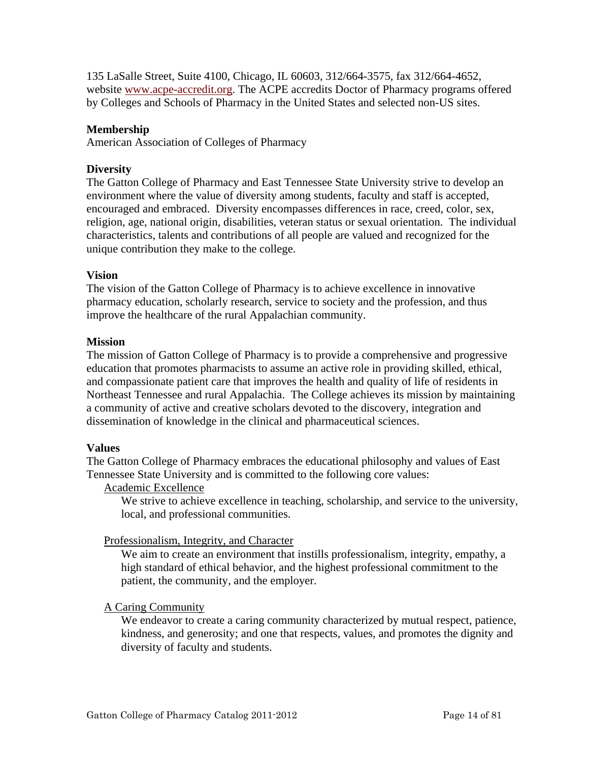135 LaSalle Street, Suite 4100, Chicago, IL 60603, 312/664-3575, fax 312/664-4652, website [www.acpe-accredit.org](http://www.acpe-accredit.org). The ACPE accredits Doctor of Pharmacy programs offered by Colleges and Schools of Pharmacy in the United States and selected non-US sites.

**Membership**

American Association of Colleges of Pharmacy

**Diversity**

The Gatton College of Pharmacy and East Tennessee State University strive to develop an environment where the value of diversity among students, faculty and staff is accepted, encouraged and embraced. Diversity encompasses differences in race, creed, color, sex, religion, age, national origin, disabilities, veteran status or sexual orientation. The individual characteristics, talents and contributions of all people are valued and recognized for the unique contribution they make to the college.

**Vision**

The vision of the Gatton College of Pharmacy is to achieve excellence in innovative pharmacy education, scholarly research, service to society and the profession, and thus improve the healthcare of the rural Appalachian community.

**Mission**

The mission of Gatton College of Pharmacy is to provide a comprehensive and progressive education that promotes pharmacists to assume an active role in providing skilled, ethical, and compassionate patient care that improves the health and quality of life of residents in Northeast Tennessee and rural Appalachia. The College achieves its mission by maintaining a community of active and creative scholars devoted to the discovery, integration and dissemination of knowledge in the clinical and pharmaceutical sciences.

**Values**

The Gatton College of Pharmacy embraces the educational philosophy and values of East Tennessee State University and is committed to the following core values:

Academic Excellence

We strive to achieve excellence in teaching, scholarship, and service to the university, local, and professional communities.

Professionalism, Integrity, and Character

We aim to create an environment that instills professionalism, integrity, empathy, a high standard of ethical behavior, and the highest professional commitment to the patient, the community, and the employer.

A Caring Community

We endeavor to create a caring community characterized by mutual respect, patience, kindness, and generosity; and one that respects, values, and promotes the dignity and diversity of faculty and students.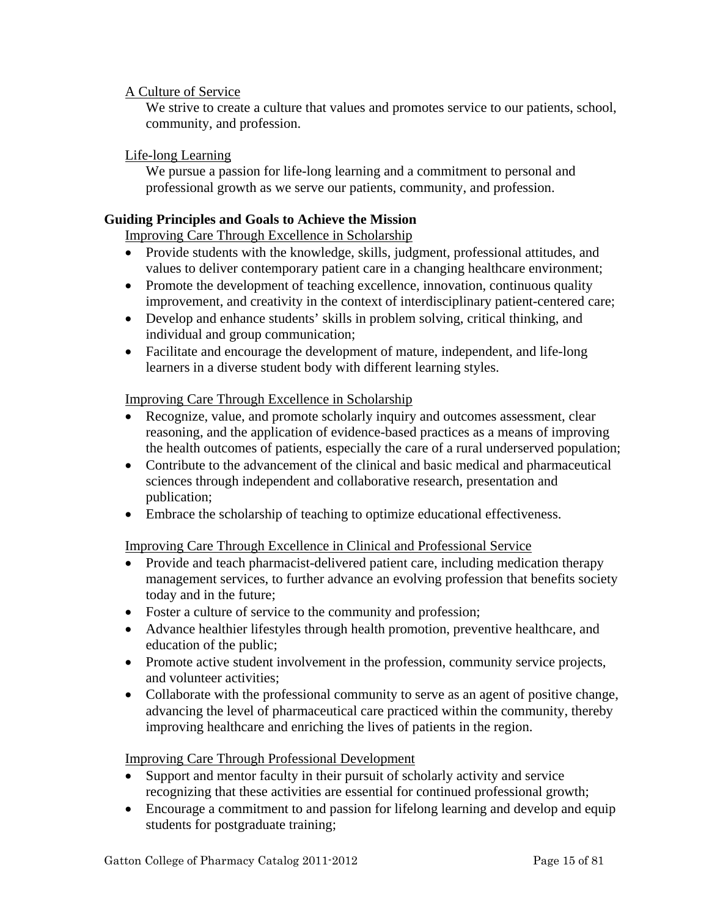A Culture of Service

We strive to create a culture that values and promotes service to our patients, school, community, and profession.

Life-long Learning

We pursue a passion for life-long learning and a commitment to personal and professional growth as we serve our patients, community, and profession.

**Guiding Principles and Goals to Achieve the Mission**

Improving Care Through Excellence in Scholarship

- Provide students with the knowledge, skills, judgment, professional attitudes, and values to deliver contemporary patient care in a changing healthcare environment;
- Promote the development of teaching excellence, innovation, continuous quality improvement, and creativity in the context of interdisciplinary patient-centered care;
- Develop and enhance students' skills in problem solving, critical thinking, and individual and group communication;
- Facilitate and encourage the development of mature, independent, and life-long learners in a diverse student body with different learning styles.

Improving Care Through Excellence in Scholarship

- Recognize, value, and promote scholarly inquiry and outcomes assessment, clear reasoning, and the application of evidence-based practices as a means of improving the health outcomes of patients, especially the care of a rural underserved population;
- Contribute to the advancement of the clinical and basic medical and pharmaceutical sciences through independent and collaborative research, presentation and publication;
- Embrace the scholarship of teaching to optimize educational effectiveness.

Improving Care Through Excellence in Clinical and Professional Service

- Provide and teach pharmacist-delivered patient care, including medication therapy management services, to further advance an evolving profession that benefits society today and in the future;
- Foster a culture of service to the community and profession;
- Advance healthier lifestyles through health promotion, preventive healthcare, and education of the public;
- Promote active student involvement in the profession, community service projects, and volunteer activities;
- Collaborate with the professional community to serve as an agent of positive change, advancing the level of pharmaceutical care practiced within the community, thereby improving healthcare and enriching the lives of patients in the region.

Improving Care Through Professional Development

- Support and mentor faculty in their pursuit of scholarly activity and service recognizing that these activities are essential for continued professional growth;
- Encourage a commitment to and passion for lifelong learning and develop and equip students for postgraduate training;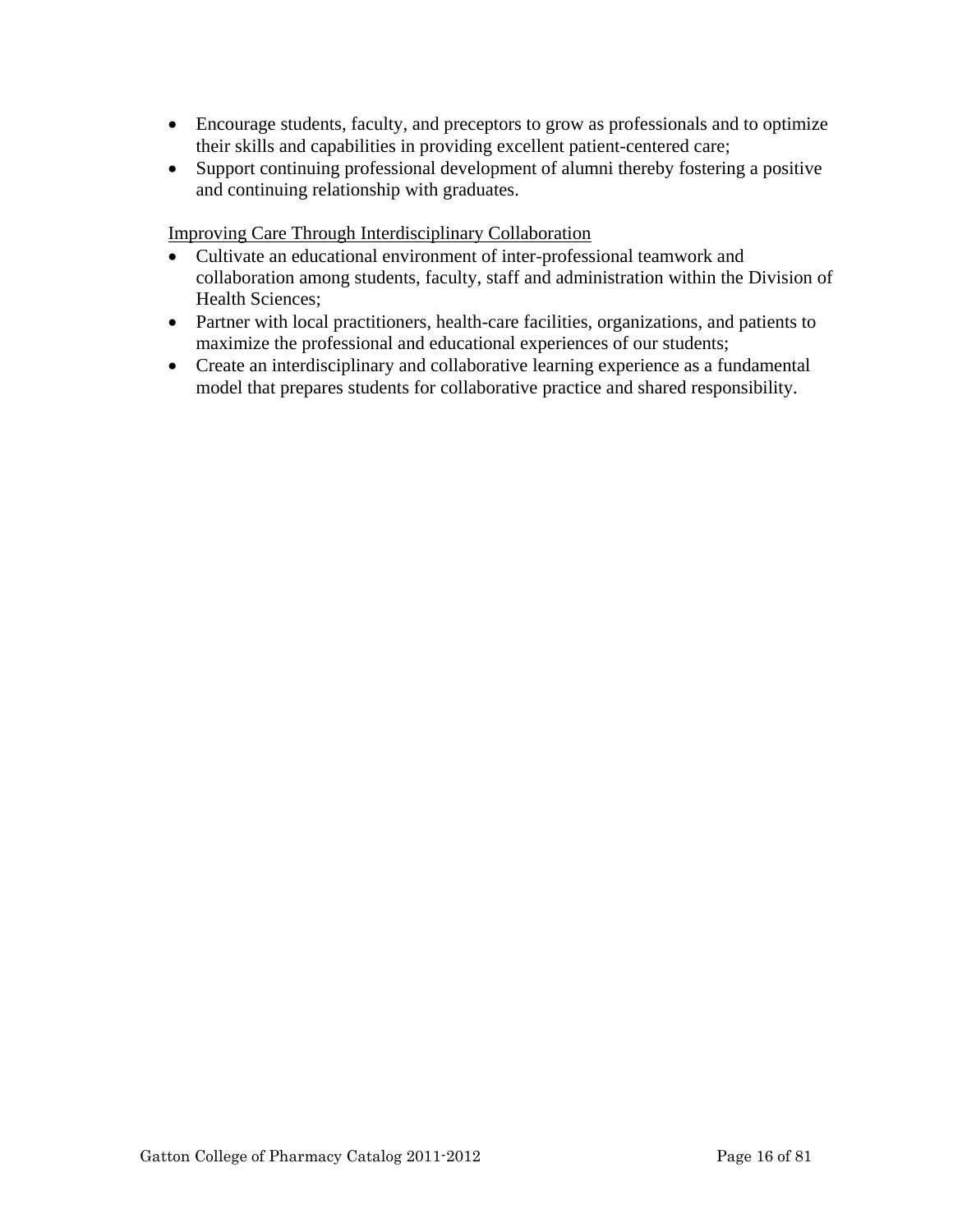- Encourage students, faculty, and preceptors to grow as professionals and to optimize their skills and capabilities in providing excellent patient-centered care;
- Support continuing professional development of alumni thereby fostering a positive and continuing relationship with graduates.

<u>Improving Care Through Interdisciplinary Collaboration</u>

- Cultivate an educational environment of inter-professional teamwork and collaboration among students, faculty, staff and administration within the Division of Health Sciences;
- Partner with local practitioners, health-care facilities, organizations, and patients to maximize the professional and educational experiences of our students;
- Create an interdisciplinary and collaborative learning experience as a fundamental model that prepares students for collaborative practice and shared responsibility.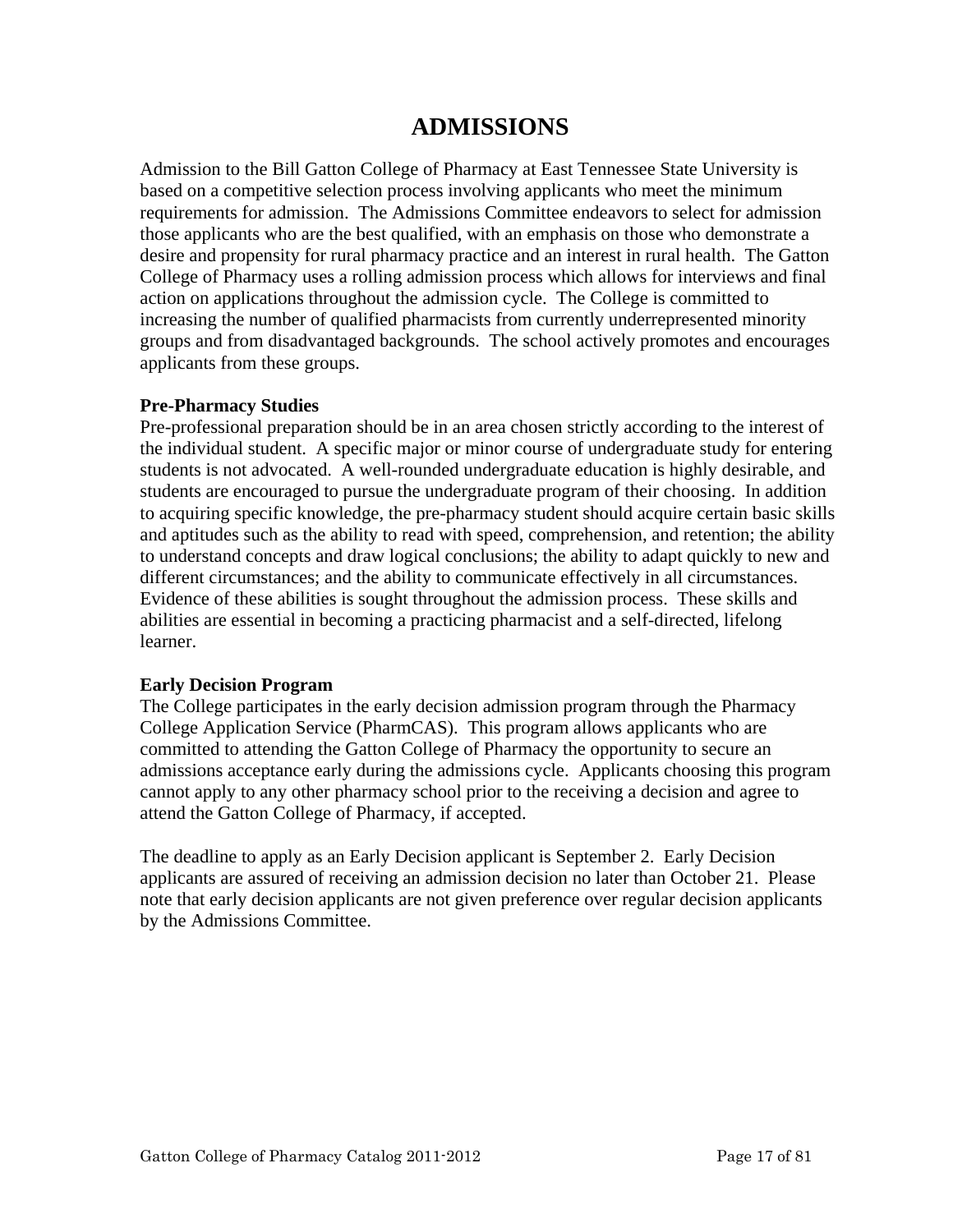# ADMISSIONS

Admission to the Bill Gatton College of Pharmacy at East Tennessee State University is based on a competitive selection process involving applicants who meet the minimum requirements for admission. The Admissions Committee endeavors to select for admission those applicants who are the best qualified, with an emphasis on those who demonstrate a desire and propensity for rural pharmacy practice and an interest in rural health. The Gatton College of Pharmacy uses a rolling admission process which allows for interviews and final action on applications throughout the admission cycle. The College is committed to increasing the number of qualified pharmacists from currently underrepresented minority groups and from disadvantaged backgrounds. The school actively promotes and encourages applicants from these groups.

**Pre-Pharmacy Studies**

Pre-professional preparation should be in an area chosen strictly according to the interest of the individual student. A specific major or minor course of undergraduate study for entering students is not advocated. A well-rounded undergraduate education is highly desirable, and students are encouraged to pursue the undergraduate program of their choosing. In addition to acquiring specific knowledge, the pre-pharmacy student should acquire certain basic skills and aptitudes such as the ability to read with speed, comprehension, and retention; the ability to understand concepts and draw logical conclusions; the ability to adapt quickly to new and different circumstances; and the ability to communicate effectively in all circumstances. Evidence of these abilities is sought throughout the admission process. These skills and abilities are essential in becoming a practicing pharmacist and a self-directed, lifelong learner.

**Early Decision Program**

The College participates in the early decision admission program through the Pharmacy College Application Service (PharmCAS). This program allows applicants who are committed to attending the Gatton College of Pharmacy the opportunity to secure an admissions acceptance early during the admissions cycle. Applicants choosing this program cannot apply to any other pharmacy school prior to the receiving a decision and agree to attend the Gatton College of Pharmacy, if accepted.

The deadline to apply as an Early Decision applicant is September 2. Early Decision applicants are assured of receiving an admission decision no later than October 21. Please note that early decision applicants are not given preference over regular decision applicants by the Admissions Committee.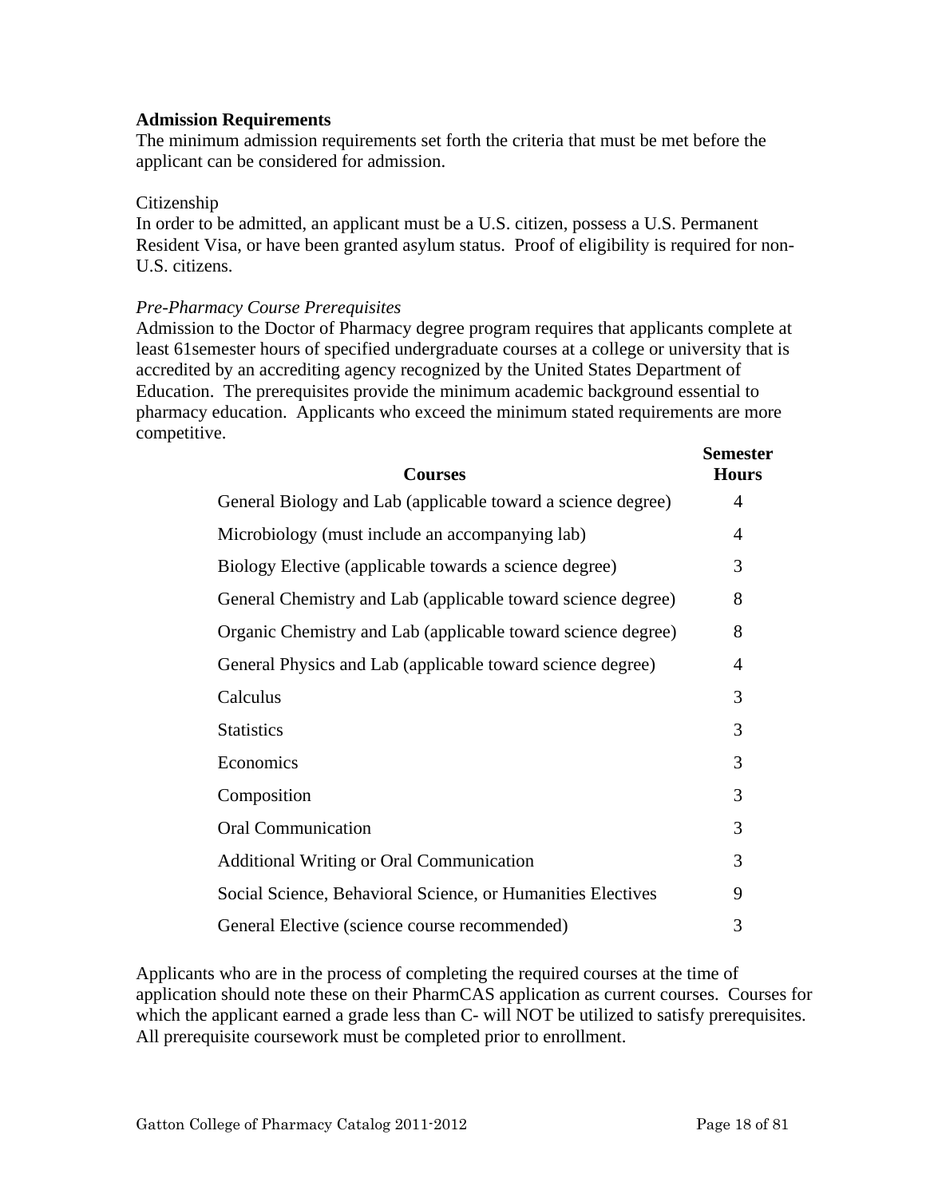**Admission Requirements**

The minimum admission requirements set forth the criteria that must be met before the applicant can be considered for admission.

Citizenship

In order to be admitted, an applicant must be a U.S. citizen, possess a U.S. Permanent Resident Visa, or have been granted asylum status. Proof of eligibility is required for non-U.S. citizens.

*Pre-Pharmacy Course Prerequisites*

Admission to the Doctor of Pharmacy degree program requires that applicants complete at least 61semester hours of specified undergraduate courses at a college or university that is accredited by an accrediting agency recognized by the United States Department of Education. The prerequisites provide the minimum academic background essential to pharmacy education. Applicants who exceed the minimum stated requirements are more competitive.

| **Courses** | **Semester Hours** |
|---|---|
| General Biology and Lab (applicable toward a science degree) | 4 |
| Microbiology (must include an accompanying lab) | 4 |
| Biology Elective (applicable towards a science degree) | 3 |
| General Chemistry and Lab (applicable toward science degree) | 8 |
| Organic Chemistry and Lab (applicable toward science degree) | 8 |
| General Physics and Lab (applicable toward science degree) | 4 |
| Calculus | 3 |
| Statistics | 3 |
| Economics | 3 |
| Composition | 3 |
| Oral Communication | 3 |
| Additional Writing or Oral Communication | 3 |
| Social Science, Behavioral Science, or Humanities Electives | 9 |
| General Elective (science course recommended) | 3 |

Applicants who are in the process of completing the required courses at the time of application should note these on their PharmCAS application as current courses. Courses for which the applicant earned a grade less than C- will NOT be utilized to satisfy prerequisites. All prerequisite coursework must be completed prior to enrollment.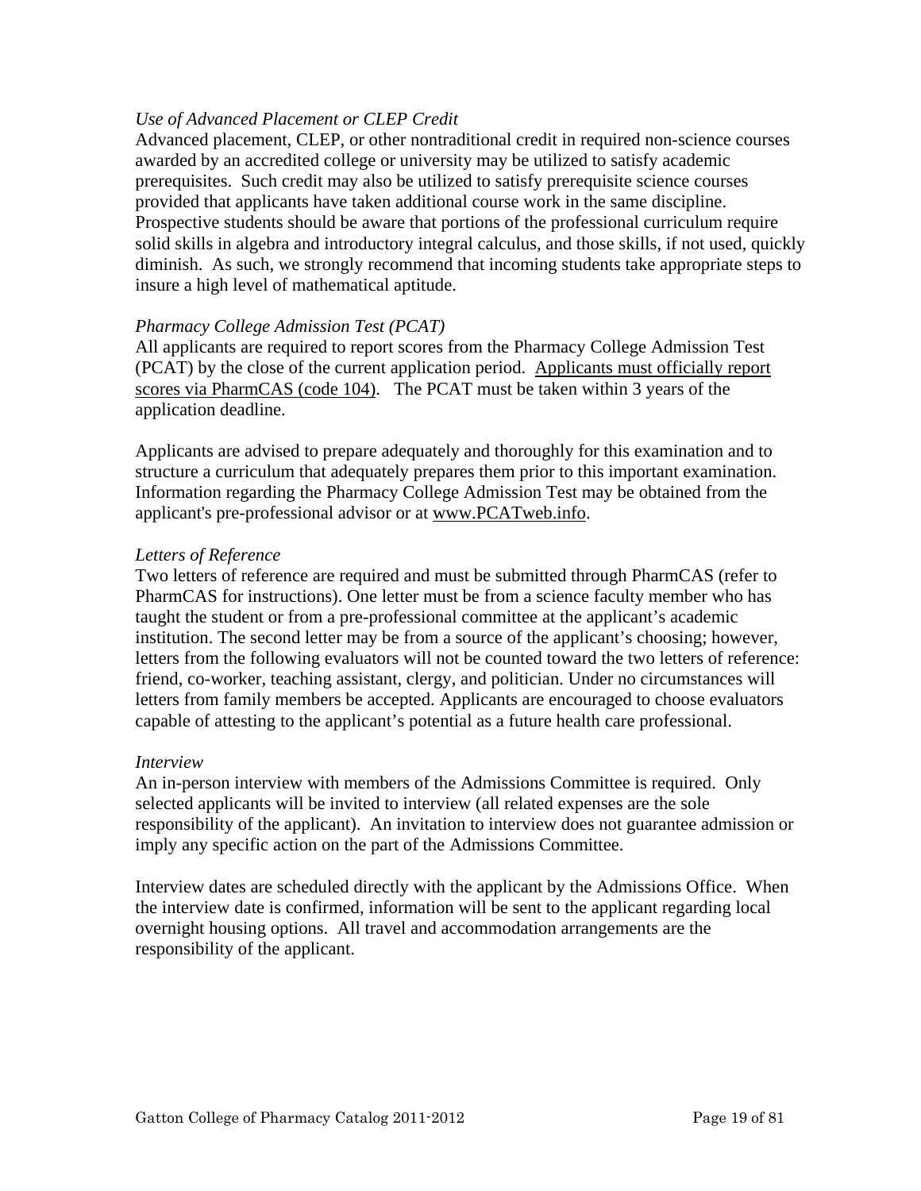*Use of Advanced Placement or CLEP Credit*

Advanced placement, CLEP, or other nontraditional credit in required non-science courses awarded by an accredited college or university may be utilized to satisfy academic prerequisites. Such credit may also be utilized to satisfy prerequisite science courses provided that applicants have taken additional course work in the same discipline. Prospective students should be aware that portions of the professional curriculum require solid skills in algebra and introductory integral calculus, and those skills, if not used, quickly diminish. As such, we strongly recommend that incoming students take appropriate steps to insure a high level of mathematical aptitude.

*Pharmacy College Admission Test (PCAT)*

All applicants are required to report scores from the Pharmacy College Admission Test (PCAT) by the close of the current application period. Applicants must officially report scores via PharmCAS (code 104). The PCAT must be taken within 3 years of the application deadline.

Applicants are advised to prepare adequately and thoroughly for this examination and to structure a curriculum that adequately prepares them prior to this important examination. Information regarding the Pharmacy College Admission Test may be obtained from the applicant's pre-professional advisor or at www.PCATweb.info.

*Letters of Reference*

Two letters of reference are required and must be submitted through PharmCAS (refer to PharmCAS for instructions). One letter must be from a science faculty member who has taught the student or from a pre-professional committee at the applicant's academic institution. The second letter may be from a source of the applicant's choosing; however, letters from the following evaluators will not be counted toward the two letters of reference: friend, co-worker, teaching assistant, clergy, and politician. Under no circumstances will letters from family members be accepted. Applicants are encouraged to choose evaluators capable of attesting to the applicant's potential as a future health care professional.

*Interview*

An in-person interview with members of the Admissions Committee is required. Only selected applicants will be invited to interview (all related expenses are the sole responsibility of the applicant). An invitation to interview does not guarantee admission or imply any specific action on the part of the Admissions Committee.

Interview dates are scheduled directly with the applicant by the Admissions Office. When the interview date is confirmed, information will be sent to the applicant regarding local overnight housing options. All travel and accommodation arrangements are the responsibility of the applicant.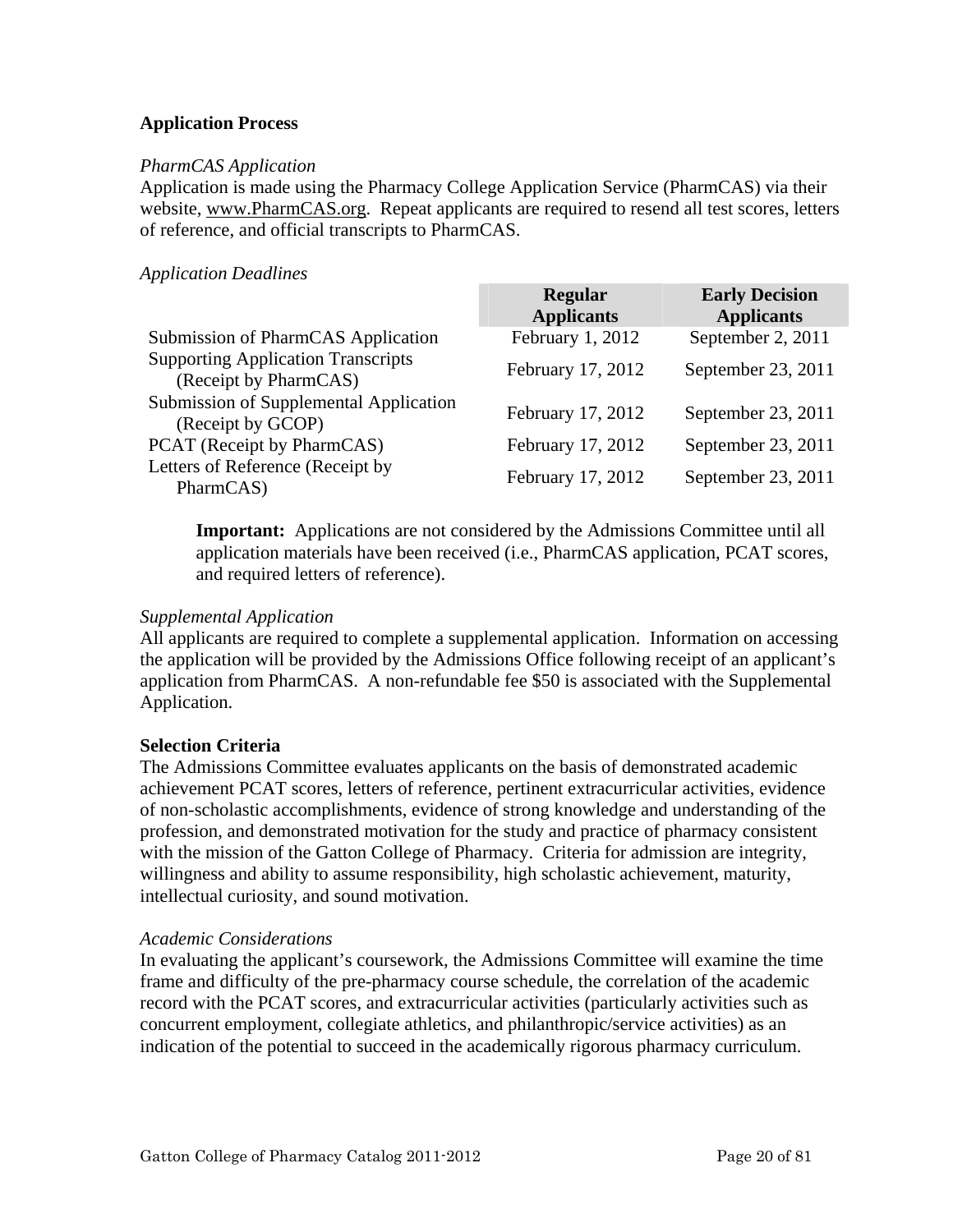## Application Process

*PharmCAS Application*

Application is made using the Pharmacy College Application Service (PharmCAS) via their website, www.PharmCAS.org. Repeat applicants are required to resend all test scores, letters of reference, and official transcripts to PharmCAS.

*Application Deadlines*

| | Regular Applicants | Early Decision Applicants |
|---|---|---|
| Submission of PharmCAS Application | February 1, 2012 | September 2, 2011 |
| Supporting Application Transcripts (Receipt by PharmCAS) | February 17, 2012 | September 23, 2011 |
| Submission of Supplemental Application (Receipt by GCOP) | February 17, 2012 | September 23, 2011 |
| PCAT (Receipt by PharmCAS) | February 17, 2012 | September 23, 2011 |
| Letters of Reference (Receipt by PharmCAS) | February 17, 2012 | September 23, 2011 |

> **Important:** Applications are not considered by the Admissions Committee until all application materials have been received (i.e., PharmCAS application, PCAT scores, and required letters of reference).

*Supplemental Application*

All applicants are required to complete a supplemental application. Information on accessing the application will be provided by the Admissions Office following receipt of an applicant's application from PharmCAS. A non-refundable fee $50 is associated with the Supplemental Application.

## Selection Criteria

The Admissions Committee evaluates applicants on the basis of demonstrated academic achievement PCAT scores, letters of reference, pertinent extracurricular activities, evidence of non-scholastic accomplishments, evidence of strong knowledge and understanding of the profession, and demonstrated motivation for the study and practice of pharmacy consistent with the mission of the Gatton College of Pharmacy. Criteria for admission are integrity, willingness and ability to assume responsibility, high scholastic achievement, maturity, intellectual curiosity, and sound motivation.

*Academic Considerations*

In evaluating the applicant's coursework, the Admissions Committee will examine the time frame and difficulty of the pre-pharmacy course schedule, the correlation of the academic record with the PCAT scores, and extracurricular activities (particularly activities such as concurrent employment, collegiate athletics, and philanthropic/service activities) as an indication of the potential to succeed in the academically rigorous pharmacy curriculum.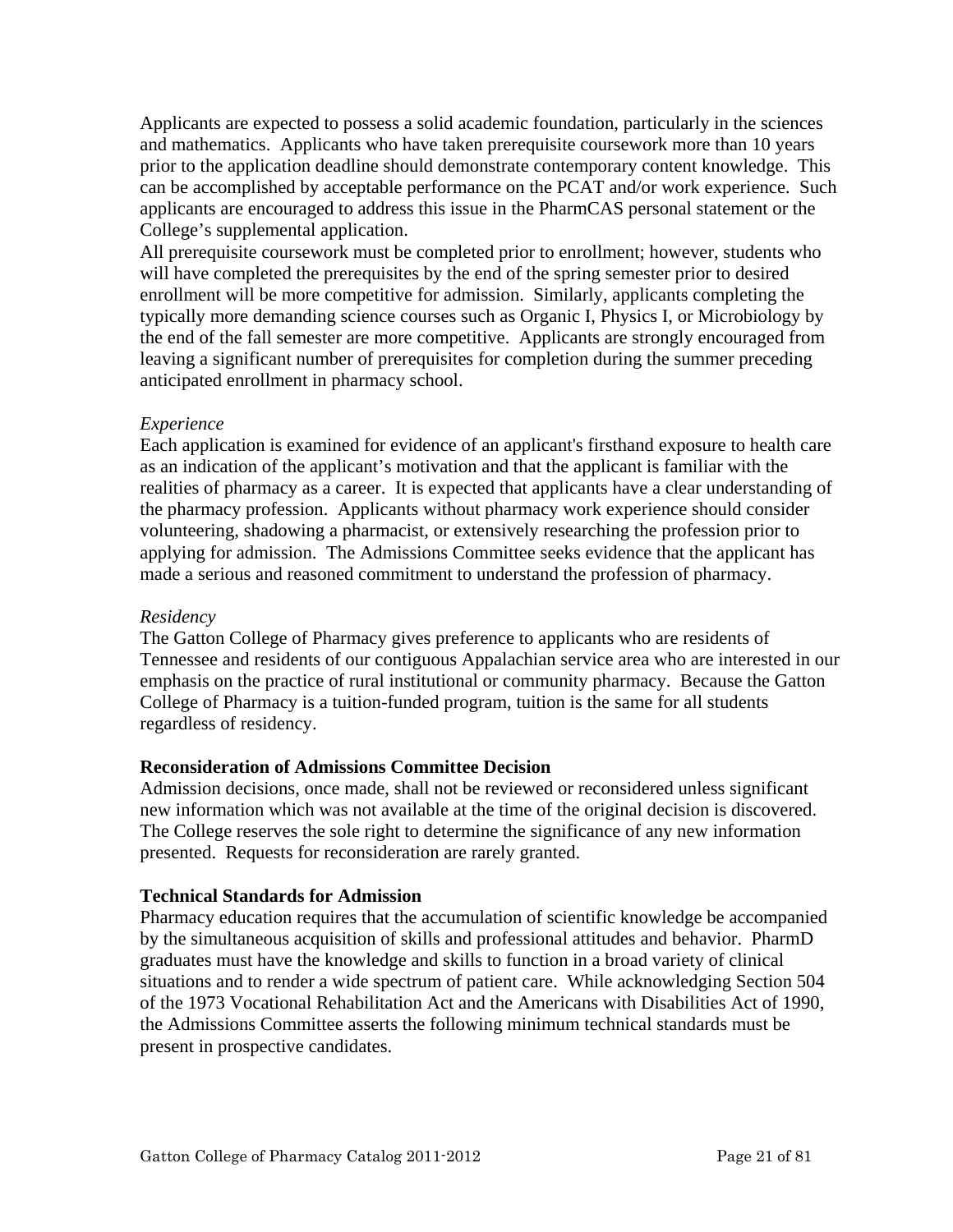Applicants are expected to possess a solid academic foundation, particularly in the sciences and mathematics. Applicants who have taken prerequisite coursework more than 10 years prior to the application deadline should demonstrate contemporary content knowledge. This can be accomplished by acceptable performance on the PCAT and/or work experience. Such applicants are encouraged to address this issue in the PharmCAS personal statement or the College's supplemental application.

All prerequisite coursework must be completed prior to enrollment; however, students who will have completed the prerequisites by the end of the spring semester prior to desired enrollment will be more competitive for admission. Similarly, applicants completing the typically more demanding science courses such as Organic I, Physics I, or Microbiology by the end of the fall semester are more competitive. Applicants are strongly encouraged from leaving a significant number of prerequisites for completion during the summer preceding anticipated enrollment in pharmacy school.

*Experience*

Each application is examined for evidence of an applicant's firsthand exposure to health care as an indication of the applicant's motivation and that the applicant is familiar with the realities of pharmacy as a career. It is expected that applicants have a clear understanding of the pharmacy profession. Applicants without pharmacy work experience should consider volunteering, shadowing a pharmacist, or extensively researching the profession prior to applying for admission. The Admissions Committee seeks evidence that the applicant has made a serious and reasoned commitment to understand the profession of pharmacy.

*Residency*

The Gatton College of Pharmacy gives preference to applicants who are residents of Tennessee and residents of our contiguous Appalachian service area who are interested in our emphasis on the practice of rural institutional or community pharmacy. Because the Gatton College of Pharmacy is a tuition-funded program, tuition is the same for all students regardless of residency.

**Reconsideration of Admissions Committee Decision**

Admission decisions, once made, shall not be reviewed or reconsidered unless significant new information which was not available at the time of the original decision is discovered. The College reserves the sole right to determine the significance of any new information presented. Requests for reconsideration are rarely granted.

**Technical Standards for Admission**

Pharmacy education requires that the accumulation of scientific knowledge be accompanied by the simultaneous acquisition of skills and professional attitudes and behavior. PharmD graduates must have the knowledge and skills to function in a broad variety of clinical situations and to render a wide spectrum of patient care. While acknowledging Section 504 of the 1973 Vocational Rehabilitation Act and the Americans with Disabilities Act of 1990, the Admissions Committee asserts the following minimum technical standards must be present in prospective candidates.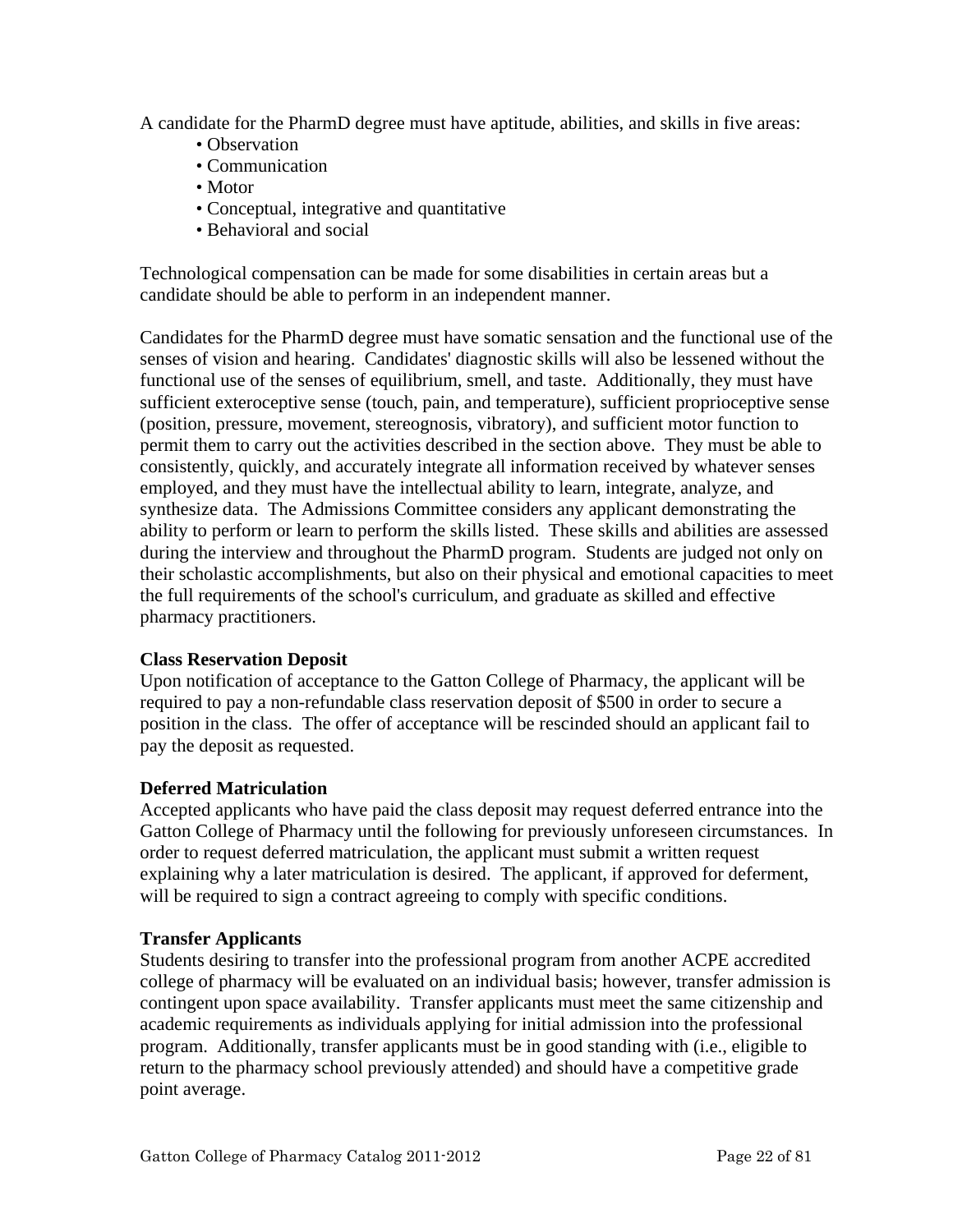A candidate for the PharmD degree must have aptitude, abilities, and skills in five areas:

- Observation
- Communication
- Motor
- Conceptual, integrative and quantitative
- Behavioral and social

Technological compensation can be made for some disabilities in certain areas but a candidate should be able to perform in an independent manner.

Candidates for the PharmD degree must have somatic sensation and the functional use of the senses of vision and hearing. Candidates' diagnostic skills will also be lessened without the functional use of the senses of equilibrium, smell, and taste. Additionally, they must have sufficient exteroceptive sense (touch, pain, and temperature), sufficient proprioceptive sense (position, pressure, movement, stereognosis, vibratory), and sufficient motor function to permit them to carry out the activities described in the section above. They must be able to consistently, quickly, and accurately integrate all information received by whatever senses employed, and they must have the intellectual ability to learn, integrate, analyze, and synthesize data. The Admissions Committee considers any applicant demonstrating the ability to perform or learn to perform the skills listed. These skills and abilities are assessed during the interview and throughout the PharmD program. Students are judged not only on their scholastic accomplishments, but also on their physical and emotional capacities to meet the full requirements of the school's curriculum, and graduate as skilled and effective pharmacy practitioners.

**Class Reservation Deposit**

Upon notification of acceptance to the Gatton College of Pharmacy, the applicant will be required to pay a non-refundable class reservation deposit of $500 in order to secure a position in the class. The offer of acceptance will be rescinded should an applicant fail to pay the deposit as requested.

**Deferred Matriculation**

Accepted applicants who have paid the class deposit may request deferred entrance into the Gatton College of Pharmacy until the following for previously unforeseen circumstances. In order to request deferred matriculation, the applicant must submit a written request explaining why a later matriculation is desired. The applicant, if approved for deferment, will be required to sign a contract agreeing to comply with specific conditions.

**Transfer Applicants**

Students desiring to transfer into the professional program from another ACPE accredited college of pharmacy will be evaluated on an individual basis; however, transfer admission is contingent upon space availability. Transfer applicants must meet the same citizenship and academic requirements as individuals applying for initial admission into the professional program. Additionally, transfer applicants must be in good standing with (i.e., eligible to return to the pharmacy school previously attended) and should have a competitive grade point average.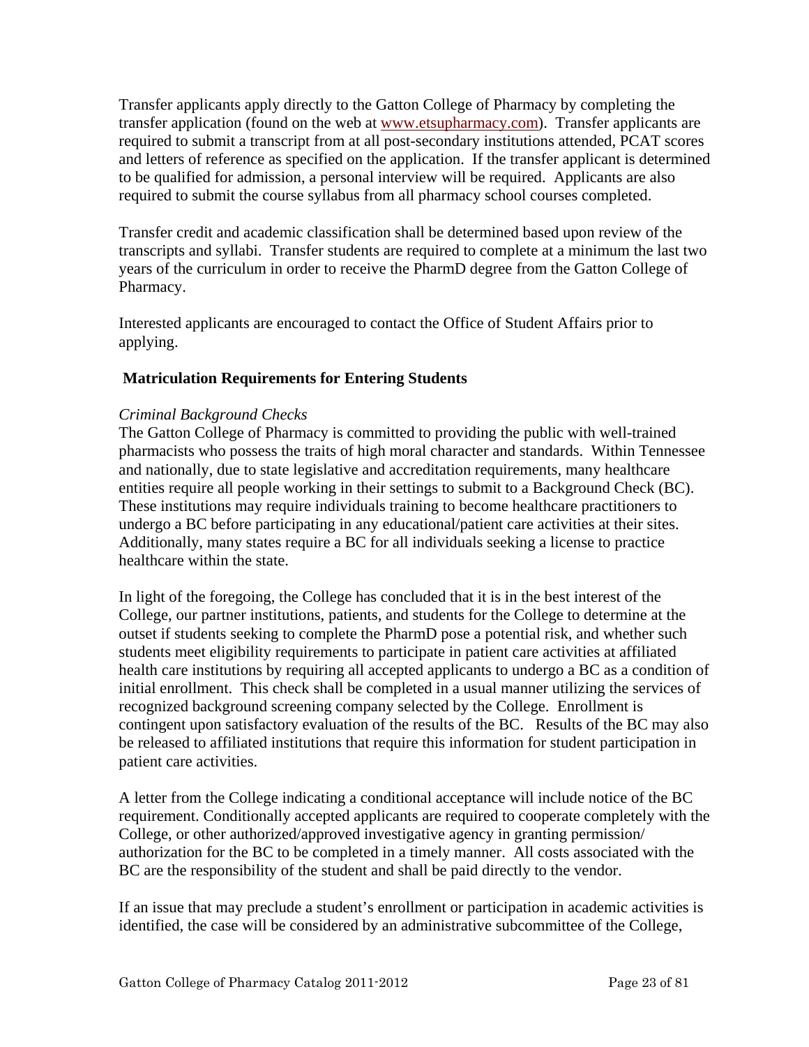Transfer applicants apply directly to the Gatton College of Pharmacy by completing the transfer application (found on the web at [www.etsupharmacy.com](http://www.etsupharmacy.com)). Transfer applicants are required to submit a transcript from at all post-secondary institutions attended, PCAT scores and letters of reference as specified on the application. If the transfer applicant is determined to be qualified for admission, a personal interview will be required. Applicants are also required to submit the course syllabus from all pharmacy school courses completed.

Transfer credit and academic classification shall be determined based upon review of the transcripts and syllabi. Transfer students are required to complete at a minimum the last two years of the curriculum in order to receive the PharmD degree from the Gatton College of Pharmacy.

Interested applicants are encouraged to contact the Office of Student Affairs prior to applying.

**Matriculation Requirements for Entering Students**

*Criminal Background Checks*

The Gatton College of Pharmacy is committed to providing the public with well-trained pharmacists who possess the traits of high moral character and standards. Within Tennessee and nationally, due to state legislative and accreditation requirements, many healthcare entities require all people working in their settings to submit to a Background Check (BC). These institutions may require individuals training to become healthcare practitioners to undergo a BC before participating in any educational/patient care activities at their sites. Additionally, many states require a BC for all individuals seeking a license to practice healthcare within the state.

In light of the foregoing, the College has concluded that it is in the best interest of the College, our partner institutions, patients, and students for the College to determine at the outset if students seeking to complete the PharmD pose a potential risk, and whether such students meet eligibility requirements to participate in patient care activities at affiliated health care institutions by requiring all accepted applicants to undergo a BC as a condition of initial enrollment. This check shall be completed in a usual manner utilizing the services of recognized background screening company selected by the College. Enrollment is contingent upon satisfactory evaluation of the results of the BC. Results of the BC may also be released to affiliated institutions that require this information for student participation in patient care activities.

A letter from the College indicating a conditional acceptance will include notice of the BC requirement. Conditionally accepted applicants are required to cooperate completely with the College, or other authorized/approved investigative agency in granting permission/ authorization for the BC to be completed in a timely manner. All costs associated with the BC are the responsibility of the student and shall be paid directly to the vendor.

If an issue that may preclude a student's enrollment or participation in academic activities is identified, the case will be considered by an administrative subcommittee of the College,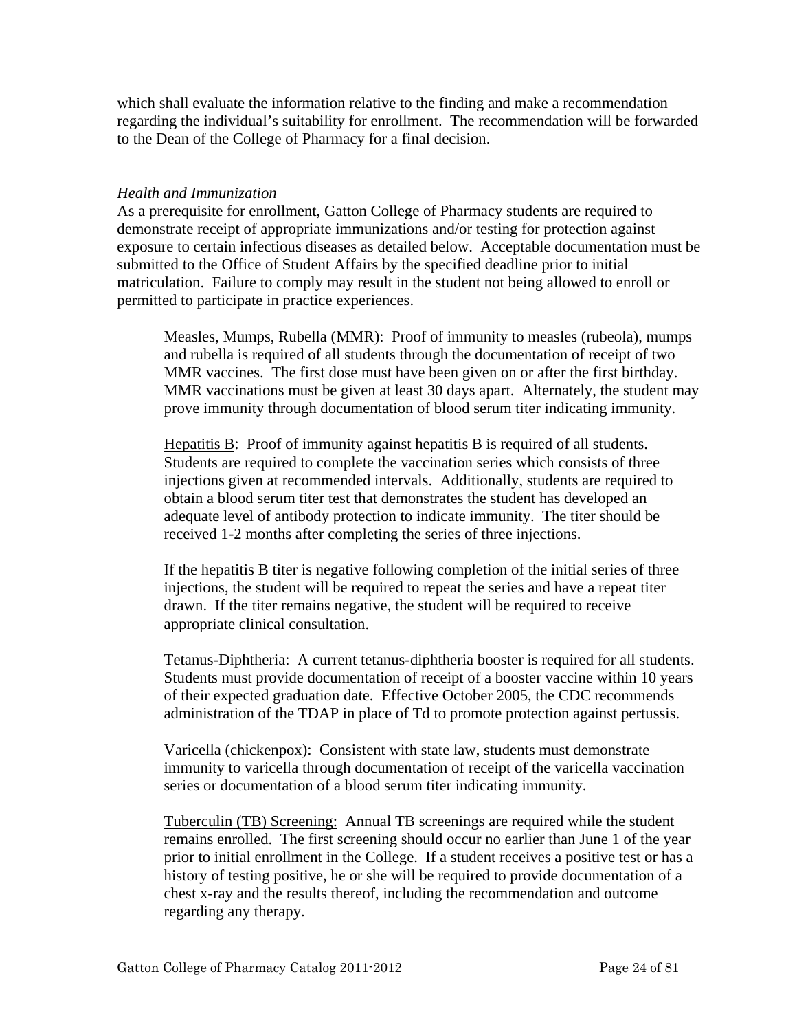which shall evaluate the information relative to the finding and make a recommendation regarding the individual's suitability for enrollment. The recommendation will be forwarded to the Dean of the College of Pharmacy for a final decision.

*Health and Immunization*

As a prerequisite for enrollment, Gatton College of Pharmacy students are required to demonstrate receipt of appropriate immunizations and/or testing for protection against exposure to certain infectious diseases as detailed below. Acceptable documentation must be submitted to the Office of Student Affairs by the specified deadline prior to initial matriculation. Failure to comply may result in the student not being allowed to enroll or permitted to participate in practice experiences.

<u>Measles, Mumps, Rubella (MMR):</u> Proof of immunity to measles (rubeola), mumps and rubella is required of all students through the documentation of receipt of two MMR vaccines. The first dose must have been given on or after the first birthday. MMR vaccinations must be given at least 30 days apart. Alternately, the student may prove immunity through documentation of blood serum titer indicating immunity.

<u>Hepatitis B</u>: Proof of immunity against hepatitis B is required of all students. Students are required to complete the vaccination series which consists of three injections given at recommended intervals. Additionally, students are required to obtain a blood serum titer test that demonstrates the student has developed an adequate level of antibody protection to indicate immunity. The titer should be received 1-2 months after completing the series of three injections.

If the hepatitis B titer is negative following completion of the initial series of three injections, the student will be required to repeat the series and have a repeat titer drawn. If the titer remains negative, the student will be required to receive appropriate clinical consultation.

<u>Tetanus-Diphtheria:</u> A current tetanus-diphtheria booster is required for all students. Students must provide documentation of receipt of a booster vaccine within 10 years of their expected graduation date. Effective October 2005, the CDC recommends administration of the TDAP in place of Td to promote protection against pertussis.

<u>Varicella (chickenpox):</u> Consistent with state law, students must demonstrate immunity to varicella through documentation of receipt of the varicella vaccination series or documentation of a blood serum titer indicating immunity.

<u>Tuberculin (TB) Screening:</u> Annual TB screenings are required while the student remains enrolled. The first screening should occur no earlier than June 1 of the year prior to initial enrollment in the College. If a student receives a positive test or has a history of testing positive, he or she will be required to provide documentation of a chest x-ray and the results thereof, including the recommendation and outcome regarding any therapy.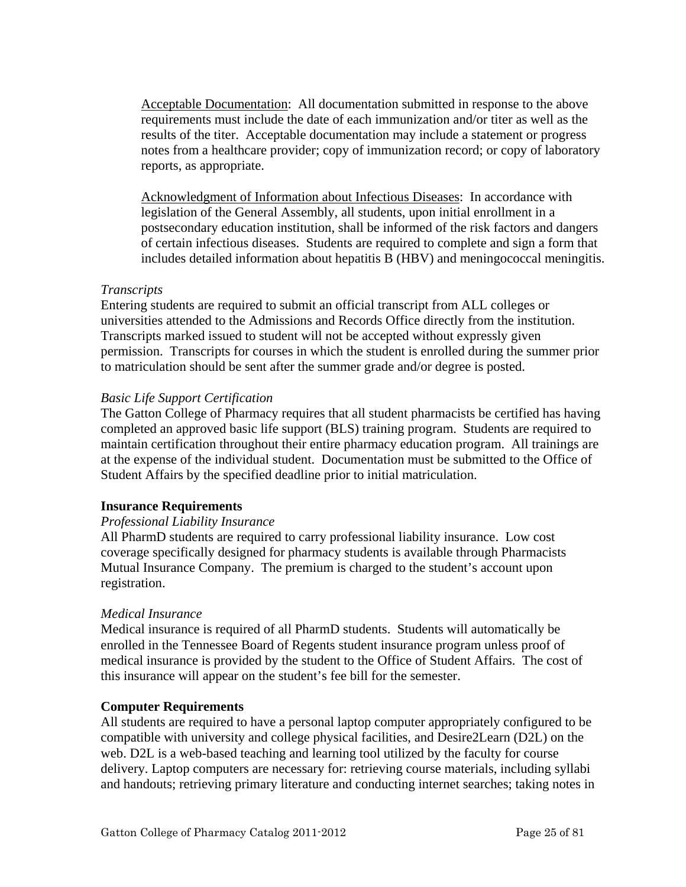Acceptable Documentation: All documentation submitted in response to the above requirements must include the date of each immunization and/or titer as well as the results of the titer. Acceptable documentation may include a statement or progress notes from a healthcare provider; copy of immunization record; or copy of laboratory reports, as appropriate.

Acknowledgment of Information about Infectious Diseases: In accordance with legislation of the General Assembly, all students, upon initial enrollment in a postsecondary education institution, shall be informed of the risk factors and dangers of certain infectious diseases. Students are required to complete and sign a form that includes detailed information about hepatitis B (HBV) and meningococcal meningitis.

*Transcripts*

Entering students are required to submit an official transcript from ALL colleges or universities attended to the Admissions and Records Office directly from the institution. Transcripts marked issued to student will not be accepted without expressly given permission. Transcripts for courses in which the student is enrolled during the summer prior to matriculation should be sent after the summer grade and/or degree is posted.

*Basic Life Support Certification*

The Gatton College of Pharmacy requires that all student pharmacists be certified has having completed an approved basic life support (BLS) training program. Students are required to maintain certification throughout their entire pharmacy education program. All trainings are at the expense of the individual student. Documentation must be submitted to the Office of Student Affairs by the specified deadline prior to initial matriculation.

**Insurance Requirements**

*Professional Liability Insurance*

All PharmD students are required to carry professional liability insurance. Low cost coverage specifically designed for pharmacy students is available through Pharmacists Mutual Insurance Company. The premium is charged to the student's account upon registration.

*Medical Insurance*

Medical insurance is required of all PharmD students. Students will automatically be enrolled in the Tennessee Board of Regents student insurance program unless proof of medical insurance is provided by the student to the Office of Student Affairs. The cost of this insurance will appear on the student's fee bill for the semester.

**Computer Requirements**

All students are required to have a personal laptop computer appropriately configured to be compatible with university and college physical facilities, and Desire2Learn (D2L) on the web. D2L is a web-based teaching and learning tool utilized by the faculty for course delivery. Laptop computers are necessary for: retrieving course materials, including syllabi and handouts; retrieving primary literature and conducting internet searches; taking notes in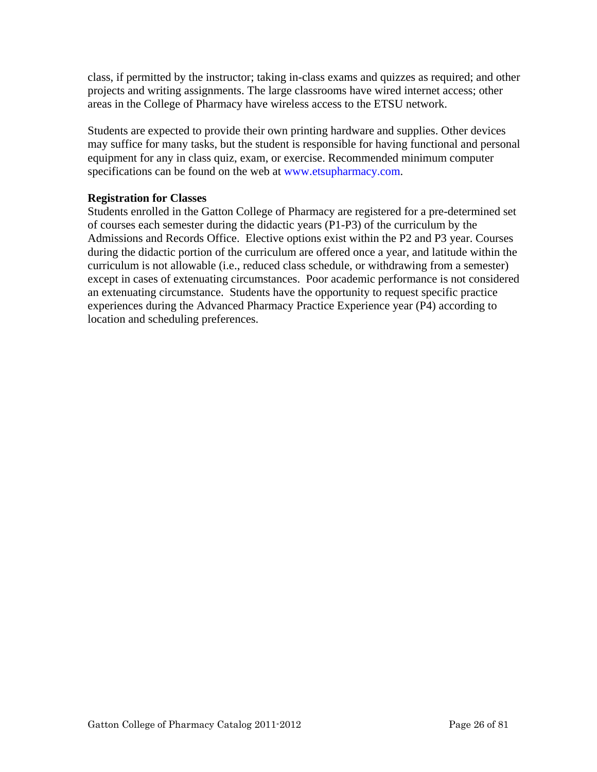class, if permitted by the instructor; taking in-class exams and quizzes as required; and other projects and writing assignments. The large classrooms have wired internet access; other areas in the College of Pharmacy have wireless access to the ETSU network.

Students are expected to provide their own printing hardware and supplies. Other devices may suffice for many tasks, but the student is responsible for having functional and personal equipment for any in class quiz, exam, or exercise. Recommended minimum computer specifications can be found on the web at www.etsupharmacy.com.

**Registration for Classes**

Students enrolled in the Gatton College of Pharmacy are registered for a pre-determined set of courses each semester during the didactic years (P1-P3) of the curriculum by the Admissions and Records Office. Elective options exist within the P2 and P3 year. Courses during the didactic portion of the curriculum are offered once a year, and latitude within the curriculum is not allowable (i.e., reduced class schedule, or withdrawing from a semester) except in cases of extenuating circumstances. Poor academic performance is not considered an extenuating circumstance. Students have the opportunity to request specific practice experiences during the Advanced Pharmacy Practice Experience year (P4) according to location and scheduling preferences.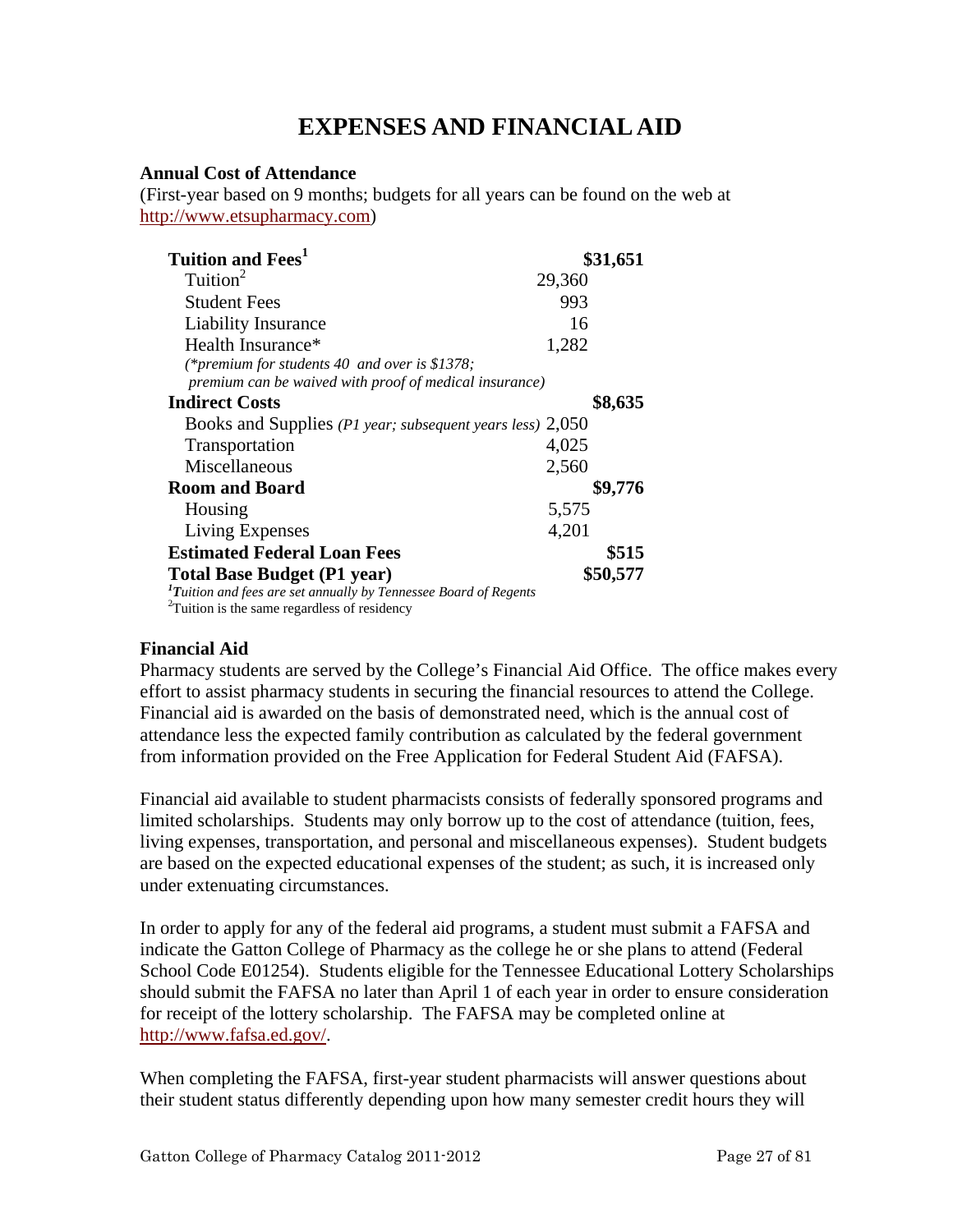# EXPENSES AND FINANCIAL AID

**Annual Cost of Attendance**
(First-year based on 9 months; budgets for all years can be found on the web at http://www.etsupharmacy.com)

| | | |
|---|---|---|
| **Tuition and Fees[1]** | | **$31,651** |
| Tuition[2] | 29,360 | |
| Student Fees | 993 | |
| Liability Insurance | 16 | |
| Health Insurance* | 1,282 | |
| *(\*premium for students 40 and over is $1378; premium can be waived with proof of medical insurance)* | | |
| **Indirect Costs** | | **$8,635** |
| Books and Supplies *(P1 year; subsequent years less)* | 2,050 | |
| Transportation | 4,025 | |
| Miscellaneous | 2,560 | |
| **Room and Board** | | **$9,776** |
| Housing | 5,575 | |
| Living Expenses | 4,201 | |
| **Estimated Federal Loan Fees** | | **$515** |
| **Total Base Budget (P1 year)** | | **$50,577** |

[1]*Tuition and fees are set annually by Tennessee Board of Regents*
[2]Tuition is the same regardless of residency

**Financial Aid**
Pharmacy students are served by the College's Financial Aid Office. The office makes every effort to assist pharmacy students in securing the financial resources to attend the College. Financial aid is awarded on the basis of demonstrated need, which is the annual cost of attendance less the expected family contribution as calculated by the federal government from information provided on the Free Application for Federal Student Aid (FAFSA).

Financial aid available to student pharmacists consists of federally sponsored programs and limited scholarships. Students may only borrow up to the cost of attendance (tuition, fees, living expenses, transportation, and personal and miscellaneous expenses). Student budgets are based on the expected educational expenses of the student; as such, it is increased only under extenuating circumstances.

In order to apply for any of the federal aid programs, a student must submit a FAFSA and indicate the Gatton College of Pharmacy as the college he or she plans to attend (Federal School Code E01254). Students eligible for the Tennessee Educational Lottery Scholarships should submit the FAFSA no later than April 1 of each year in order to ensure consideration for receipt of the lottery scholarship. The FAFSA may be completed online at http://www.fafsa.ed.gov/.

When completing the FAFSA, first-year student pharmacists will answer questions about their student status differently depending upon how many semester credit hours they will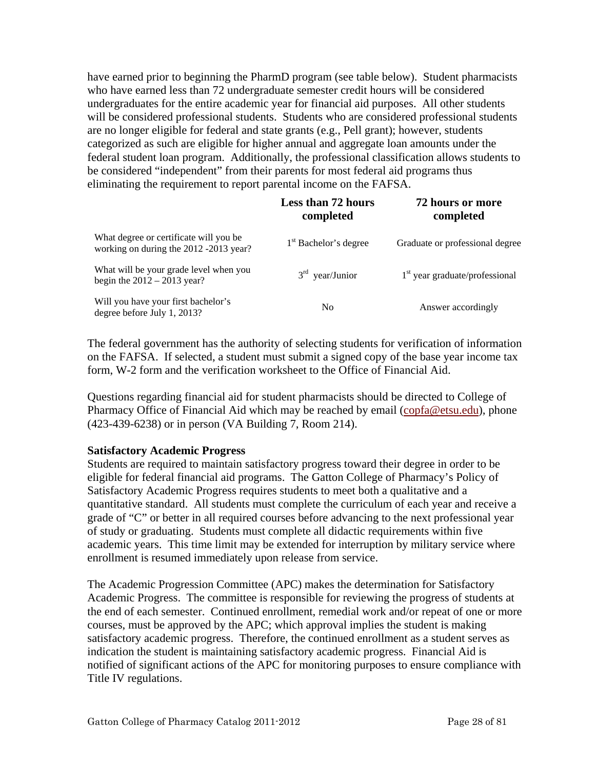have earned prior to beginning the PharmD program (see table below). Student pharmacists who have earned less than 72 undergraduate semester credit hours will be considered undergraduates for the entire academic year for financial aid purposes. All other students will be considered professional students. Students who are considered professional students are no longer eligible for federal and state grants (e.g., Pell grant); however, students categorized as such are eligible for higher annual and aggregate loan amounts under the federal student loan program. Additionally, the professional classification allows students to be considered "independent" from their parents for most federal aid programs thus eliminating the requirement to report parental income on the FAFSA.

| | **Less than 72 hours completed** | **72 hours or more completed** |
|---|---|---|
| What degree or certificate will you be working on during the 2012 -2013 year? | 1st Bachelor's degree | Graduate or professional degree |
| What will be your grade level when you begin the 2012 – 2013 year? | 3rd year/Junior | 1st year graduate/professional |
| Will you have your first bachelor's degree before July 1, 2013? | No | Answer accordingly |

The federal government has the authority of selecting students for verification of information on the FAFSA. If selected, a student must submit a signed copy of the base year income tax form, W-2 form and the verification worksheet to the Office of Financial Aid.

Questions regarding financial aid for student pharmacists should be directed to College of Pharmacy Office of Financial Aid which may be reached by email (copfa@etsu.edu), phone (423-439-6238) or in person (VA Building 7, Room 214).

**Satisfactory Academic Progress**

Students are required to maintain satisfactory progress toward their degree in order to be eligible for federal financial aid programs. The Gatton College of Pharmacy's Policy of Satisfactory Academic Progress requires students to meet both a qualitative and a quantitative standard. All students must complete the curriculum of each year and receive a grade of "C" or better in all required courses before advancing to the next professional year of study or graduating. Students must complete all didactic requirements within five academic years. This time limit may be extended for interruption by military service where enrollment is resumed immediately upon release from service.

The Academic Progression Committee (APC) makes the determination for Satisfactory Academic Progress. The committee is responsible for reviewing the progress of students at the end of each semester. Continued enrollment, remedial work and/or repeat of one or more courses, must be approved by the APC; which approval implies the student is making satisfactory academic progress. Therefore, the continued enrollment as a student serves as indication the student is maintaining satisfactory academic progress. Financial Aid is notified of significant actions of the APC for monitoring purposes to ensure compliance with Title IV regulations.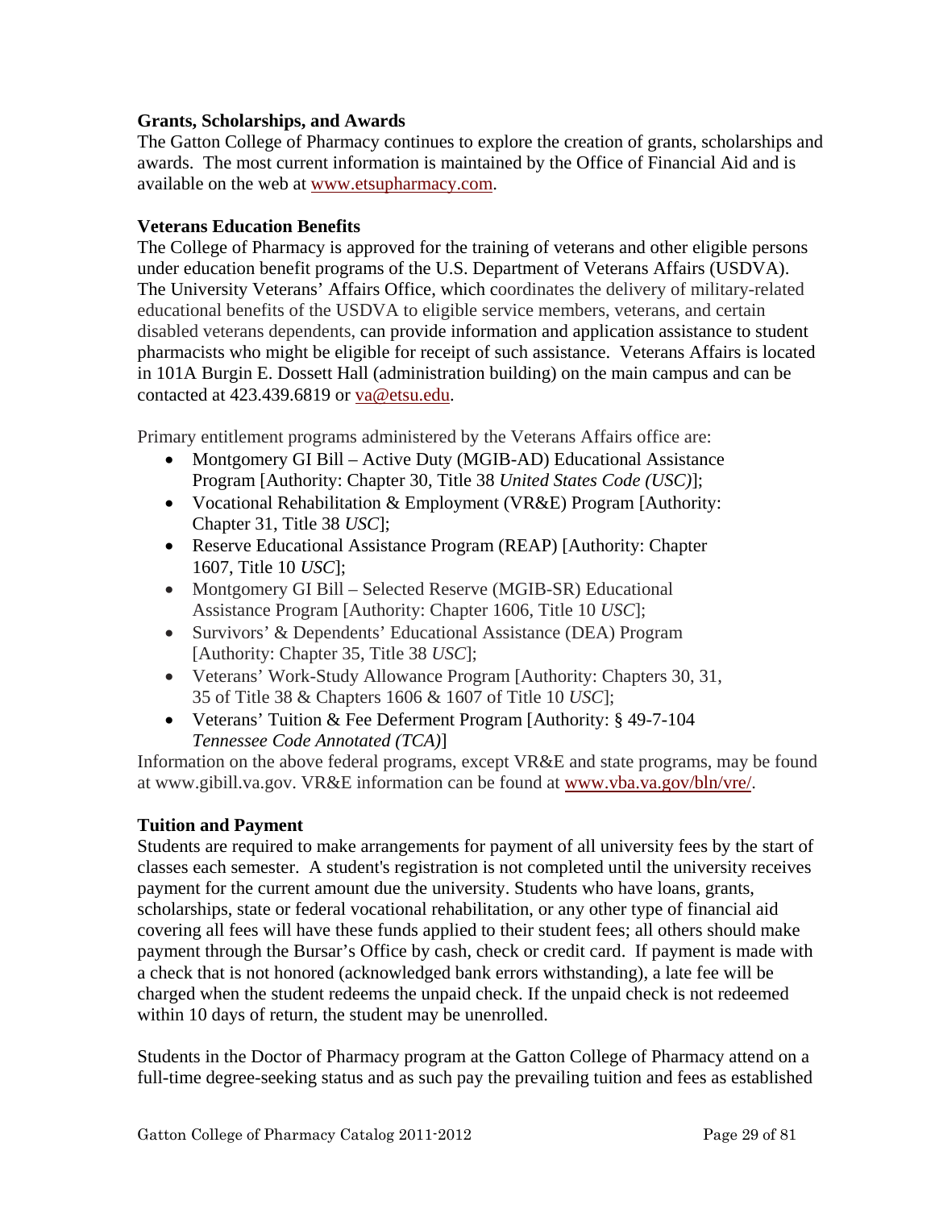**Grants, Scholarships, and Awards**

The Gatton College of Pharmacy continues to explore the creation of grants, scholarships and awards. The most current information is maintained by the Office of Financial Aid and is available on the web at www.etsupharmacy.com.

**Veterans Education Benefits**

The College of Pharmacy is approved for the training of veterans and other eligible persons under education benefit programs of the U.S. Department of Veterans Affairs (USDVA). The University Veterans' Affairs Office, which coordinates the delivery of military-related educational benefits of the USDVA to eligible service members, veterans, and certain disabled veterans dependents, can provide information and application assistance to student pharmacists who might be eligible for receipt of such assistance. Veterans Affairs is located in 101A Burgin E. Dossett Hall (administration building) on the main campus and can be contacted at 423.439.6819 or va@etsu.edu.

Primary entitlement programs administered by the Veterans Affairs office are:

- Montgomery GI Bill – Active Duty (MGIB-AD) Educational Assistance Program [Authority: Chapter 30, Title 38 *United States Code (USC)*];
- Vocational Rehabilitation & Employment (VR&E) Program [Authority: Chapter 31, Title 38 *USC*];
- Reserve Educational Assistance Program (REAP) [Authority: Chapter 1607, Title 10 *USC*];
- Montgomery GI Bill – Selected Reserve (MGIB-SR) Educational Assistance Program [Authority: Chapter 1606, Title 10 *USC*];
- Survivors' & Dependents' Educational Assistance (DEA) Program [Authority: Chapter 35, Title 38 *USC*];
- Veterans' Work-Study Allowance Program [Authority: Chapters 30, 31, 35 of Title 38 & Chapters 1606 & 1607 of Title 10 *USC*];
- Veterans' Tuition & Fee Deferment Program [Authority: § 49-7-104 *Tennessee Code Annotated (TCA)*]

Information on the above federal programs, except VR&E and state programs, may be found at www.gibill.va.gov. VR&E information can be found at www.vba.va.gov/bln/vre/.

**Tuition and Payment**

Students are required to make arrangements for payment of all university fees by the start of classes each semester. A student's registration is not completed until the university receives payment for the current amount due the university. Students who have loans, grants, scholarships, state or federal vocational rehabilitation, or any other type of financial aid covering all fees will have these funds applied to their student fees; all others should make payment through the Bursar's Office by cash, check or credit card. If payment is made with a check that is not honored (acknowledged bank errors withstanding), a late fee will be charged when the student redeems the unpaid check. If the unpaid check is not redeemed within 10 days of return, the student may be unenrolled.

Students in the Doctor of Pharmacy program at the Gatton College of Pharmacy attend on a full-time degree-seeking status and as such pay the prevailing tuition and fees as established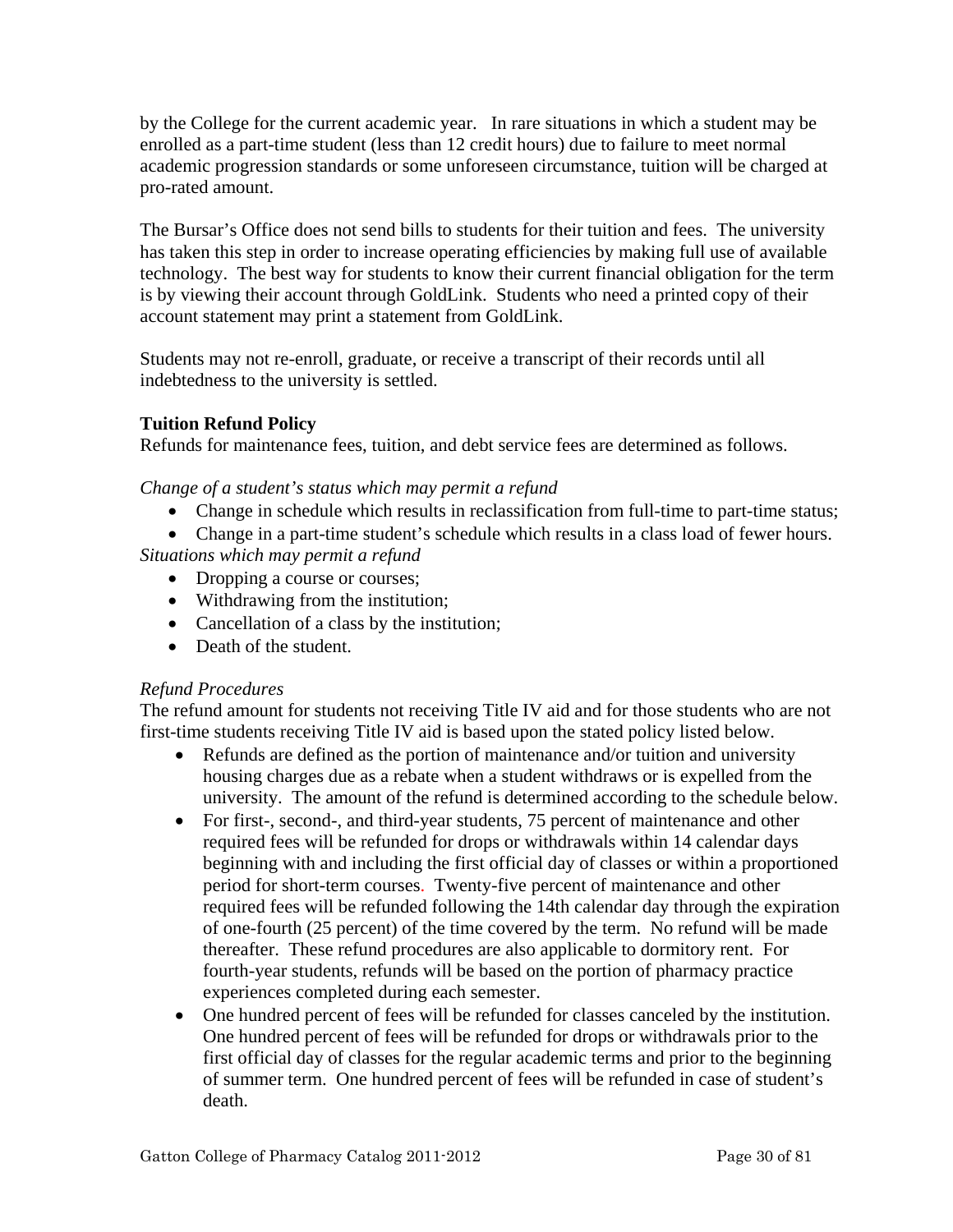by the College for the current academic year. In rare situations in which a student may be enrolled as a part-time student (less than 12 credit hours) due to failure to meet normal academic progression standards or some unforeseen circumstance, tuition will be charged at pro-rated amount.

The Bursar's Office does not send bills to students for their tuition and fees. The university has taken this step in order to increase operating efficiencies by making full use of available technology. The best way for students to know their current financial obligation for the term is by viewing their account through GoldLink. Students who need a printed copy of their account statement may print a statement from GoldLink.

Students may not re-enroll, graduate, or receive a transcript of their records until all indebtedness to the university is settled.

**Tuition Refund Policy**

Refunds for maintenance fees, tuition, and debt service fees are determined as follows.

*Change of a student's status which may permit a refund*

- Change in schedule which results in reclassification from full-time to part-time status;
- Change in a part-time student's schedule which results in a class load of fewer hours.

*Situations which may permit a refund*

- Dropping a course or courses;
- Withdrawing from the institution;
- Cancellation of a class by the institution;
- Death of the student.

*Refund Procedures*

The refund amount for students not receiving Title IV aid and for those students who are not first-time students receiving Title IV aid is based upon the stated policy listed below.

- Refunds are defined as the portion of maintenance and/or tuition and university housing charges due as a rebate when a student withdraws or is expelled from the university. The amount of the refund is determined according to the schedule below.
- For first-, second-, and third-year students, 75 percent of maintenance and other required fees will be refunded for drops or withdrawals within 14 calendar days beginning with and including the first official day of classes or within a proportioned period for short-term courses. Twenty-five percent of maintenance and other required fees will be refunded following the 14th calendar day through the expiration of one-fourth (25 percent) of the time covered by the term. No refund will be made thereafter. These refund procedures are also applicable to dormitory rent. For fourth-year students, refunds will be based on the portion of pharmacy practice experiences completed during each semester.
- One hundred percent of fees will be refunded for classes canceled by the institution. One hundred percent of fees will be refunded for drops or withdrawals prior to the first official day of classes for the regular academic terms and prior to the beginning of summer term. One hundred percent of fees will be refunded in case of student's death.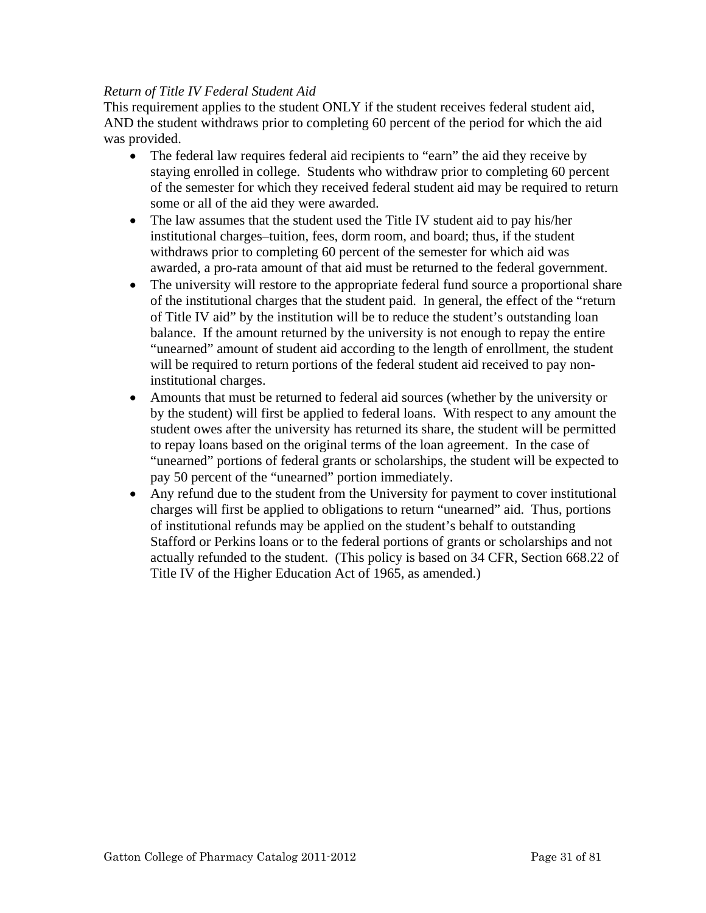*Return of Title IV Federal Student Aid*

This requirement applies to the student ONLY if the student receives federal student aid, AND the student withdraws prior to completing 60 percent of the period for which the aid was provided.

- The federal law requires federal aid recipients to "earn" the aid they receive by staying enrolled in college. Students who withdraw prior to completing 60 percent of the semester for which they received federal student aid may be required to return some or all of the aid they were awarded.
- The law assumes that the student used the Title IV student aid to pay his/her institutional charges–tuition, fees, dorm room, and board; thus, if the student withdraws prior to completing 60 percent of the semester for which aid was awarded, a pro-rata amount of that aid must be returned to the federal government.
- The university will restore to the appropriate federal fund source a proportional share of the institutional charges that the student paid. In general, the effect of the "return of Title IV aid" by the institution will be to reduce the student's outstanding loan balance. If the amount returned by the university is not enough to repay the entire "unearned" amount of student aid according to the length of enrollment, the student will be required to return portions of the federal student aid received to pay non-institutional charges.
- Amounts that must be returned to federal aid sources (whether by the university or by the student) will first be applied to federal loans. With respect to any amount the student owes after the university has returned its share, the student will be permitted to repay loans based on the original terms of the loan agreement. In the case of "unearned" portions of federal grants or scholarships, the student will be expected to pay 50 percent of the "unearned" portion immediately.
- Any refund due to the student from the University for payment to cover institutional charges will first be applied to obligations to return "unearned" aid. Thus, portions of institutional refunds may be applied on the student's behalf to outstanding Stafford or Perkins loans or to the federal portions of grants or scholarships and not actually refunded to the student. (This policy is based on 34 CFR, Section 668.22 of Title IV of the Higher Education Act of 1965, as amended.)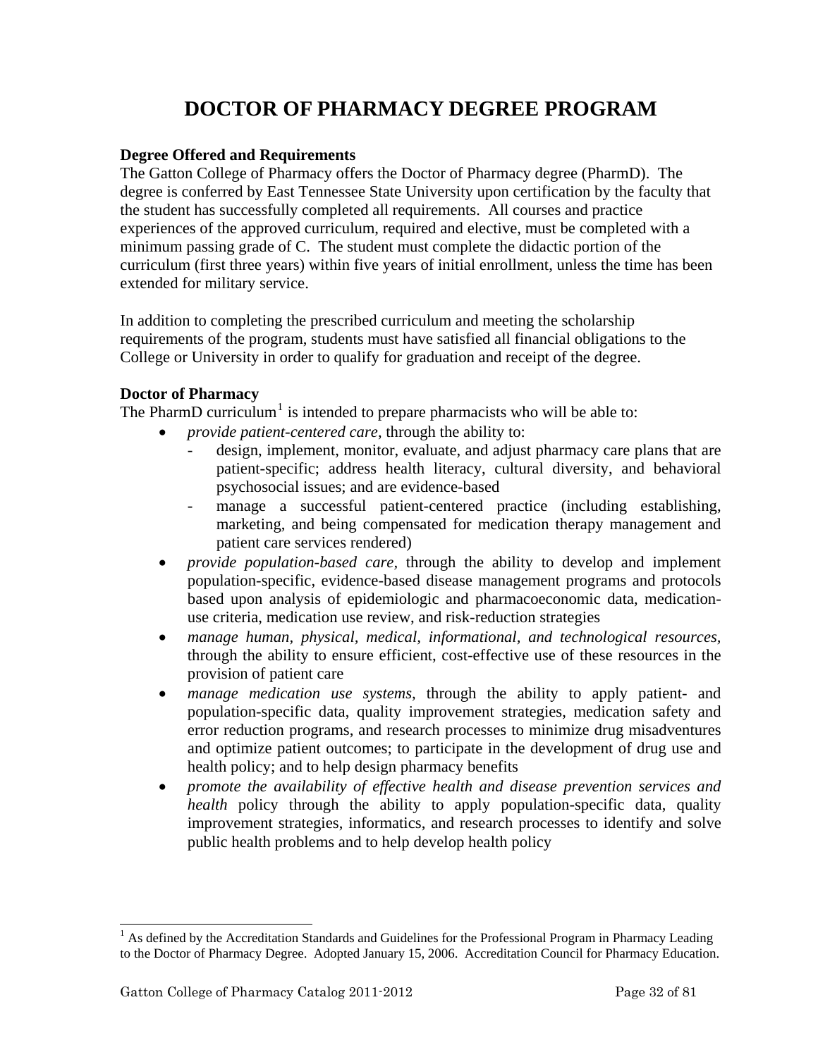# DOCTOR OF PHARMACY DEGREE PROGRAM

**Degree Offered and Requirements**

The Gatton College of Pharmacy offers the Doctor of Pharmacy degree (PharmD). The degree is conferred by East Tennessee State University upon certification by the faculty that the student has successfully completed all requirements. All courses and practice experiences of the approved curriculum, required and elective, must be completed with a minimum passing grade of C. The student must complete the didactic portion of the curriculum (first three years) within five years of initial enrollment, unless the time has been extended for military service.

In addition to completing the prescribed curriculum and meeting the scholarship requirements of the program, students must have satisfied all financial obligations to the College or University in order to qualify for graduation and receipt of the degree.

**Doctor of Pharmacy**

The PharmD curriculum[1] is intended to prepare pharmacists who will be able to:

- *provide patient-centered care*, through the ability to:
  - design, implement, monitor, evaluate, and adjust pharmacy care plans that are patient-specific; address health literacy, cultural diversity, and behavioral psychosocial issues; and are evidence-based
  - manage a successful patient-centered practice (including establishing, marketing, and being compensated for medication therapy management and patient care services rendered)
- *provide population-based care*, through the ability to develop and implement population-specific, evidence-based disease management programs and protocols based upon analysis of epidemiologic and pharmacoeconomic data, medication-use criteria, medication use review, and risk-reduction strategies
- *manage human, physical, medical, informational, and technological resources*, through the ability to ensure efficient, cost-effective use of these resources in the provision of patient care
- *manage medication use systems*, through the ability to apply patient- and population-specific data, quality improvement strategies, medication safety and error reduction programs, and research processes to minimize drug misadventures and optimize patient outcomes; to participate in the development of drug use and health policy; and to help design pharmacy benefits
- *promote the availability of effective health and disease prevention services and health* policy through the ability to apply population-specific data, quality improvement strategies, informatics, and research processes to identify and solve public health problems and to help develop health policy

[1] As defined by the Accreditation Standards and Guidelines for the Professional Program in Pharmacy Leading to the Doctor of Pharmacy Degree. Adopted January 15, 2006. Accreditation Council for Pharmacy Education.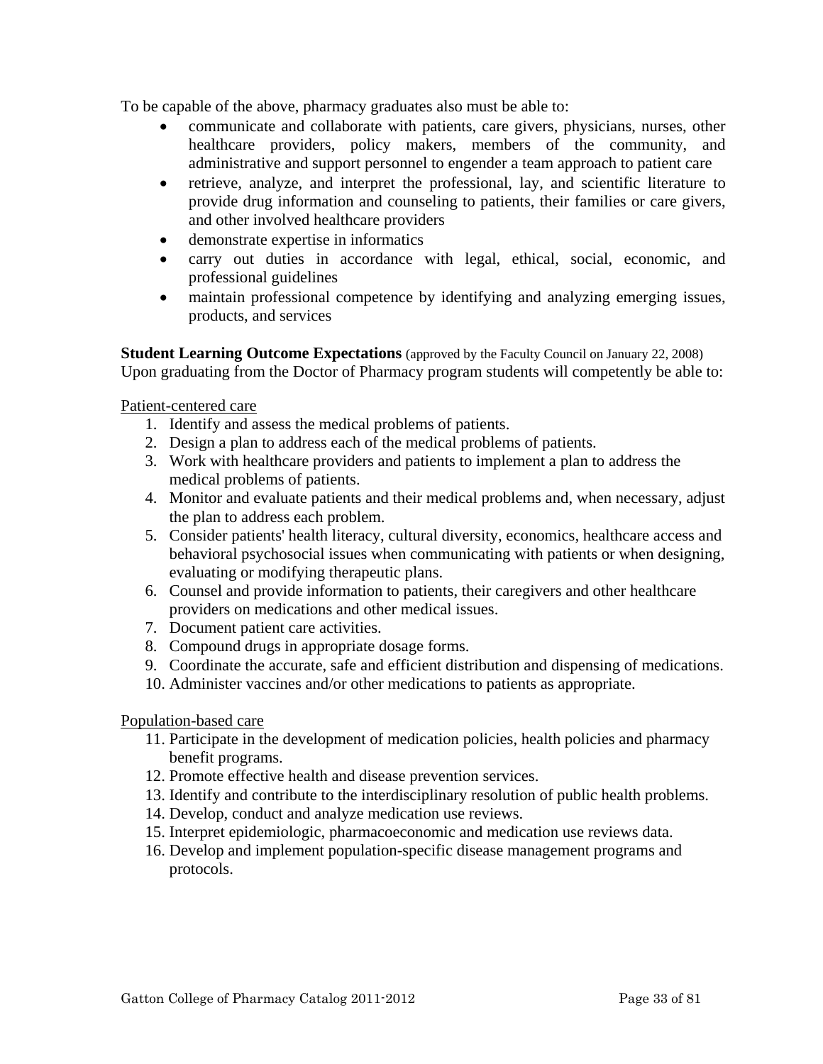To be capable of the above, pharmacy graduates also must be able to:

- communicate and collaborate with patients, care givers, physicians, nurses, other healthcare providers, policy makers, members of the community, and administrative and support personnel to engender a team approach to patient care
- retrieve, analyze, and interpret the professional, lay, and scientific literature to provide drug information and counseling to patients, their families or care givers, and other involved healthcare providers
- demonstrate expertise in informatics
- carry out duties in accordance with legal, ethical, social, economic, and professional guidelines
- maintain professional competence by identifying and analyzing emerging issues, products, and services

**Student Learning Outcome Expectations** (approved by the Faculty Council on January 22, 2008)
Upon graduating from the Doctor of Pharmacy program students will competently be able to:

<u>Patient-centered care</u>

1. Identify and assess the medical problems of patients.
2. Design a plan to address each of the medical problems of patients.
3. Work with healthcare providers and patients to implement a plan to address the medical problems of patients.
4. Monitor and evaluate patients and their medical problems and, when necessary, adjust the plan to address each problem.
5. Consider patients' health literacy, cultural diversity, economics, healthcare access and behavioral psychosocial issues when communicating with patients or when designing, evaluating or modifying therapeutic plans.
6. Counsel and provide information to patients, their caregivers and other healthcare providers on medications and other medical issues.
7. Document patient care activities.
8. Compound drugs in appropriate dosage forms.
9. Coordinate the accurate, safe and efficient distribution and dispensing of medications.
10. Administer vaccines and/or other medications to patients as appropriate.

<u>Population-based care</u>

11. Participate in the development of medication policies, health policies and pharmacy benefit programs.
12. Promote effective health and disease prevention services.
13. Identify and contribute to the interdisciplinary resolution of public health problems.
14. Develop, conduct and analyze medication use reviews.
15. Interpret epidemiologic, pharmacoeconomic and medication use reviews data.
16. Develop and implement population-specific disease management programs and protocols.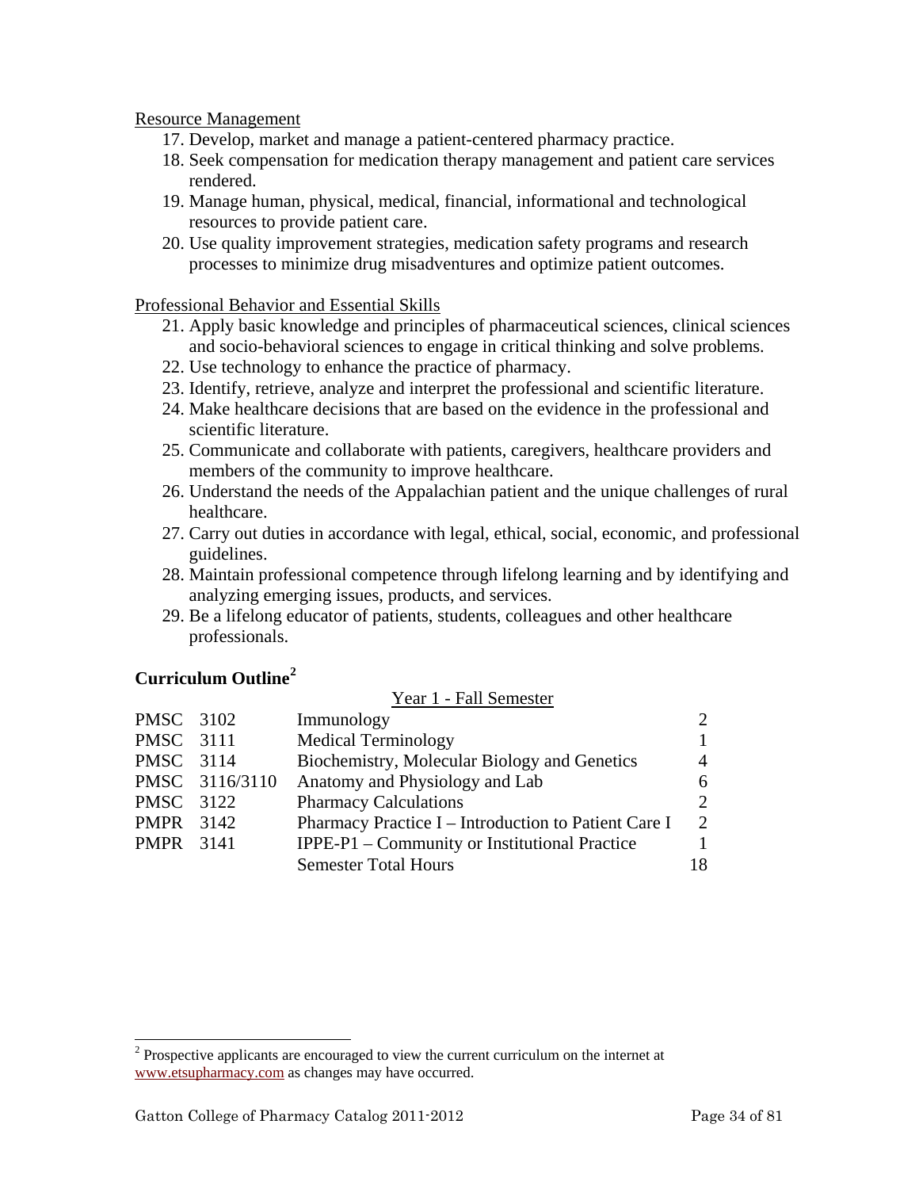Resource Management

17. Develop, market and manage a patient-centered pharmacy practice.
18. Seek compensation for medication therapy management and patient care services rendered.
19. Manage human, physical, medical, financial, informational and technological resources to provide patient care.
20. Use quality improvement strategies, medication safety programs and research processes to minimize drug misadventures and optimize patient outcomes.

Professional Behavior and Essential Skills

21. Apply basic knowledge and principles of pharmaceutical sciences, clinical sciences and socio-behavioral sciences to engage in critical thinking and solve problems.
22. Use technology to enhance the practice of pharmacy.
23. Identify, retrieve, analyze and interpret the professional and scientific literature.
24. Make healthcare decisions that are based on the evidence in the professional and scientific literature.
25. Communicate and collaborate with patients, caregivers, healthcare providers and members of the community to improve healthcare.
26. Understand the needs of the Appalachian patient and the unique challenges of rural healthcare.
27. Carry out duties in accordance with legal, ethical, social, economic, and professional guidelines.
28. Maintain professional competence through lifelong learning and by identifying and analyzing emerging issues, products, and services.
29. Be a lifelong educator of patients, students, colleagues and other healthcare professionals.

## Curriculum Outline[2]

| | Year 1 - Fall Semester | |
|---|---|---|
| PMSC 3102 | Immunology | 2 |
| PMSC 3111 | Medical Terminology | 1 |
| PMSC 3114 | Biochemistry, Molecular Biology and Genetics | 4 |
| PMSC 3116/3110 | Anatomy and Physiology and Lab | 6 |
| PMSC 3122 | Pharmacy Calculations | 2 |
| PMPR 3142 | Pharmacy Practice I – Introduction to Patient Care I | 2 |
| PMPR 3141 | IPPE-P1 – Community or Institutional Practice | 1 |
| | Semester Total Hours | 18 |

[2] Prospective applicants are encouraged to view the current curriculum on the internet at www.etsupharmacy.com as changes may have occurred.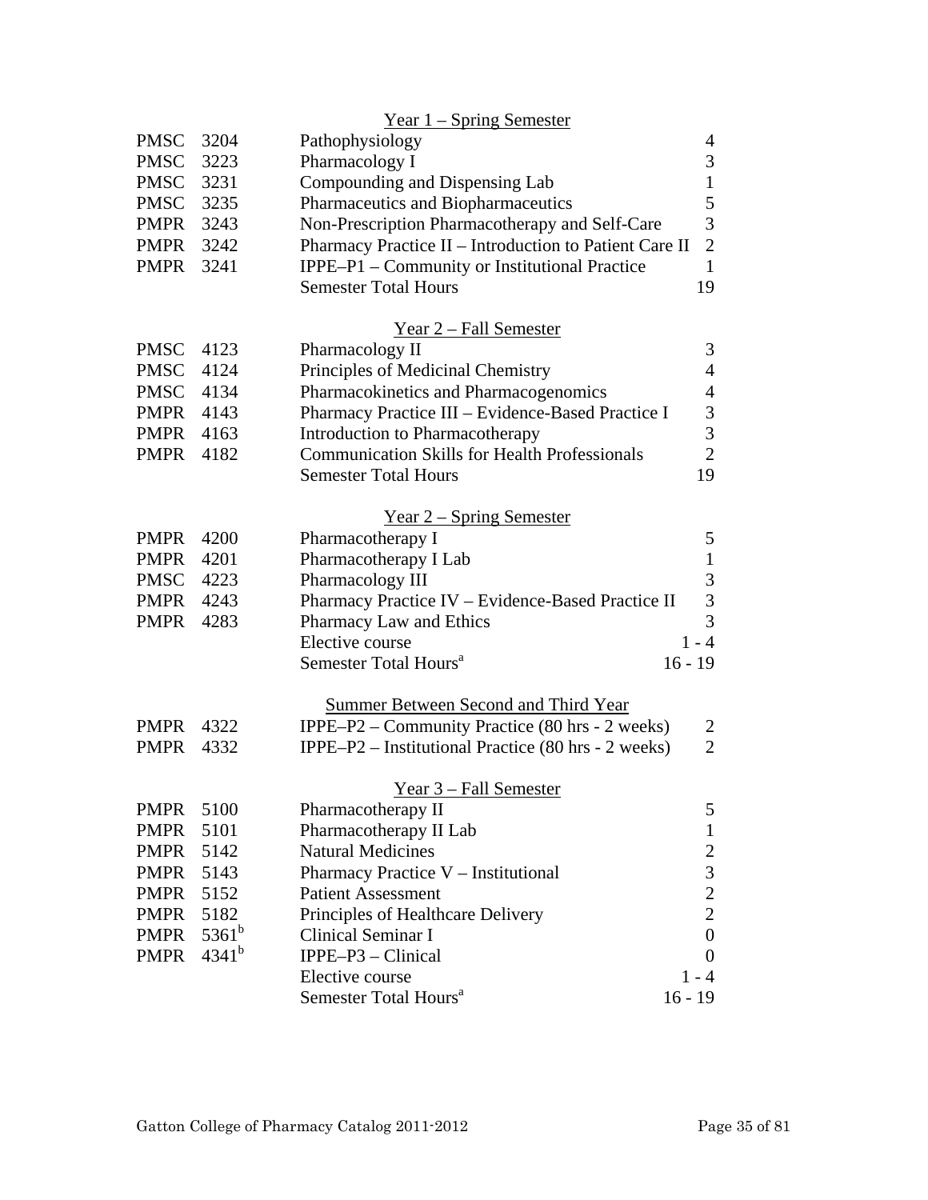### Year 1 – Spring Semester

| | | | |
|---|---|---|---|
| PMSC | 3204 | Pathophysiology | 4 |
| PMSC | 3223 | Pharmacology I | 3 |
| PMSC | 3231 | Compounding and Dispensing Lab | 1 |
| PMSC | 3235 | Pharmaceutics and Biopharmaceutics | 5 |
| PMPR | 3243 | Non-Prescription Pharmacotherapy and Self-Care | 3 |
| PMPR | 3242 | Pharmacy Practice II – Introduction to Patient Care II | 2 |
| PMPR | 3241 | IPPE–P1 – Community or Institutional Practice | 1 |
| | | Semester Total Hours | 19 |

### Year 2 – Fall Semester

| | | | |
|---|---|---|---|
| PMSC | 4123 | Pharmacology II | 3 |
| PMSC | 4124 | Principles of Medicinal Chemistry | 4 |
| PMSC | 4134 | Pharmacokinetics and Pharmacogenomics | 4 |
| PMPR | 4143 | Pharmacy Practice III – Evidence-Based Practice I | 3 |
| PMPR | 4163 | Introduction to Pharmacotherapy | 3 |
| PMPR | 4182 | Communication Skills for Health Professionals | 2 |
| | | Semester Total Hours | 19 |

### Year 2 – Spring Semester

| | | | |
|---|---|---|---|
| PMPR | 4200 | Pharmacotherapy I | 5 |
| PMPR | 4201 | Pharmacotherapy I Lab | 1 |
| PMSC | 4223 | Pharmacology III | 3 |
| PMPR | 4243 | Pharmacy Practice IV – Evidence-Based Practice II | 3 |
| PMPR | 4283 | Pharmacy Law and Ethics | 3 |
| | | Elective course | 1 - 4 |
| | | Semester Total Hours[a] | 16 - 19 |

### Summer Between Second and Third Year

| | | | |
|---|---|---|---|
| PMPR | 4322 | IPPE–P2 – Community Practice (80 hrs - 2 weeks) | 2 |
| PMPR | 4332 | IPPE–P2 – Institutional Practice (80 hrs - 2 weeks) | 2 |

### Year 3 – Fall Semester

| | | | |
|---|---|---|---|
| PMPR | 5100 | Pharmacotherapy II | 5 |
| PMPR | 5101 | Pharmacotherapy II Lab | 1 |
| PMPR | 5142 | Natural Medicines | 2 |
| PMPR | 5143 | Pharmacy Practice V – Institutional | 3 |
| PMPR | 5152 | Patient Assessment | 2 |
| PMPR | 5182 | Principles of Healthcare Delivery | 2 |
| PMPR | 5361[b] | Clinical Seminar I | 0 |
| PMPR | 4341[b] | IPPE–P3 – Clinical | 0 |
| | | Elective course | 1 - 4 |
| | | Semester Total Hours[a] | 16 - 19 |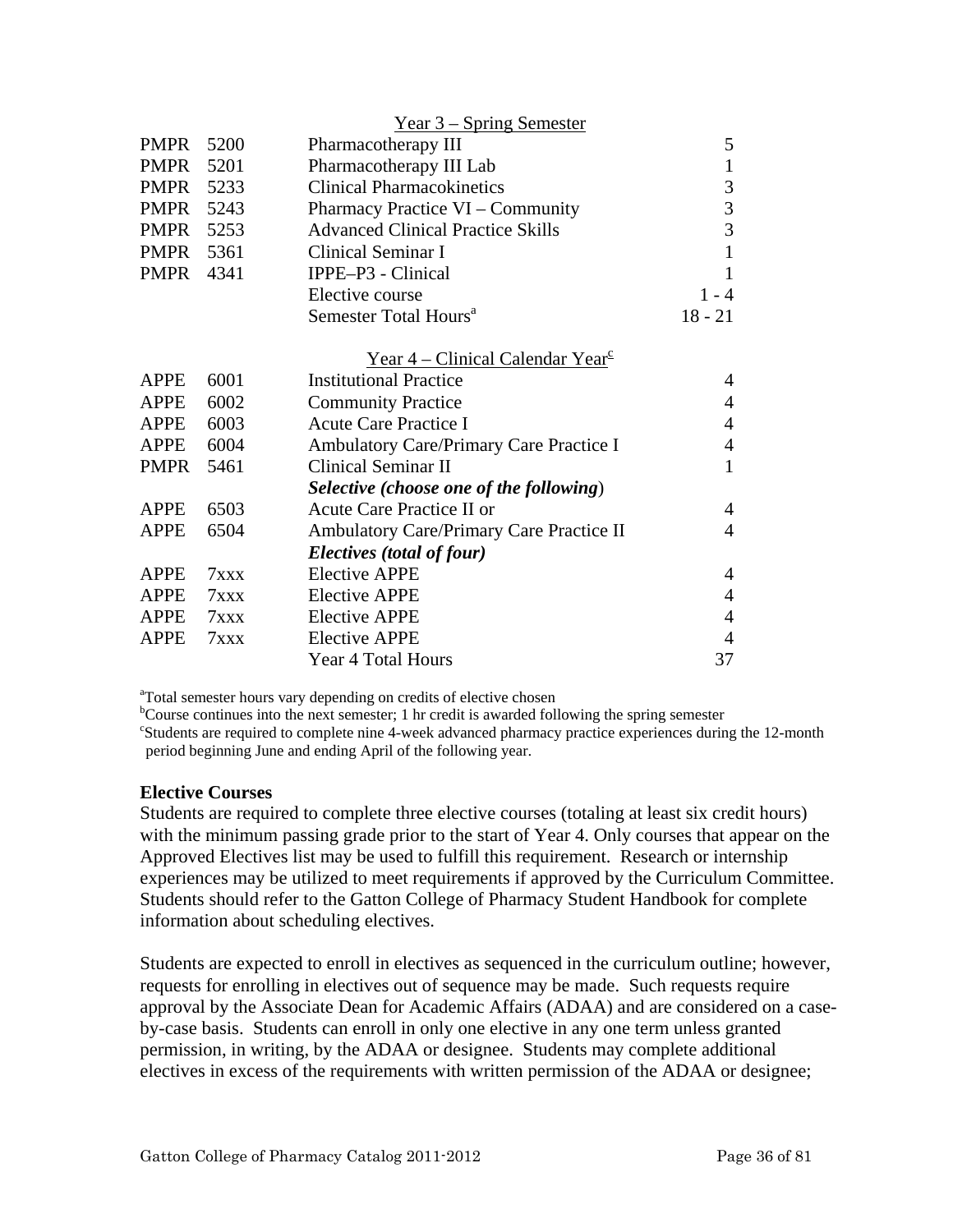| | | Year 3 – Spring Semester | |
|---|---|---|---|
| PMPR | 5200 | Pharmacotherapy III | 5 |
| PMPR | 5201 | Pharmacotherapy III Lab | 1 |
| PMPR | 5233 | Clinical Pharmacokinetics | 3 |
| PMPR | 5243 | Pharmacy Practice VI – Community | 3 |
| PMPR | 5253 | Advanced Clinical Practice Skills | 3 |
| PMPR | 5361 | Clinical Seminar I | 1 |
| PMPR | 4341 | IPPE–P3 - Clinical | 1 |
| | | Elective course | 1 - 4 |
| | | Semester Total Hours[a] | 18 - 21 |

| | | Year 4 – Clinical Calendar Year[c] | |
|---|---|---|---|
| APPE | 6001 | Institutional Practice | 4 |
| APPE | 6002 | Community Practice | 4 |
| APPE | 6003 | Acute Care Practice I | 4 |
| APPE | 6004 | Ambulatory Care/Primary Care Practice I | 4 |
| PMPR | 5461 | Clinical Seminar II | 1 |
| | | ***Selective (choose one of the following)*** | |
| APPE | 6503 | Acute Care Practice II or | 4 |
| APPE | 6504 | Ambulatory Care/Primary Care Practice II | 4 |
| | | ***Electives (total of four)*** | |
| APPE | 7xxx | Elective APPE | 4 |
| APPE | 7xxx | Elective APPE | 4 |
| APPE | 7xxx | Elective APPE | 4 |
| APPE | 7xxx | Elective APPE | 4 |
| | | Year 4 Total Hours | 37 |

[a]Total semester hours vary depending on credits of elective chosen
[b]Course continues into the next semester; 1 hr credit is awarded following the spring semester
[c]Students are required to complete nine 4-week advanced pharmacy practice experiences during the 12-month period beginning June and ending April of the following year.

**Elective Courses**

Students are required to complete three elective courses (totaling at least six credit hours) with the minimum passing grade prior to the start of Year 4. Only courses that appear on the Approved Electives list may be used to fulfill this requirement. Research or internship experiences may be utilized to meet requirements if approved by the Curriculum Committee. Students should refer to the Gatton College of Pharmacy Student Handbook for complete information about scheduling electives.

Students are expected to enroll in electives as sequenced in the curriculum outline; however, requests for enrolling in electives out of sequence may be made. Such requests require approval by the Associate Dean for Academic Affairs (ADAA) and are considered on a case-by-case basis. Students can enroll in only one elective in any one term unless granted permission, in writing, by the ADAA or designee. Students may complete additional electives in excess of the requirements with written permission of the ADAA or designee;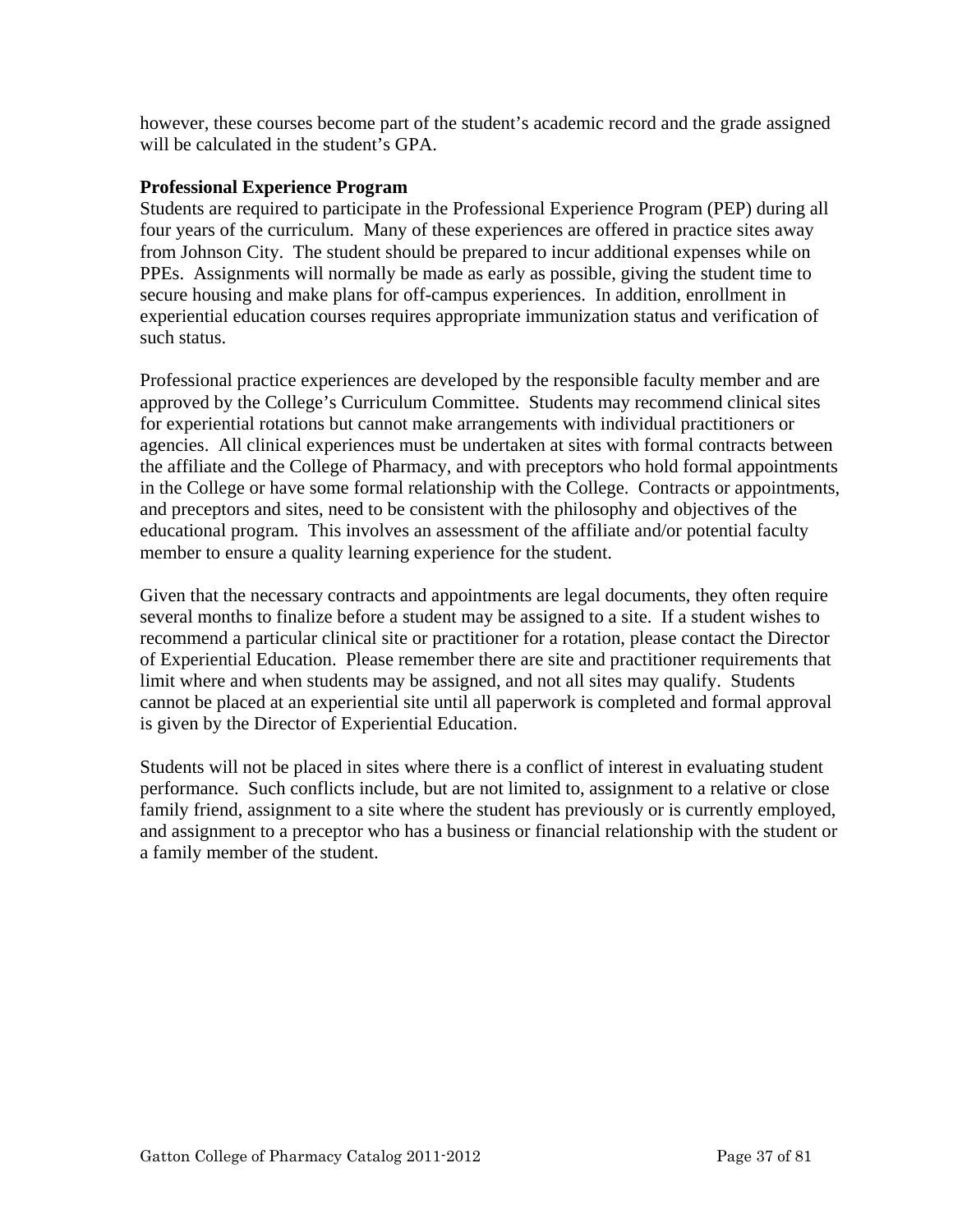however, these courses become part of the student's academic record and the grade assigned will be calculated in the student's GPA.

**Professional Experience Program**

Students are required to participate in the Professional Experience Program (PEP) during all four years of the curriculum. Many of these experiences are offered in practice sites away from Johnson City. The student should be prepared to incur additional expenses while on PPEs. Assignments will normally be made as early as possible, giving the student time to secure housing and make plans for off-campus experiences. In addition, enrollment in experiential education courses requires appropriate immunization status and verification of such status.

Professional practice experiences are developed by the responsible faculty member and are approved by the College's Curriculum Committee. Students may recommend clinical sites for experiential rotations but cannot make arrangements with individual practitioners or agencies. All clinical experiences must be undertaken at sites with formal contracts between the affiliate and the College of Pharmacy, and with preceptors who hold formal appointments in the College or have some formal relationship with the College. Contracts or appointments, and preceptors and sites, need to be consistent with the philosophy and objectives of the educational program. This involves an assessment of the affiliate and/or potential faculty member to ensure a quality learning experience for the student.

Given that the necessary contracts and appointments are legal documents, they often require several months to finalize before a student may be assigned to a site. If a student wishes to recommend a particular clinical site or practitioner for a rotation, please contact the Director of Experiential Education. Please remember there are site and practitioner requirements that limit where and when students may be assigned, and not all sites may qualify. Students cannot be placed at an experiential site until all paperwork is completed and formal approval is given by the Director of Experiential Education.

Students will not be placed in sites where there is a conflict of interest in evaluating student performance. Such conflicts include, but are not limited to, assignment to a relative or close family friend, assignment to a site where the student has previously or is currently employed, and assignment to a preceptor who has a business or financial relationship with the student or a family member of the student.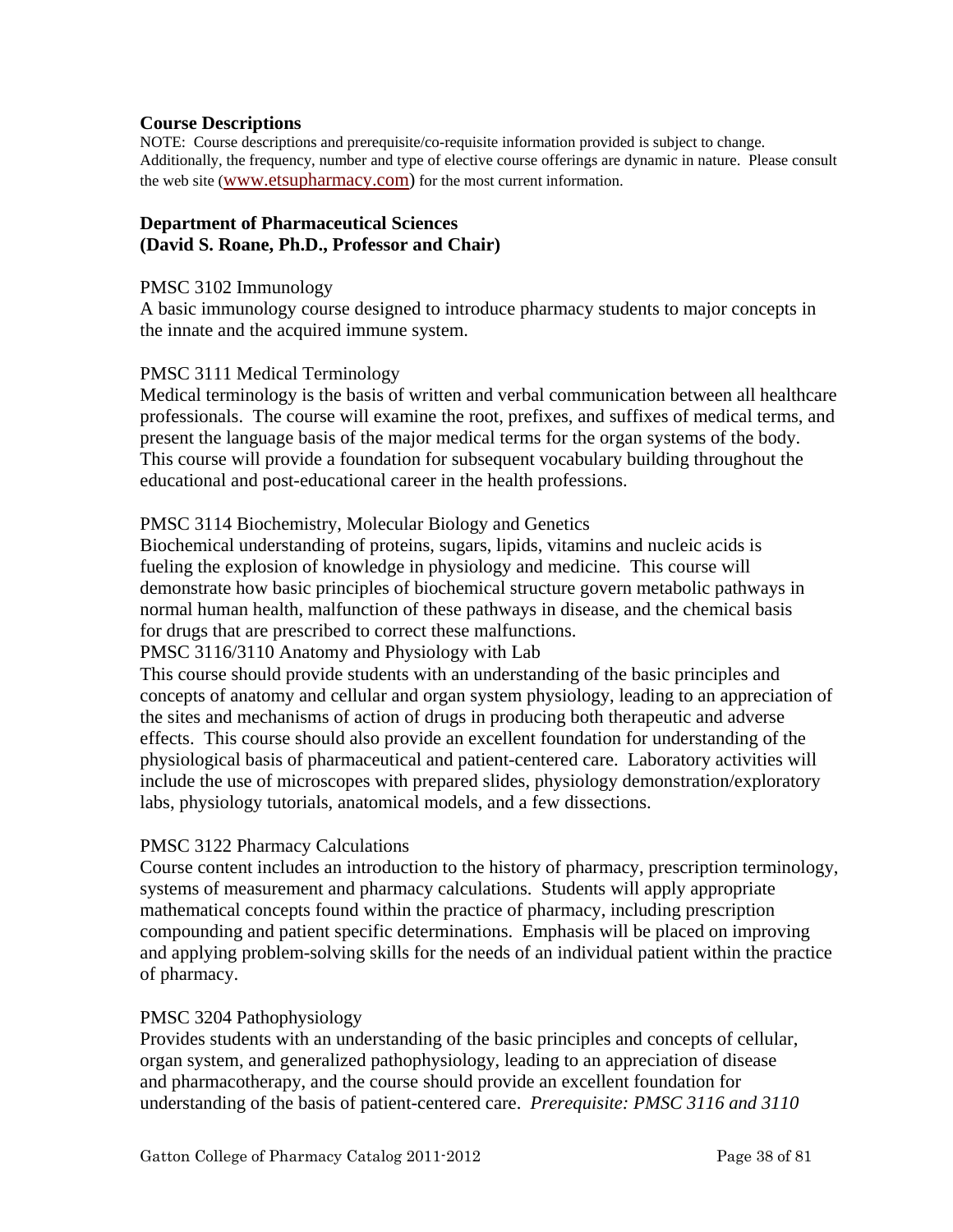## Course Descriptions

NOTE: Course descriptions and prerequisite/co-requisite information provided is subject to change. Additionally, the frequency, number and type of elective course offerings are dynamic in nature. Please consult the web site (www.etsupharmacy.com) for the most current information.

### Department of Pharmaceutical Sciences
### (David S. Roane, Ph.D., Professor and Chair)

PMSC 3102 Immunology

A basic immunology course designed to introduce pharmacy students to major concepts in the innate and the acquired immune system.

PMSC 3111 Medical Terminology

Medical terminology is the basis of written and verbal communication between all healthcare professionals. The course will examine the root, prefixes, and suffixes of medical terms, and present the language basis of the major medical terms for the organ systems of the body. This course will provide a foundation for subsequent vocabulary building throughout the educational and post-educational career in the health professions.

PMSC 3114 Biochemistry, Molecular Biology and Genetics

Biochemical understanding of proteins, sugars, lipids, vitamins and nucleic acids is fueling the explosion of knowledge in physiology and medicine. This course will demonstrate how basic principles of biochemical structure govern metabolic pathways in normal human health, malfunction of these pathways in disease, and the chemical basis for drugs that are prescribed to correct these malfunctions.

PMSC 3116/3110 Anatomy and Physiology with Lab

This course should provide students with an understanding of the basic principles and concepts of anatomy and cellular and organ system physiology, leading to an appreciation of the sites and mechanisms of action of drugs in producing both therapeutic and adverse effects. This course should also provide an excellent foundation for understanding of the physiological basis of pharmaceutical and patient-centered care. Laboratory activities will include the use of microscopes with prepared slides, physiology demonstration/exploratory labs, physiology tutorials, anatomical models, and a few dissections.

PMSC 3122 Pharmacy Calculations

Course content includes an introduction to the history of pharmacy, prescription terminology, systems of measurement and pharmacy calculations. Students will apply appropriate mathematical concepts found within the practice of pharmacy, including prescription compounding and patient specific determinations. Emphasis will be placed on improving and applying problem-solving skills for the needs of an individual patient within the practice of pharmacy.

PMSC 3204 Pathophysiology

Provides students with an understanding of the basic principles and concepts of cellular, organ system, and generalized pathophysiology, leading to an appreciation of disease and pharmacotherapy, and the course should provide an excellent foundation for understanding of the basis of patient-centered care. *Prerequisite: PMSC 3116 and 3110*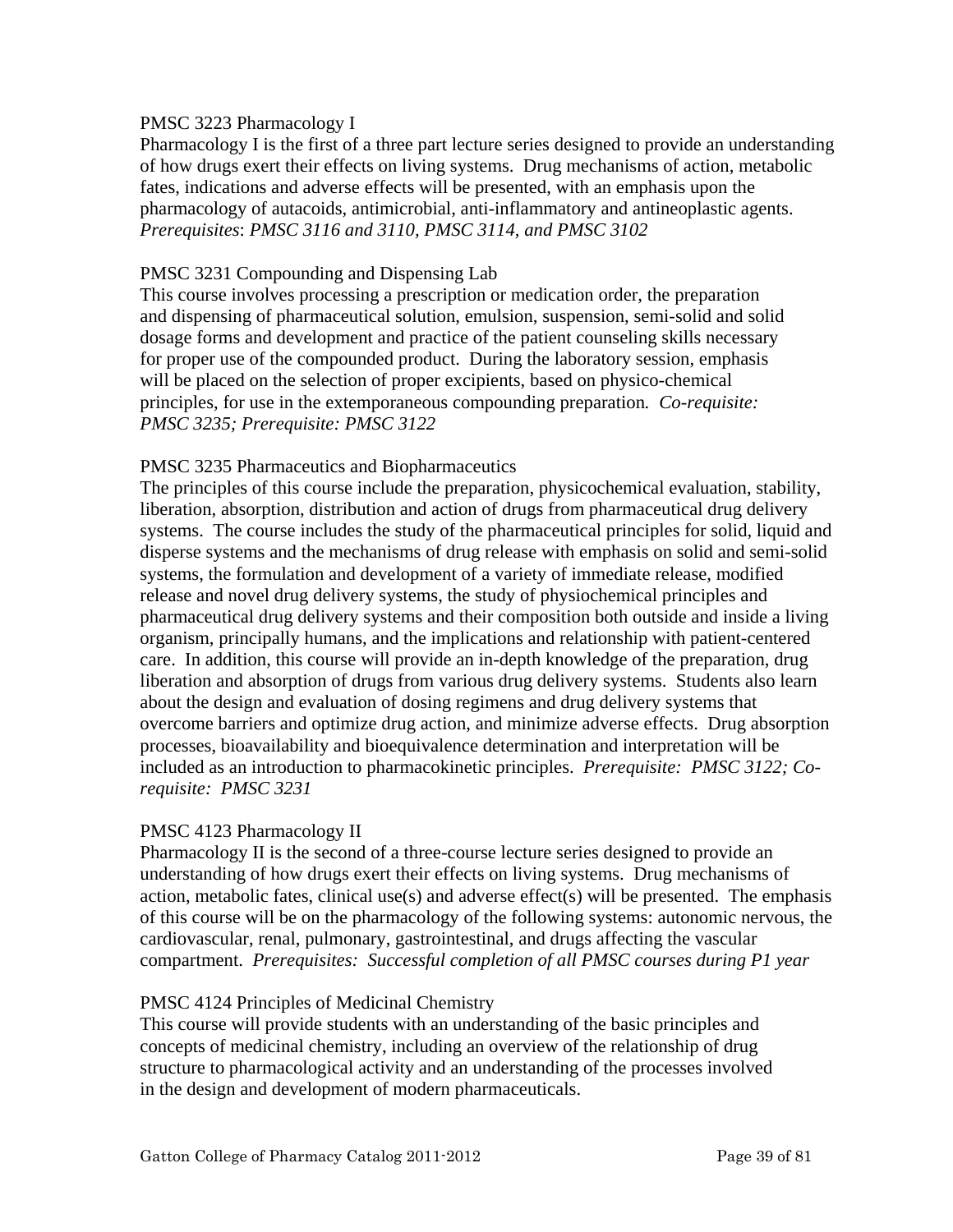PMSC 3223 Pharmacology I

Pharmacology I is the first of a three part lecture series designed to provide an understanding of how drugs exert their effects on living systems. Drug mechanisms of action, metabolic fates, indications and adverse effects will be presented, with an emphasis upon the pharmacology of autacoids, antimicrobial, anti-inflammatory and antineoplastic agents. *Prerequisites*: *PMSC 3116 and 3110, PMSC 3114, and PMSC 3102*

PMSC 3231 Compounding and Dispensing Lab

This course involves processing a prescription or medication order, the preparation and dispensing of pharmaceutical solution, emulsion, suspension, semi-solid and solid dosage forms and development and practice of the patient counseling skills necessary for proper use of the compounded product. During the laboratory session, emphasis will be placed on the selection of proper excipients, based on physico-chemical principles, for use in the extemporaneous compounding preparation. *Co-requisite: PMSC 3235; Prerequisite: PMSC 3122*

PMSC 3235 Pharmaceutics and Biopharmaceutics

The principles of this course include the preparation, physicochemical evaluation, stability, liberation, absorption, distribution and action of drugs from pharmaceutical drug delivery systems. The course includes the study of the pharmaceutical principles for solid, liquid and disperse systems and the mechanisms of drug release with emphasis on solid and semi-solid systems, the formulation and development of a variety of immediate release, modified release and novel drug delivery systems, the study of physiochemical principles and pharmaceutical drug delivery systems and their composition both outside and inside a living organism, principally humans, and the implications and relationship with patient-centered care. In addition, this course will provide an in-depth knowledge of the preparation, drug liberation and absorption of drugs from various drug delivery systems. Students also learn about the design and evaluation of dosing regimens and drug delivery systems that overcome barriers and optimize drug action, and minimize adverse effects. Drug absorption processes, bioavailability and bioequivalence determination and interpretation will be included as an introduction to pharmacokinetic principles. *Prerequisite: PMSC 3122; Co-requisite: PMSC 3231*

PMSC 4123 Pharmacology II

Pharmacology II is the second of a three-course lecture series designed to provide an understanding of how drugs exert their effects on living systems. Drug mechanisms of action, metabolic fates, clinical use(s) and adverse effect(s) will be presented. The emphasis of this course will be on the pharmacology of the following systems: autonomic nervous, the cardiovascular, renal, pulmonary, gastrointestinal, and drugs affecting the vascular compartment. *Prerequisites: Successful completion of all PMSC courses during P1 year*

PMSC 4124 Principles of Medicinal Chemistry

This course will provide students with an understanding of the basic principles and concepts of medicinal chemistry, including an overview of the relationship of drug structure to pharmacological activity and an understanding of the processes involved in the design and development of modern pharmaceuticals.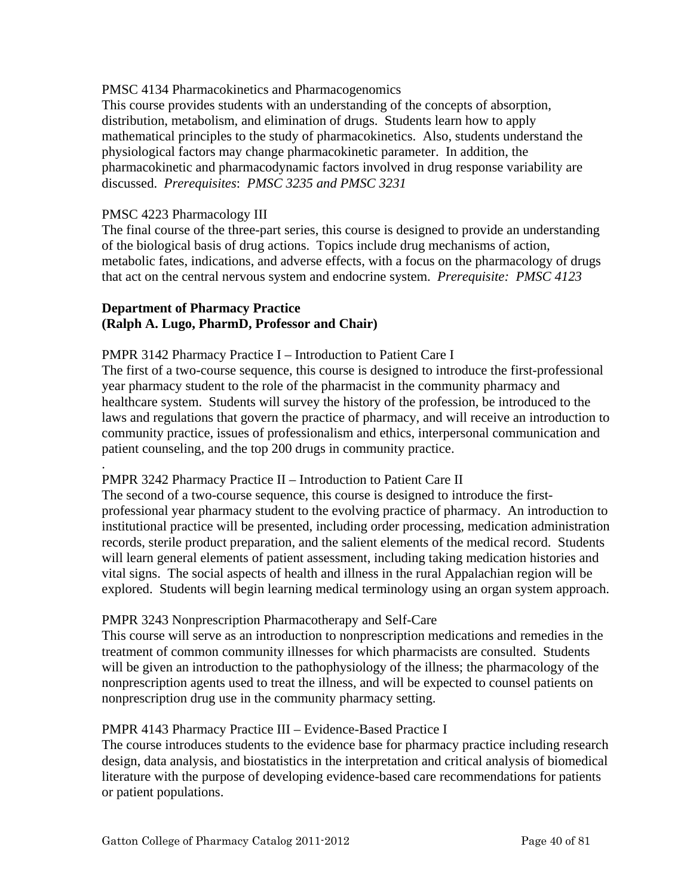PMSC 4134 Pharmacokinetics and Pharmacogenomics
This course provides students with an understanding of the concepts of absorption, distribution, metabolism, and elimination of drugs. Students learn how to apply mathematical principles to the study of pharmacokinetics. Also, students understand the physiological factors may change pharmacokinetic parameter. In addition, the pharmacokinetic and pharmacodynamic factors involved in drug response variability are discussed. *Prerequisites*: *PMSC 3235 and PMSC 3231*

PMSC 4223 Pharmacology III
The final course of the three-part series, this course is designed to provide an understanding of the biological basis of drug actions. Topics include drug mechanisms of action, metabolic fates, indications, and adverse effects, with a focus on the pharmacology of drugs that act on the central nervous system and endocrine system. *Prerequisite: PMSC 4123*

**Department of Pharmacy Practice**
**(Ralph A. Lugo, PharmD, Professor and Chair)**

PMPR 3142 Pharmacy Practice I – Introduction to Patient Care I
The first of a two-course sequence, this course is designed to introduce the first-professional year pharmacy student to the role of the pharmacist in the community pharmacy and healthcare system. Students will survey the history of the profession, be introduced to the laws and regulations that govern the practice of pharmacy, and will receive an introduction to community practice, issues of professionalism and ethics, interpersonal communication and patient counseling, and the top 200 drugs in community practice.
.
PMPR 3242 Pharmacy Practice II – Introduction to Patient Care II
The second of a two-course sequence, this course is designed to introduce the first-professional year pharmacy student to the evolving practice of pharmacy. An introduction to institutional practice will be presented, including order processing, medication administration records, sterile product preparation, and the salient elements of the medical record. Students will learn general elements of patient assessment, including taking medication histories and vital signs. The social aspects of health and illness in the rural Appalachian region will be explored. Students will begin learning medical terminology using an organ system approach.

PMPR 3243 Nonprescription Pharmacotherapy and Self-Care
This course will serve as an introduction to nonprescription medications and remedies in the treatment of common community illnesses for which pharmacists are consulted. Students will be given an introduction to the pathophysiology of the illness; the pharmacology of the nonprescription agents used to treat the illness, and will be expected to counsel patients on nonprescription drug use in the community pharmacy setting.

PMPR 4143 Pharmacy Practice III – Evidence-Based Practice I
The course introduces students to the evidence base for pharmacy practice including research design, data analysis, and biostatistics in the interpretation and critical analysis of biomedical literature with the purpose of developing evidence-based care recommendations for patients or patient populations.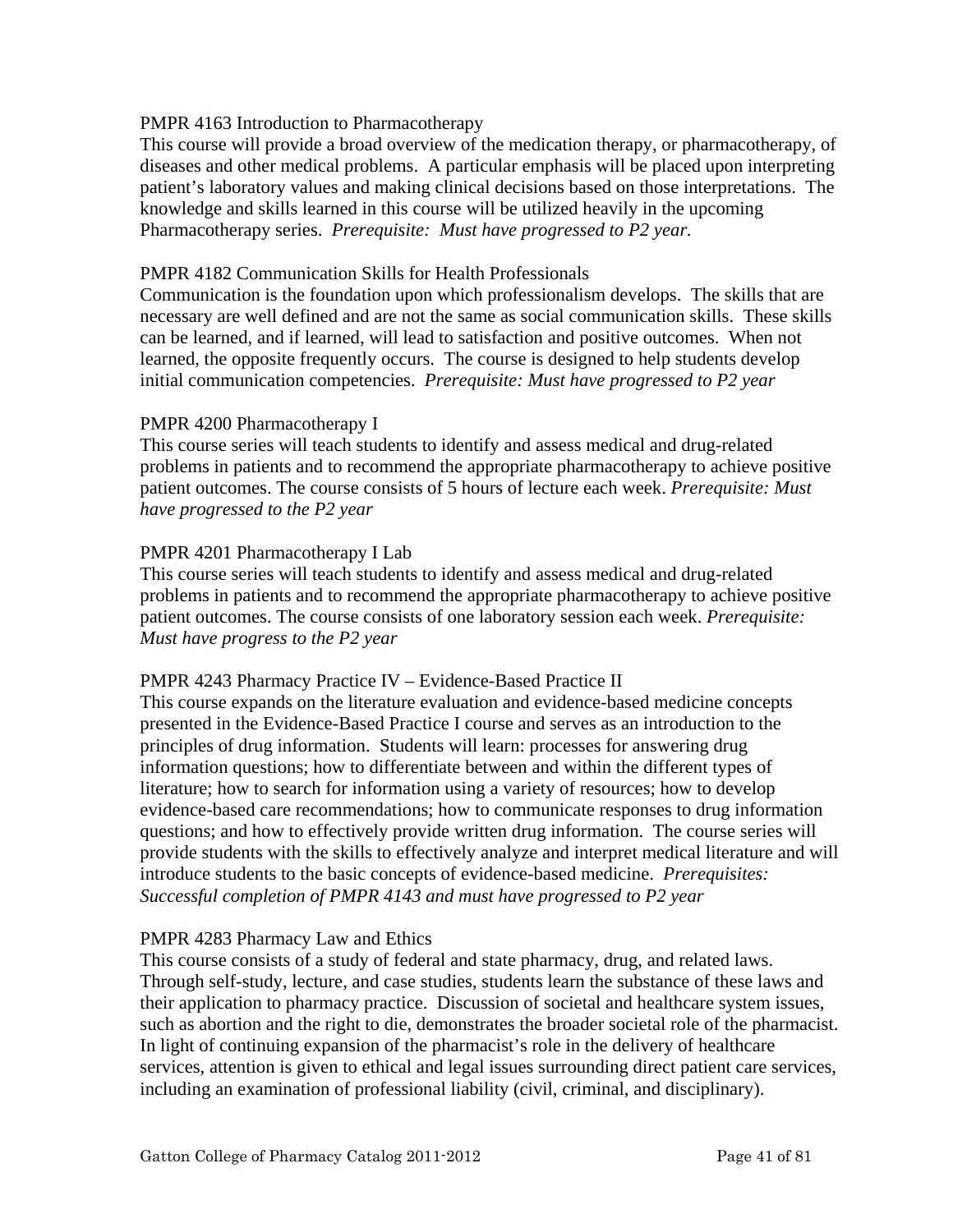PMPR 4163 Introduction to Pharmacotherapy

This course will provide a broad overview of the medication therapy, or pharmacotherapy, of diseases and other medical problems. A particular emphasis will be placed upon interpreting patient's laboratory values and making clinical decisions based on those interpretations. The knowledge and skills learned in this course will be utilized heavily in the upcoming Pharmacotherapy series. *Prerequisite: Must have progressed to P2 year.*

PMPR 4182 Communication Skills for Health Professionals

Communication is the foundation upon which professionalism develops. The skills that are necessary are well defined and are not the same as social communication skills. These skills can be learned, and if learned, will lead to satisfaction and positive outcomes. When not learned, the opposite frequently occurs. The course is designed to help students develop initial communication competencies. *Prerequisite: Must have progressed to P2 year*

PMPR 4200 Pharmacotherapy I

This course series will teach students to identify and assess medical and drug-related problems in patients and to recommend the appropriate pharmacotherapy to achieve positive patient outcomes. The course consists of 5 hours of lecture each week. *Prerequisite: Must have progressed to the P2 year*

PMPR 4201 Pharmacotherapy I Lab

This course series will teach students to identify and assess medical and drug-related problems in patients and to recommend the appropriate pharmacotherapy to achieve positive patient outcomes. The course consists of one laboratory session each week. *Prerequisite: Must have progress to the P2 year*

PMPR 4243 Pharmacy Practice IV – Evidence-Based Practice II

This course expands on the literature evaluation and evidence-based medicine concepts presented in the Evidence-Based Practice I course and serves as an introduction to the principles of drug information. Students will learn: processes for answering drug information questions; how to differentiate between and within the different types of literature; how to search for information using a variety of resources; how to develop evidence-based care recommendations; how to communicate responses to drug information questions; and how to effectively provide written drug information. The course series will provide students with the skills to effectively analyze and interpret medical literature and will introduce students to the basic concepts of evidence-based medicine. *Prerequisites: Successful completion of PMPR 4143 and must have progressed to P2 year*

PMPR 4283 Pharmacy Law and Ethics

This course consists of a study of federal and state pharmacy, drug, and related laws. Through self-study, lecture, and case studies, students learn the substance of these laws and their application to pharmacy practice. Discussion of societal and healthcare system issues, such as abortion and the right to die, demonstrates the broader societal role of the pharmacist. In light of continuing expansion of the pharmacist's role in the delivery of healthcare services, attention is given to ethical and legal issues surrounding direct patient care services, including an examination of professional liability (civil, criminal, and disciplinary).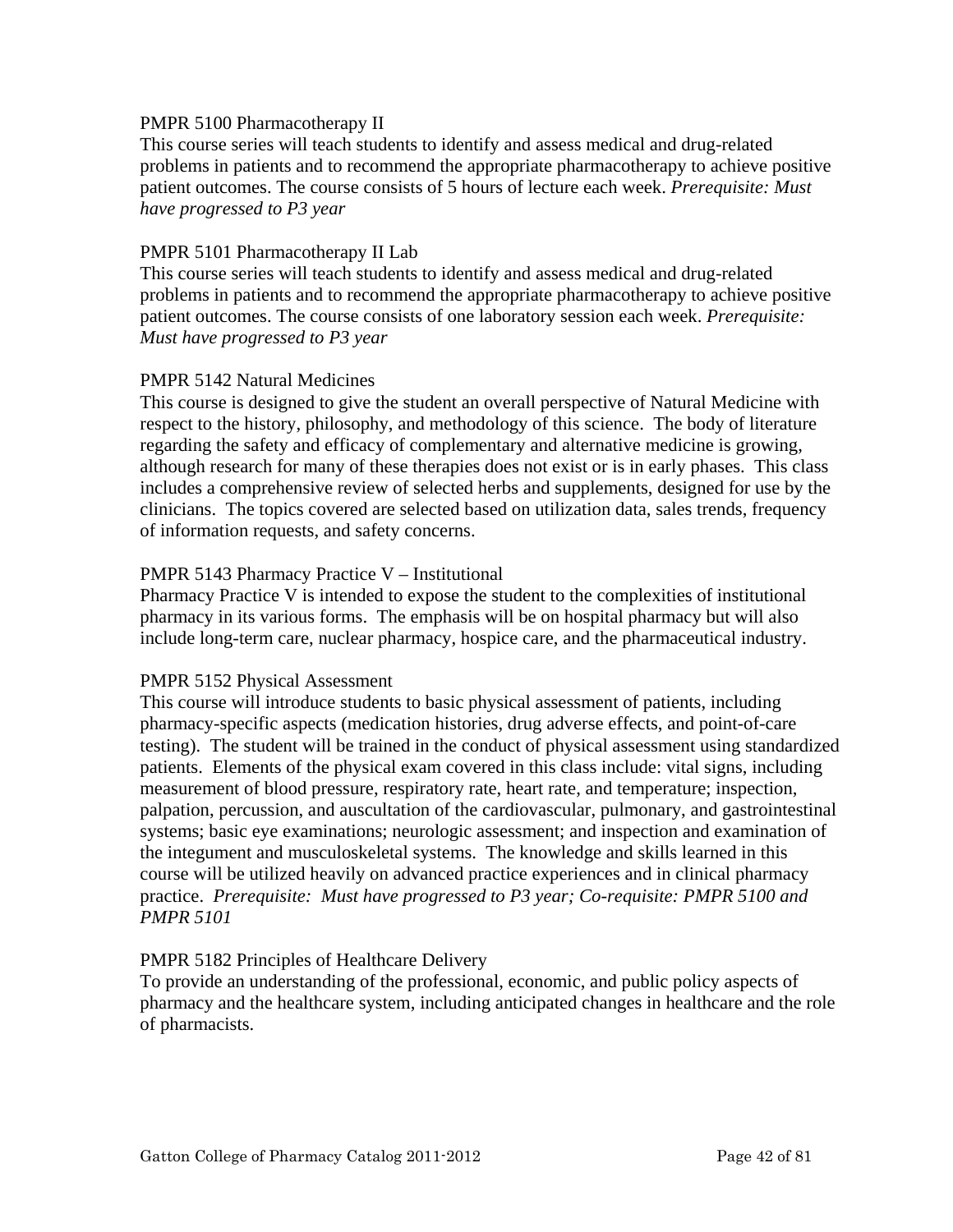PMPR 5100 Pharmacotherapy II

This course series will teach students to identify and assess medical and drug-related problems in patients and to recommend the appropriate pharmacotherapy to achieve positive patient outcomes. The course consists of 5 hours of lecture each week. *Prerequisite: Must have progressed to P3 year*

PMPR 5101 Pharmacotherapy II Lab

This course series will teach students to identify and assess medical and drug-related problems in patients and to recommend the appropriate pharmacotherapy to achieve positive patient outcomes. The course consists of one laboratory session each week. *Prerequisite: Must have progressed to P3 year*

PMPR 5142 Natural Medicines

This course is designed to give the student an overall perspective of Natural Medicine with respect to the history, philosophy, and methodology of this science. The body of literature regarding the safety and efficacy of complementary and alternative medicine is growing, although research for many of these therapies does not exist or is in early phases. This class includes a comprehensive review of selected herbs and supplements, designed for use by the clinicians. The topics covered are selected based on utilization data, sales trends, frequency of information requests, and safety concerns.

PMPR 5143 Pharmacy Practice V – Institutional

Pharmacy Practice V is intended to expose the student to the complexities of institutional pharmacy in its various forms. The emphasis will be on hospital pharmacy but will also include long-term care, nuclear pharmacy, hospice care, and the pharmaceutical industry.

PMPR 5152 Physical Assessment

This course will introduce students to basic physical assessment of patients, including pharmacy-specific aspects (medication histories, drug adverse effects, and point-of-care testing). The student will be trained in the conduct of physical assessment using standardized patients. Elements of the physical exam covered in this class include: vital signs, including measurement of blood pressure, respiratory rate, heart rate, and temperature; inspection, palpation, percussion, and auscultation of the cardiovascular, pulmonary, and gastrointestinal systems; basic eye examinations; neurologic assessment; and inspection and examination of the integument and musculoskeletal systems. The knowledge and skills learned in this course will be utilized heavily on advanced practice experiences and in clinical pharmacy practice. *Prerequisite: Must have progressed to P3 year; Co-requisite: PMPR 5100 and PMPR 5101*

PMPR 5182 Principles of Healthcare Delivery

To provide an understanding of the professional, economic, and public policy aspects of pharmacy and the healthcare system, including anticipated changes in healthcare and the role of pharmacists.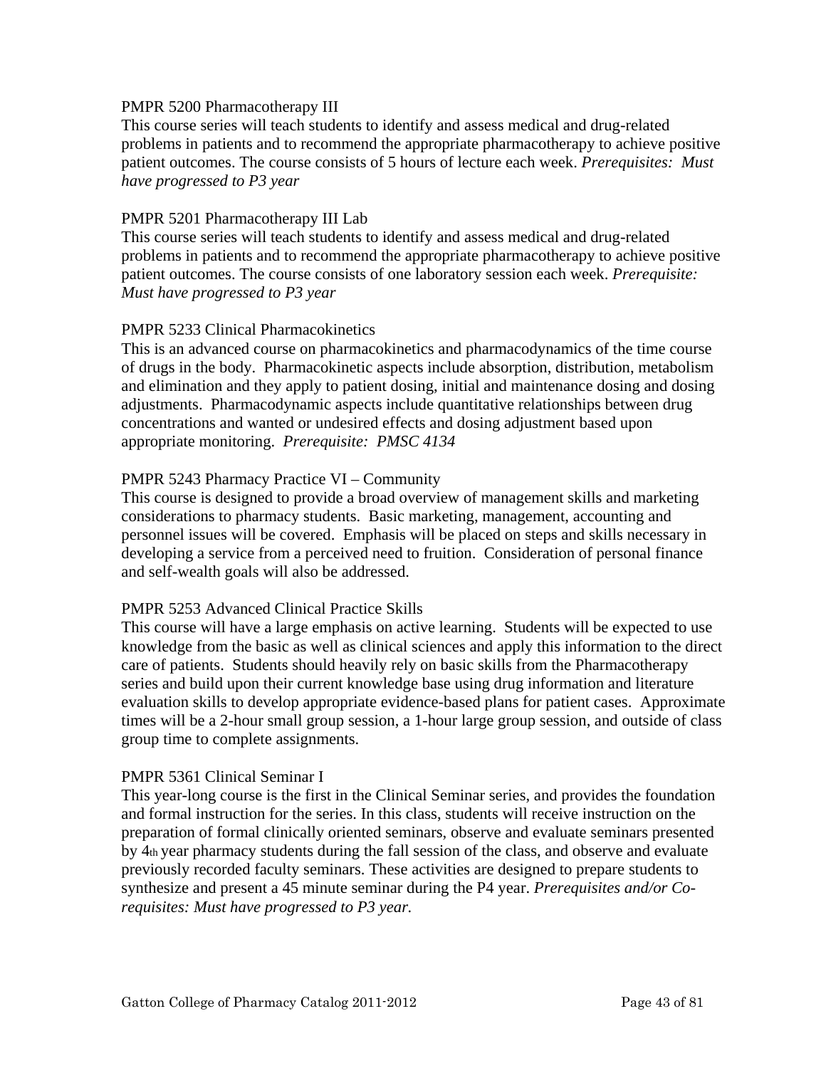PMPR 5200 Pharmacotherapy III

This course series will teach students to identify and assess medical and drug-related problems in patients and to recommend the appropriate pharmacotherapy to achieve positive patient outcomes. The course consists of 5 hours of lecture each week. *Prerequisites: Must have progressed to P3 year*

PMPR 5201 Pharmacotherapy III Lab

This course series will teach students to identify and assess medical and drug-related problems in patients and to recommend the appropriate pharmacotherapy to achieve positive patient outcomes. The course consists of one laboratory session each week. *Prerequisite: Must have progressed to P3 year*

PMPR 5233 Clinical Pharmacokinetics

This is an advanced course on pharmacokinetics and pharmacodynamics of the time course of drugs in the body. Pharmacokinetic aspects include absorption, distribution, metabolism and elimination and they apply to patient dosing, initial and maintenance dosing and dosing adjustments. Pharmacodynamic aspects include quantitative relationships between drug concentrations and wanted or undesired effects and dosing adjustment based upon appropriate monitoring. *Prerequisite: PMSC 4134*

PMPR 5243 Pharmacy Practice VI – Community

This course is designed to provide a broad overview of management skills and marketing considerations to pharmacy students. Basic marketing, management, accounting and personnel issues will be covered. Emphasis will be placed on steps and skills necessary in developing a service from a perceived need to fruition. Consideration of personal finance and self-wealth goals will also be addressed.

PMPR 5253 Advanced Clinical Practice Skills

This course will have a large emphasis on active learning. Students will be expected to use knowledge from the basic as well as clinical sciences and apply this information to the direct care of patients. Students should heavily rely on basic skills from the Pharmacotherapy series and build upon their current knowledge base using drug information and literature evaluation skills to develop appropriate evidence-based plans for patient cases. Approximate times will be a 2-hour small group session, a 1-hour large group session, and outside of class group time to complete assignments.

PMPR 5361 Clinical Seminar I

This year-long course is the first in the Clinical Seminar series, and provides the foundation and formal instruction for the series. In this class, students will receive instruction on the preparation of formal clinically oriented seminars, observe and evaluate seminars presented by 4th year pharmacy students during the fall session of the class, and observe and evaluate previously recorded faculty seminars. These activities are designed to prepare students to synthesize and present a 45 minute seminar during the P4 year. *Prerequisites and/or Co-requisites: Must have progressed to P3 year.*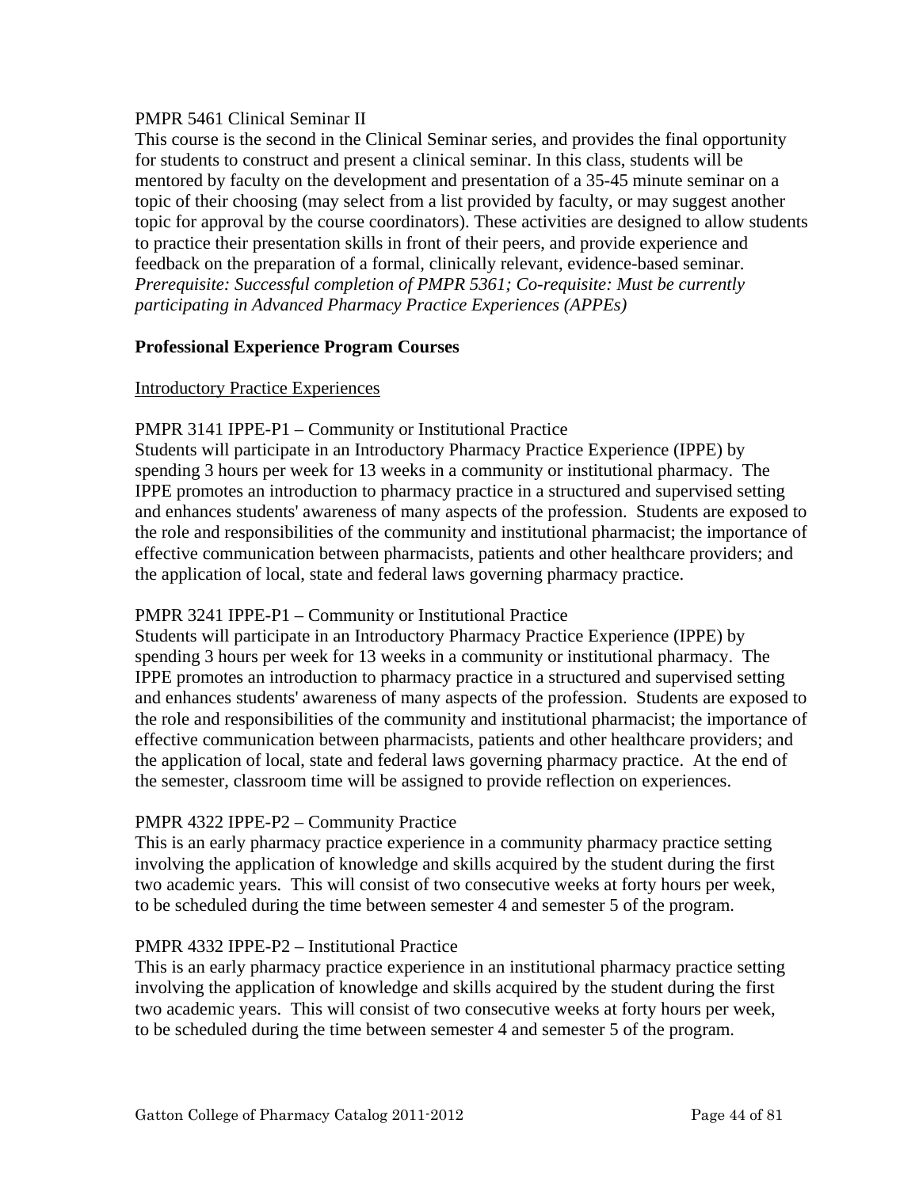PMPR 5461 Clinical Seminar II

This course is the second in the Clinical Seminar series, and provides the final opportunity for students to construct and present a clinical seminar. In this class, students will be mentored by faculty on the development and presentation of a 35-45 minute seminar on a topic of their choosing (may select from a list provided by faculty, or may suggest another topic for approval by the course coordinators). These activities are designed to allow students to practice their presentation skills in front of their peers, and provide experience and feedback on the preparation of a formal, clinically relevant, evidence-based seminar. *Prerequisite: Successful completion of PMPR 5361; Co-requisite: Must be currently participating in Advanced Pharmacy Practice Experiences (APPEs)*

**Professional Experience Program Courses**

<u>Introductory Practice Experiences</u>

PMPR 3141 IPPE-P1 – Community or Institutional Practice

Students will participate in an Introductory Pharmacy Practice Experience (IPPE) by spending 3 hours per week for 13 weeks in a community or institutional pharmacy. The IPPE promotes an introduction to pharmacy practice in a structured and supervised setting and enhances students' awareness of many aspects of the profession. Students are exposed to the role and responsibilities of the community and institutional pharmacist; the importance of effective communication between pharmacists, patients and other healthcare providers; and the application of local, state and federal laws governing pharmacy practice.

PMPR 3241 IPPE-P1 – Community or Institutional Practice

Students will participate in an Introductory Pharmacy Practice Experience (IPPE) by spending 3 hours per week for 13 weeks in a community or institutional pharmacy. The IPPE promotes an introduction to pharmacy practice in a structured and supervised setting and enhances students' awareness of many aspects of the profession. Students are exposed to the role and responsibilities of the community and institutional pharmacist; the importance of effective communication between pharmacists, patients and other healthcare providers; and the application of local, state and federal laws governing pharmacy practice. At the end of the semester, classroom time will be assigned to provide reflection on experiences.

PMPR 4322 IPPE-P2 – Community Practice

This is an early pharmacy practice experience in a community pharmacy practice setting involving the application of knowledge and skills acquired by the student during the first two academic years. This will consist of two consecutive weeks at forty hours per week, to be scheduled during the time between semester 4 and semester 5 of the program.

PMPR 4332 IPPE-P2 – Institutional Practice

This is an early pharmacy practice experience in an institutional pharmacy practice setting involving the application of knowledge and skills acquired by the student during the first two academic years. This will consist of two consecutive weeks at forty hours per week, to be scheduled during the time between semester 4 and semester 5 of the program.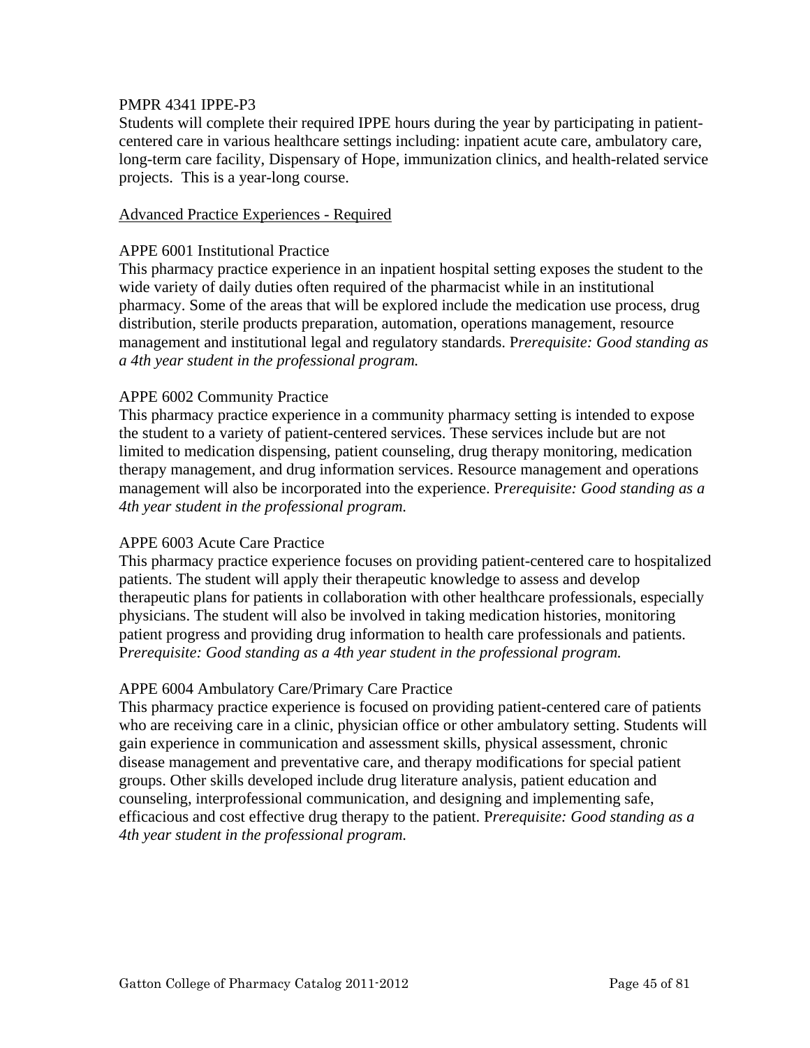PMPR 4341 IPPE-P3

Students will complete their required IPPE hours during the year by participating in patient-centered care in various healthcare settings including: inpatient acute care, ambulatory care, long-term care facility, Dispensary of Hope, immunization clinics, and health-related service projects. This is a year-long course.

Advanced Practice Experiences - Required

APPE 6001 Institutional Practice

This pharmacy practice experience in an inpatient hospital setting exposes the student to the wide variety of daily duties often required of the pharmacist while in an institutional pharmacy. Some of the areas that will be explored include the medication use process, drug distribution, sterile products preparation, automation, operations management, resource management and institutional legal and regulatory standards. P*rerequisite: Good standing as a 4th year student in the professional program.*

APPE 6002 Community Practice

This pharmacy practice experience in a community pharmacy setting is intended to expose the student to a variety of patient-centered services. These services include but are not limited to medication dispensing, patient counseling, drug therapy monitoring, medication therapy management, and drug information services. Resource management and operations management will also be incorporated into the experience. P*rerequisite: Good standing as a 4th year student in the professional program.*

APPE 6003 Acute Care Practice

This pharmacy practice experience focuses on providing patient-centered care to hospitalized patients. The student will apply their therapeutic knowledge to assess and develop therapeutic plans for patients in collaboration with other healthcare professionals, especially physicians. The student will also be involved in taking medication histories, monitoring patient progress and providing drug information to health care professionals and patients. P*rerequisite: Good standing as a 4th year student in the professional program.*

APPE 6004 Ambulatory Care/Primary Care Practice

This pharmacy practice experience is focused on providing patient-centered care of patients who are receiving care in a clinic, physician office or other ambulatory setting. Students will gain experience in communication and assessment skills, physical assessment, chronic disease management and preventative care, and therapy modifications for special patient groups. Other skills developed include drug literature analysis, patient education and counseling, interprofessional communication, and designing and implementing safe, efficacious and cost effective drug therapy to the patient. P*rerequisite: Good standing as a 4th year student in the professional program.*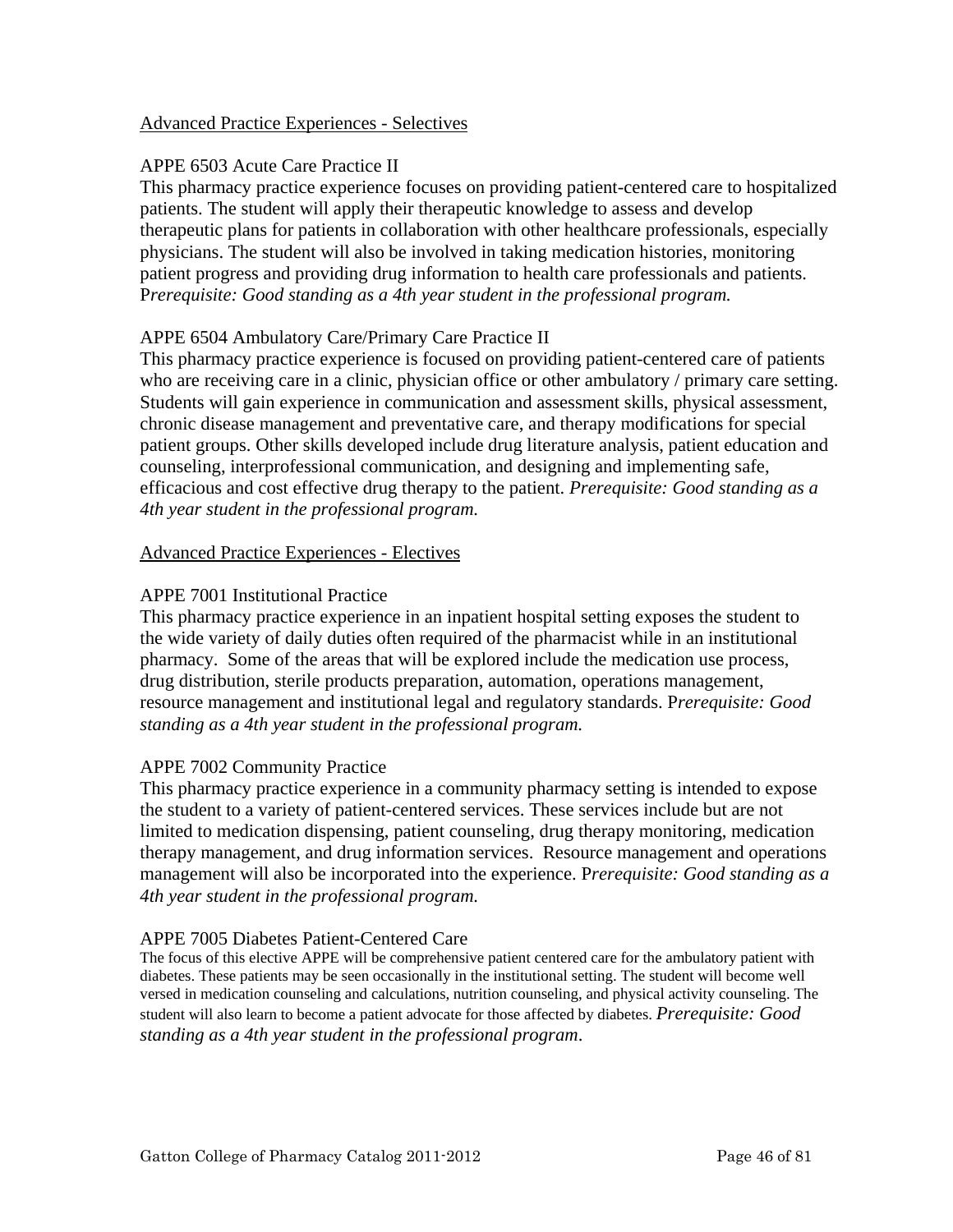Advanced Practice Experiences - Selectives

APPE 6503 Acute Care Practice II
This pharmacy practice experience focuses on providing patient-centered care to hospitalized patients. The student will apply their therapeutic knowledge to assess and develop therapeutic plans for patients in collaboration with other healthcare professionals, especially physicians. The student will also be involved in taking medication histories, monitoring patient progress and providing drug information to health care professionals and patients. P*rerequisite: Good standing as a 4th year student in the professional program.*

APPE 6504 Ambulatory Care/Primary Care Practice II
This pharmacy practice experience is focused on providing patient-centered care of patients who are receiving care in a clinic, physician office or other ambulatory / primary care setting. Students will gain experience in communication and assessment skills, physical assessment, chronic disease management and preventative care, and therapy modifications for special patient groups. Other skills developed include drug literature analysis, patient education and counseling, interprofessional communication, and designing and implementing safe, efficacious and cost effective drug therapy to the patient. *Prerequisite: Good standing as a 4th year student in the professional program.*

Advanced Practice Experiences - Electives

APPE 7001 Institutional Practice
This pharmacy practice experience in an inpatient hospital setting exposes the student to the wide variety of daily duties often required of the pharmacist while in an institutional pharmacy. Some of the areas that will be explored include the medication use process, drug distribution, sterile products preparation, automation, operations management, resource management and institutional legal and regulatory standards. P*rerequisite: Good standing as a 4th year student in the professional program.*

APPE 7002 Community Practice
This pharmacy practice experience in a community pharmacy setting is intended to expose the student to a variety of patient-centered services. These services include but are not limited to medication dispensing, patient counseling, drug therapy monitoring, medication therapy management, and drug information services. Resource management and operations management will also be incorporated into the experience. P*rerequisite: Good standing as a 4th year student in the professional program.*

APPE 7005 Diabetes Patient-Centered Care
The focus of this elective APPE will be comprehensive patient centered care for the ambulatory patient with diabetes. These patients may be seen occasionally in the institutional setting. The student will become well versed in medication counseling and calculations, nutrition counseling, and physical activity counseling. The student will also learn to become a patient advocate for those affected by diabetes. *Prerequisite: Good standing as a 4th year student in the professional program*.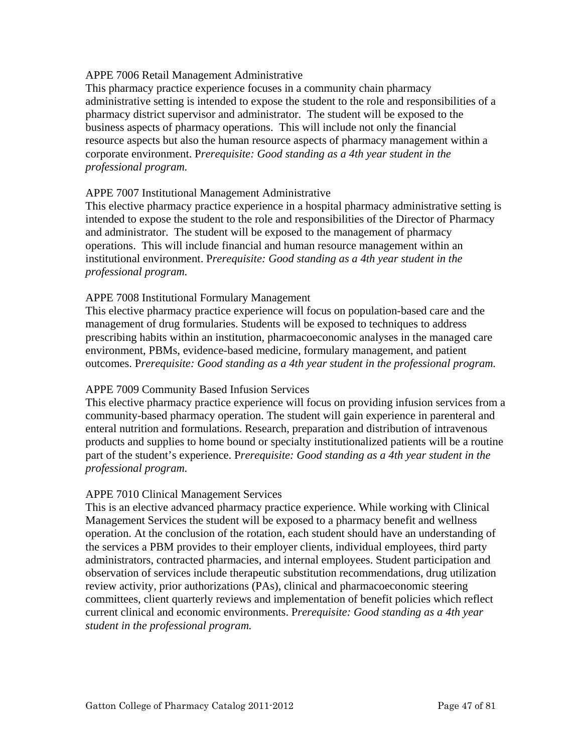APPE 7006 Retail Management Administrative

This pharmacy practice experience focuses in a community chain pharmacy administrative setting is intended to expose the student to the role and responsibilities of a pharmacy district supervisor and administrator. The student will be exposed to the business aspects of pharmacy operations. This will include not only the financial resource aspects but also the human resource aspects of pharmacy management within a corporate environment. P*rerequisite: Good standing as a 4th year student in the professional program.*

APPE 7007 Institutional Management Administrative

This elective pharmacy practice experience in a hospital pharmacy administrative setting is intended to expose the student to the role and responsibilities of the Director of Pharmacy and administrator. The student will be exposed to the management of pharmacy operations. This will include financial and human resource management within an institutional environment. P*rerequisite: Good standing as a 4th year student in the professional program.*

APPE 7008 Institutional Formulary Management

This elective pharmacy practice experience will focus on population-based care and the management of drug formularies. Students will be exposed to techniques to address prescribing habits within an institution, pharmacoeconomic analyses in the managed care environment, PBMs, evidence-based medicine, formulary management, and patient outcomes. P*rerequisite: Good standing as a 4th year student in the professional program.*

APPE 7009 Community Based Infusion Services

This elective pharmacy practice experience will focus on providing infusion services from a community-based pharmacy operation. The student will gain experience in parenteral and enteral nutrition and formulations. Research, preparation and distribution of intravenous products and supplies to home bound or specialty institutionalized patients will be a routine part of the student's experience. P*rerequisite: Good standing as a 4th year student in the professional program.*

APPE 7010 Clinical Management Services

This is an elective advanced pharmacy practice experience. While working with Clinical Management Services the student will be exposed to a pharmacy benefit and wellness operation. At the conclusion of the rotation, each student should have an understanding of the services a PBM provides to their employer clients, individual employees, third party administrators, contracted pharmacies, and internal employees. Student participation and observation of services include therapeutic substitution recommendations, drug utilization review activity, prior authorizations (PAs), clinical and pharmacoeconomic steering committees, client quarterly reviews and implementation of benefit policies which reflect current clinical and economic environments. P*rerequisite: Good standing as a 4th year student in the professional program.*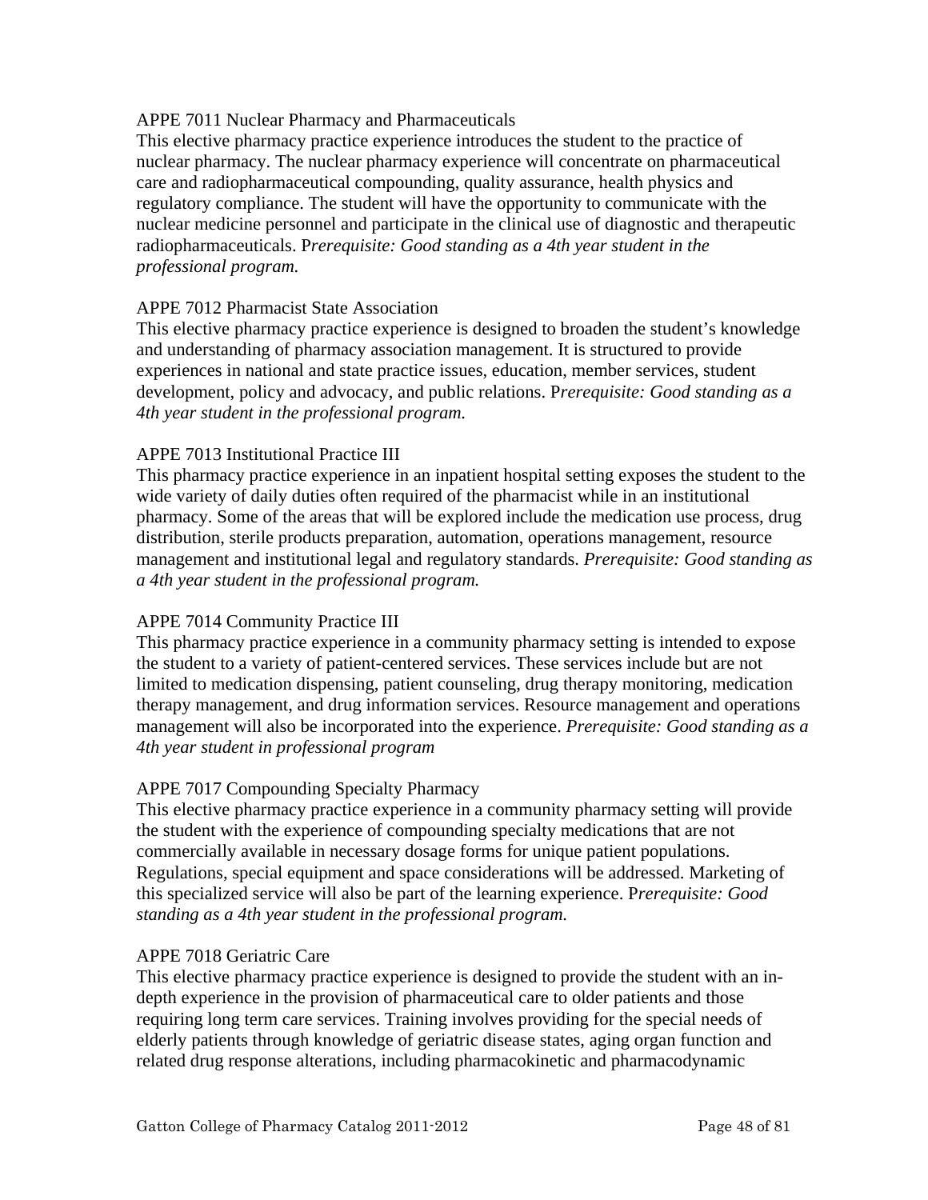APPE 7011 Nuclear Pharmacy and Pharmaceuticals

This elective pharmacy practice experience introduces the student to the practice of nuclear pharmacy. The nuclear pharmacy experience will concentrate on pharmaceutical care and radiopharmaceutical compounding, quality assurance, health physics and regulatory compliance. The student will have the opportunity to communicate with the nuclear medicine personnel and participate in the clinical use of diagnostic and therapeutic radiopharmaceuticals. P*rerequisite: Good standing as a 4th year student in the professional program.*

APPE 7012 Pharmacist State Association

This elective pharmacy practice experience is designed to broaden the student's knowledge and understanding of pharmacy association management. It is structured to provide experiences in national and state practice issues, education, member services, student development, policy and advocacy, and public relations. P*rerequisite: Good standing as a 4th year student in the professional program.*

APPE 7013 Institutional Practice III

This pharmacy practice experience in an inpatient hospital setting exposes the student to the wide variety of daily duties often required of the pharmacist while in an institutional pharmacy. Some of the areas that will be explored include the medication use process, drug distribution, sterile products preparation, automation, operations management, resource management and institutional legal and regulatory standards. *Prerequisite: Good standing as a 4th year student in the professional program.*

APPE 7014 Community Practice III

This pharmacy practice experience in a community pharmacy setting is intended to expose the student to a variety of patient-centered services. These services include but are not limited to medication dispensing, patient counseling, drug therapy monitoring, medication therapy management, and drug information services. Resource management and operations management will also be incorporated into the experience. *Prerequisite: Good standing as a 4th year student in professional program*

APPE 7017 Compounding Specialty Pharmacy

This elective pharmacy practice experience in a community pharmacy setting will provide the student with the experience of compounding specialty medications that are not commercially available in necessary dosage forms for unique patient populations. Regulations, special equipment and space considerations will be addressed. Marketing of this specialized service will also be part of the learning experience. P*rerequisite: Good standing as a 4th year student in the professional program.*

APPE 7018 Geriatric Care

This elective pharmacy practice experience is designed to provide the student with an in-depth experience in the provision of pharmaceutical care to older patients and those requiring long term care services. Training involves providing for the special needs of elderly patients through knowledge of geriatric disease states, aging organ function and related drug response alterations, including pharmacokinetic and pharmacodynamic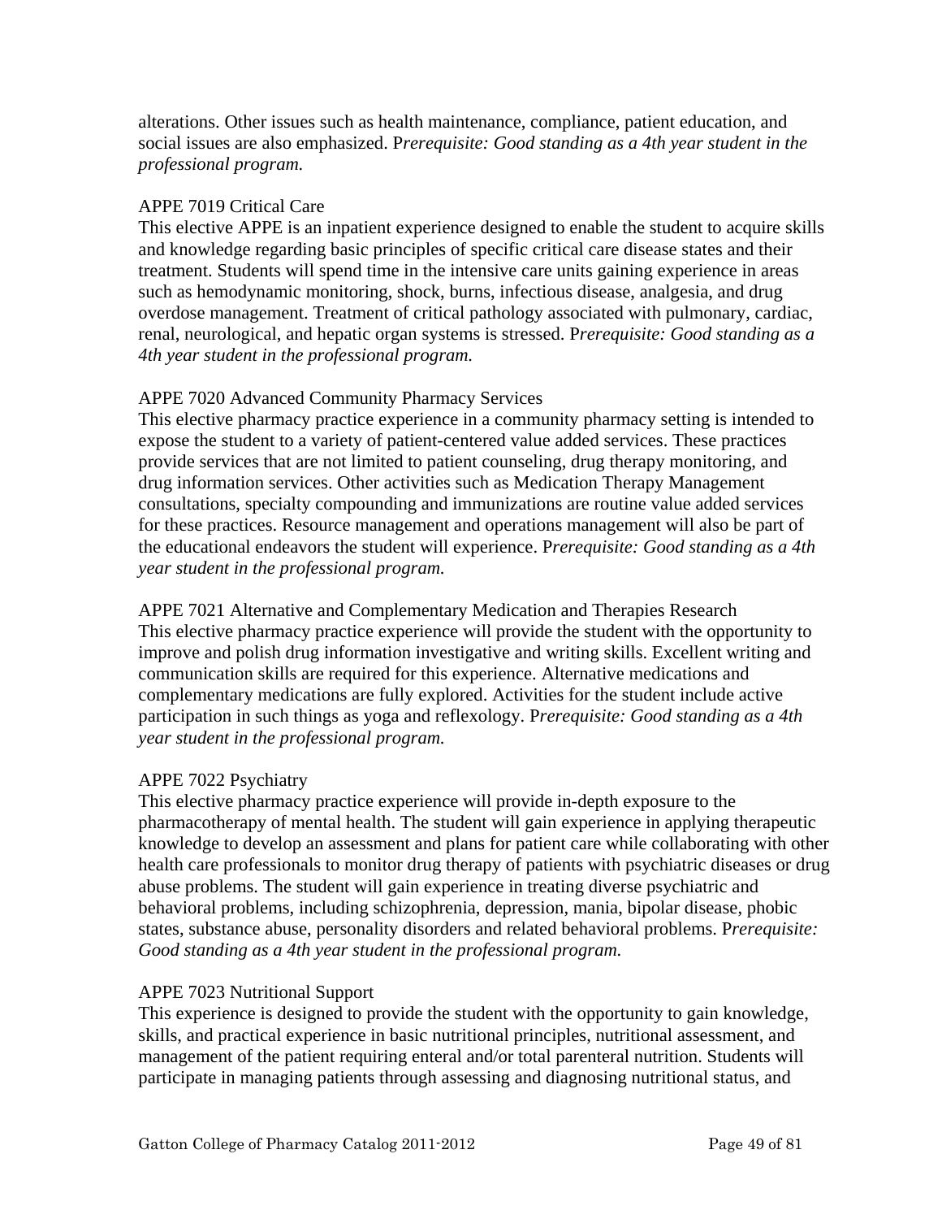alterations. Other issues such as health maintenance, compliance, patient education, and social issues are also emphasized. P*rerequisite: Good standing as a 4th year student in the professional program.*

APPE 7019 Critical Care

This elective APPE is an inpatient experience designed to enable the student to acquire skills and knowledge regarding basic principles of specific critical care disease states and their treatment. Students will spend time in the intensive care units gaining experience in areas such as hemodynamic monitoring, shock, burns, infectious disease, analgesia, and drug overdose management. Treatment of critical pathology associated with pulmonary, cardiac, renal, neurological, and hepatic organ systems is stressed. P*rerequisite: Good standing as a 4th year student in the professional program.*

APPE 7020 Advanced Community Pharmacy Services

This elective pharmacy practice experience in a community pharmacy setting is intended to expose the student to a variety of patient-centered value added services. These practices provide services that are not limited to patient counseling, drug therapy monitoring, and drug information services. Other activities such as Medication Therapy Management consultations, specialty compounding and immunizations are routine value added services for these practices. Resource management and operations management will also be part of the educational endeavors the student will experience. P*rerequisite: Good standing as a 4th year student in the professional program.*

APPE 7021 Alternative and Complementary Medication and Therapies Research

This elective pharmacy practice experience will provide the student with the opportunity to improve and polish drug information investigative and writing skills. Excellent writing and communication skills are required for this experience. Alternative medications and complementary medications are fully explored. Activities for the student include active participation in such things as yoga and reflexology. P*rerequisite: Good standing as a 4th year student in the professional program.*

APPE 7022 Psychiatry

This elective pharmacy practice experience will provide in-depth exposure to the pharmacotherapy of mental health. The student will gain experience in applying therapeutic knowledge to develop an assessment and plans for patient care while collaborating with other health care professionals to monitor drug therapy of patients with psychiatric diseases or drug abuse problems. The student will gain experience in treating diverse psychiatric and behavioral problems, including schizophrenia, depression, mania, bipolar disease, phobic states, substance abuse, personality disorders and related behavioral problems. P*rerequisite: Good standing as a 4th year student in the professional program.*

APPE 7023 Nutritional Support

This experience is designed to provide the student with the opportunity to gain knowledge, skills, and practical experience in basic nutritional principles, nutritional assessment, and management of the patient requiring enteral and/or total parenteral nutrition. Students will participate in managing patients through assessing and diagnosing nutritional status, and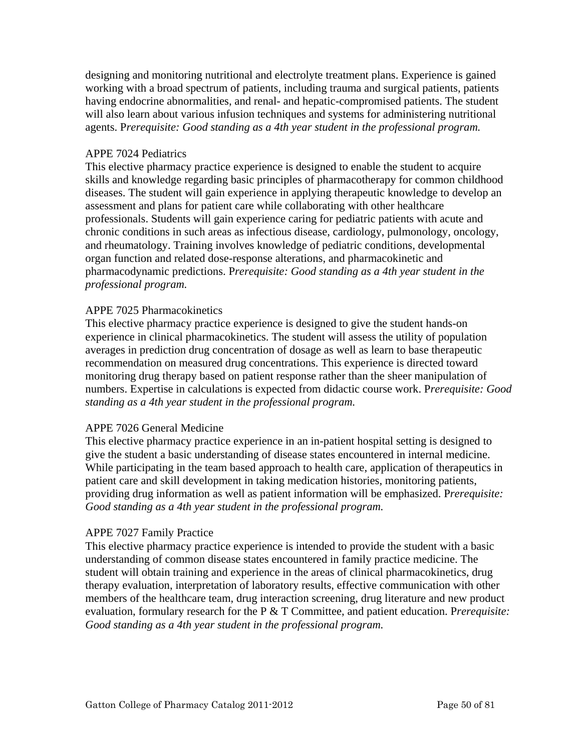designing and monitoring nutritional and electrolyte treatment plans. Experience is gained working with a broad spectrum of patients, including trauma and surgical patients, patients having endocrine abnormalities, and renal- and hepatic-compromised patients. The student will also learn about various infusion techniques and systems for administering nutritional agents. P*rerequisite: Good standing as a 4th year student in the professional program.*

APPE 7024 Pediatrics
This elective pharmacy practice experience is designed to enable the student to acquire skills and knowledge regarding basic principles of pharmacotherapy for common childhood diseases. The student will gain experience in applying therapeutic knowledge to develop an assessment and plans for patient care while collaborating with other healthcare professionals. Students will gain experience caring for pediatric patients with acute and chronic conditions in such areas as infectious disease, cardiology, pulmonology, oncology, and rheumatology. Training involves knowledge of pediatric conditions, developmental organ function and related dose-response alterations, and pharmacokinetic and pharmacodynamic predictions. P*rerequisite: Good standing as a 4th year student in the professional program.*

APPE 7025 Pharmacokinetics
This elective pharmacy practice experience is designed to give the student hands-on experience in clinical pharmacokinetics. The student will assess the utility of population averages in prediction drug concentration of dosage as well as learn to base therapeutic recommendation on measured drug concentrations. This experience is directed toward monitoring drug therapy based on patient response rather than the sheer manipulation of numbers. Expertise in calculations is expected from didactic course work. P*rerequisite: Good standing as a 4th year student in the professional program.*

APPE 7026 General Medicine
This elective pharmacy practice experience in an in-patient hospital setting is designed to give the student a basic understanding of disease states encountered in internal medicine. While participating in the team based approach to health care, application of therapeutics in patient care and skill development in taking medication histories, monitoring patients, providing drug information as well as patient information will be emphasized. P*rerequisite: Good standing as a 4th year student in the professional program.*

APPE 7027 Family Practice
This elective pharmacy practice experience is intended to provide the student with a basic understanding of common disease states encountered in family practice medicine. The student will obtain training and experience in the areas of clinical pharmacokinetics, drug therapy evaluation, interpretation of laboratory results, effective communication with other members of the healthcare team, drug interaction screening, drug literature and new product evaluation, formulary research for the P & T Committee, and patient education. P*rerequisite: Good standing as a 4th year student in the professional program.*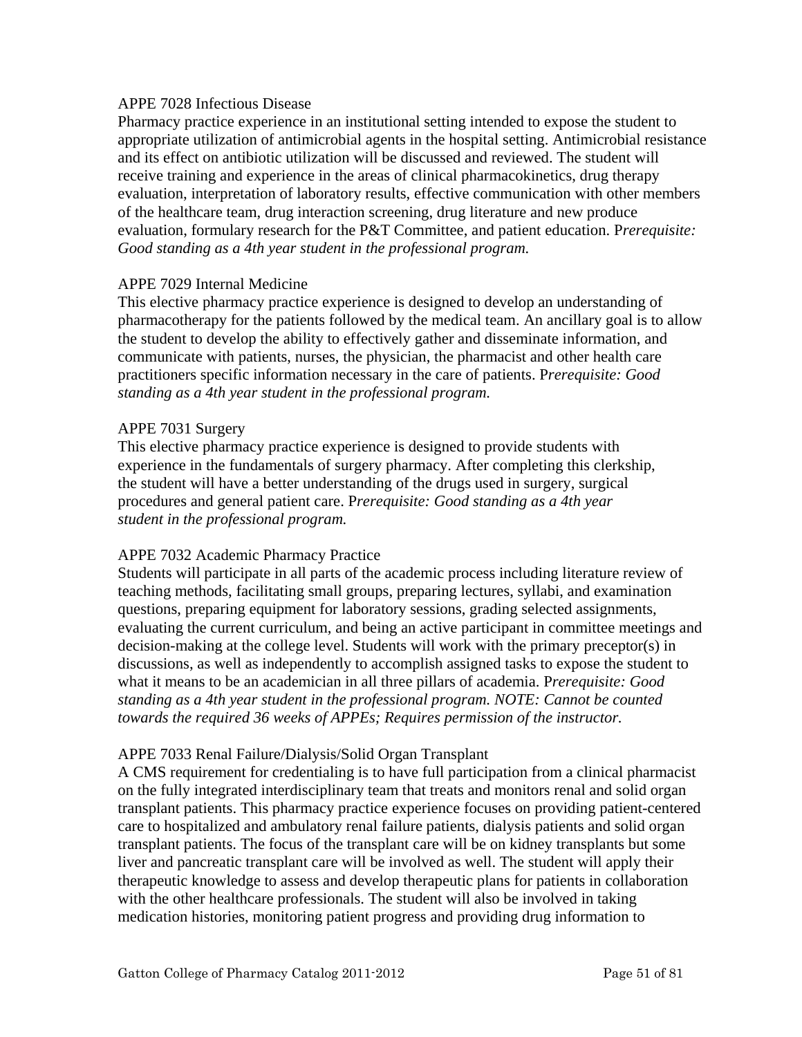APPE 7028 Infectious Disease

Pharmacy practice experience in an institutional setting intended to expose the student to appropriate utilization of antimicrobial agents in the hospital setting. Antimicrobial resistance and its effect on antibiotic utilization will be discussed and reviewed. The student will receive training and experience in the areas of clinical pharmacokinetics, drug therapy evaluation, interpretation of laboratory results, effective communication with other members of the healthcare team, drug interaction screening, drug literature and new produce evaluation, formulary research for the P&T Committee, and patient education. P*rerequisite: Good standing as a 4th year student in the professional program.*

APPE 7029 Internal Medicine

This elective pharmacy practice experience is designed to develop an understanding of pharmacotherapy for the patients followed by the medical team. An ancillary goal is to allow the student to develop the ability to effectively gather and disseminate information, and communicate with patients, nurses, the physician, the pharmacist and other health care practitioners specific information necessary in the care of patients. P*rerequisite: Good standing as a 4th year student in the professional program.*

APPE 7031 Surgery

This elective pharmacy practice experience is designed to provide students with experience in the fundamentals of surgery pharmacy. After completing this clerkship, the student will have a better understanding of the drugs used in surgery, surgical procedures and general patient care. P*rerequisite: Good standing as a 4th year student in the professional program.*

APPE 7032 Academic Pharmacy Practice

Students will participate in all parts of the academic process including literature review of teaching methods, facilitating small groups, preparing lectures, syllabi, and examination questions, preparing equipment for laboratory sessions, grading selected assignments, evaluating the current curriculum, and being an active participant in committee meetings and decision-making at the college level. Students will work with the primary preceptor(s) in discussions, as well as independently to accomplish assigned tasks to expose the student to what it means to be an academician in all three pillars of academia. P*rerequisite: Good standing as a 4th year student in the professional program. NOTE: Cannot be counted towards the required 36 weeks of APPEs; Requires permission of the instructor.*

APPE 7033 Renal Failure/Dialysis/Solid Organ Transplant

A CMS requirement for credentialing is to have full participation from a clinical pharmacist on the fully integrated interdisciplinary team that treats and monitors renal and solid organ transplant patients. This pharmacy practice experience focuses on providing patient-centered care to hospitalized and ambulatory renal failure patients, dialysis patients and solid organ transplant patients. The focus of the transplant care will be on kidney transplants but some liver and pancreatic transplant care will be involved as well. The student will apply their therapeutic knowledge to assess and develop therapeutic plans for patients in collaboration with the other healthcare professionals. The student will also be involved in taking medication histories, monitoring patient progress and providing drug information to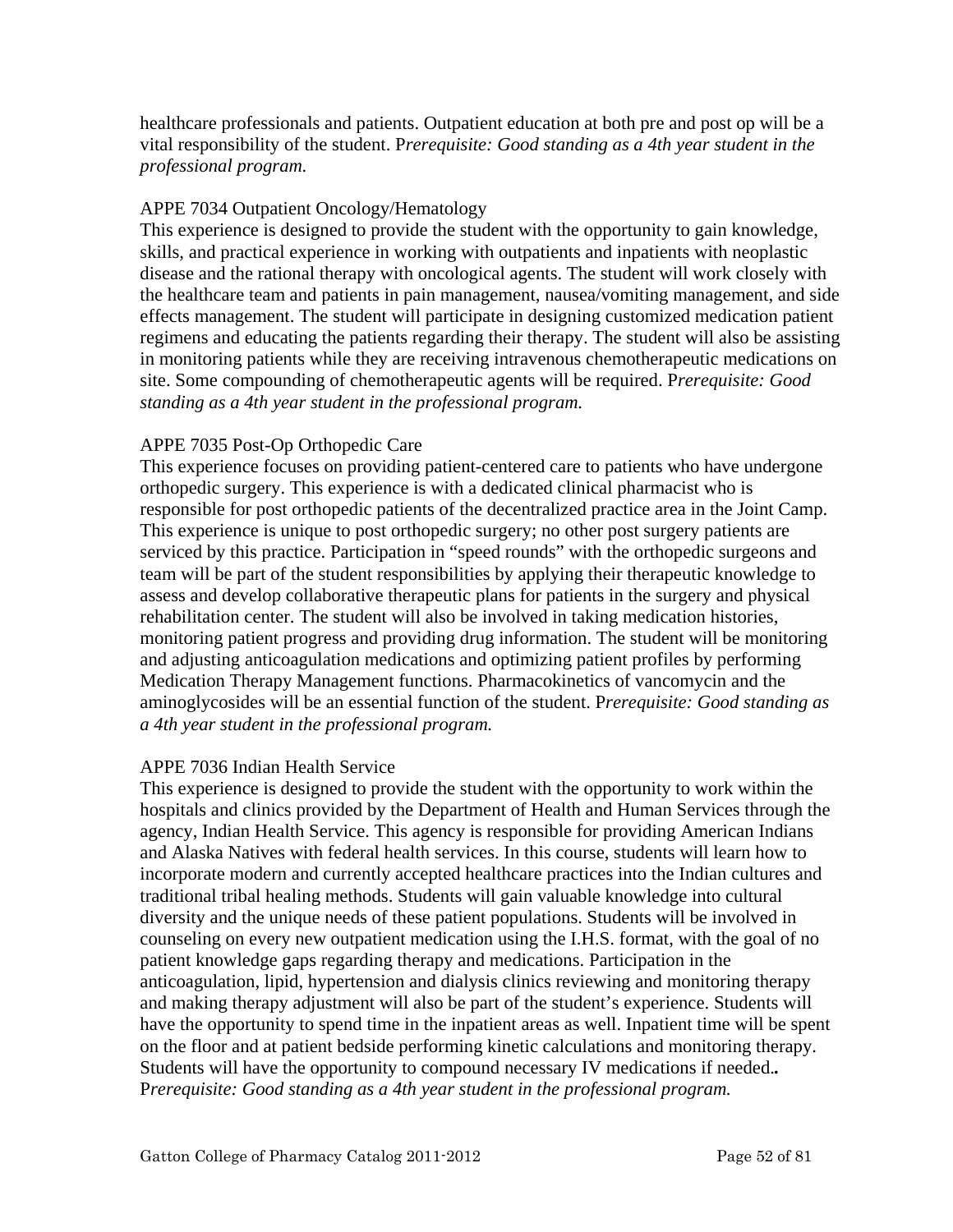healthcare professionals and patients. Outpatient education at both pre and post op will be a vital responsibility of the student. P*rerequisite: Good standing as a 4th year student in the professional program.*

APPE 7034 Outpatient Oncology/Hematology

This experience is designed to provide the student with the opportunity to gain knowledge, skills, and practical experience in working with outpatients and inpatients with neoplastic disease and the rational therapy with oncological agents. The student will work closely with the healthcare team and patients in pain management, nausea/vomiting management, and side effects management. The student will participate in designing customized medication patient regimens and educating the patients regarding their therapy. The student will also be assisting in monitoring patients while they are receiving intravenous chemotherapeutic medications on site. Some compounding of chemotherapeutic agents will be required. P*rerequisite: Good standing as a 4th year student in the professional program.*

APPE 7035 Post-Op Orthopedic Care

This experience focuses on providing patient-centered care to patients who have undergone orthopedic surgery. This experience is with a dedicated clinical pharmacist who is responsible for post orthopedic patients of the decentralized practice area in the Joint Camp. This experience is unique to post orthopedic surgery; no other post surgery patients are serviced by this practice. Participation in "speed rounds" with the orthopedic surgeons and team will be part of the student responsibilities by applying their therapeutic knowledge to assess and develop collaborative therapeutic plans for patients in the surgery and physical rehabilitation center. The student will also be involved in taking medication histories, monitoring patient progress and providing drug information. The student will be monitoring and adjusting anticoagulation medications and optimizing patient profiles by performing Medication Therapy Management functions. Pharmacokinetics of vancomycin and the aminoglycosides will be an essential function of the student. P*rerequisite: Good standing as a 4th year student in the professional program.*

APPE 7036 Indian Health Service

This experience is designed to provide the student with the opportunity to work within the hospitals and clinics provided by the Department of Health and Human Services through the agency, Indian Health Service. This agency is responsible for providing American Indians and Alaska Natives with federal health services. In this course, students will learn how to incorporate modern and currently accepted healthcare practices into the Indian cultures and traditional tribal healing methods. Students will gain valuable knowledge into cultural diversity and the unique needs of these patient populations. Students will be involved in counseling on every new outpatient medication using the I.H.S. format, with the goal of no patient knowledge gaps regarding therapy and medications. Participation in the anticoagulation, lipid, hypertension and dialysis clinics reviewing and monitoring therapy and making therapy adjustment will also be part of the student's experience. Students will have the opportunity to spend time in the inpatient areas as well. Inpatient time will be spent on the floor and at patient bedside performing kinetic calculations and monitoring therapy. Students will have the opportunity to compound necessary IV medications if needed**.**
P*rerequisite: Good standing as a 4th year student in the professional program.*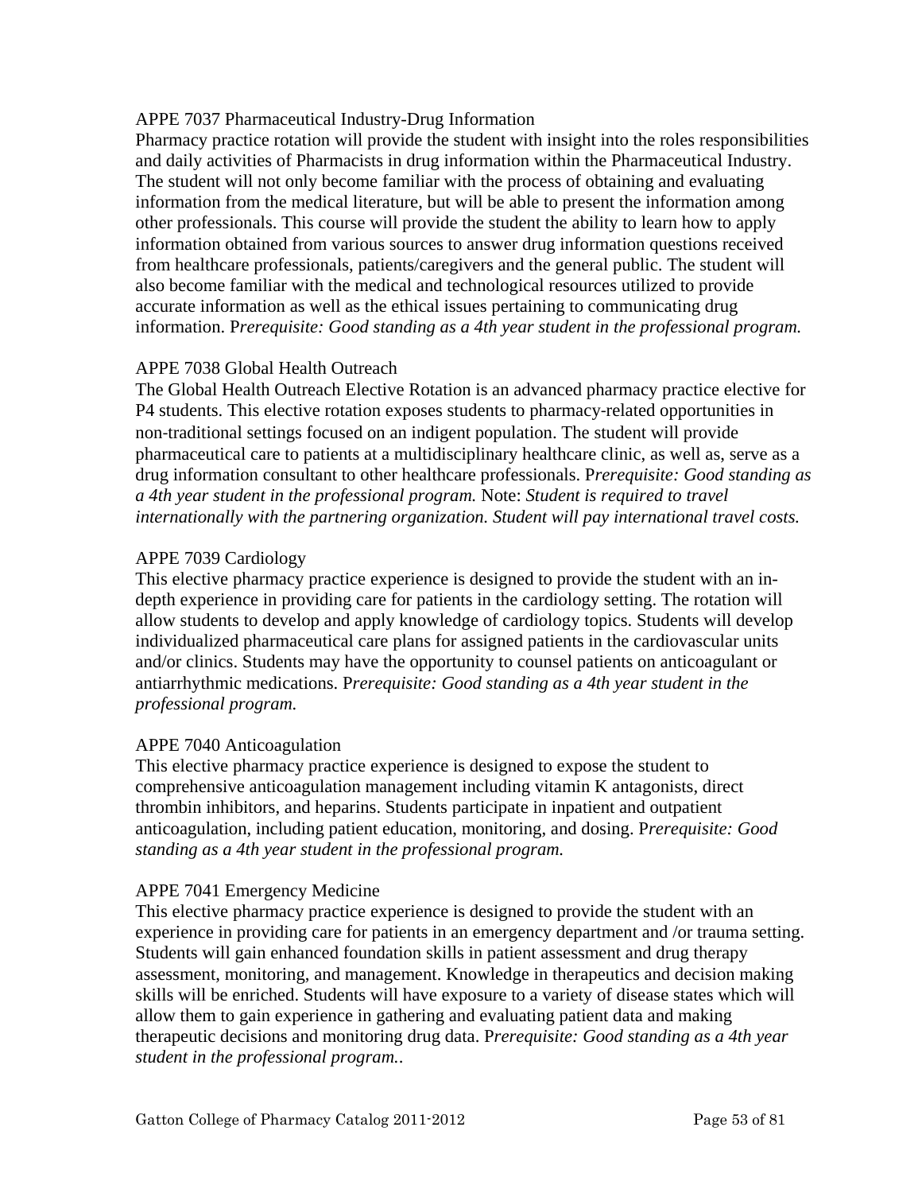APPE 7037 Pharmaceutical Industry-Drug Information

Pharmacy practice rotation will provide the student with insight into the roles responsibilities and daily activities of Pharmacists in drug information within the Pharmaceutical Industry. The student will not only become familiar with the process of obtaining and evaluating information from the medical literature, but will be able to present the information among other professionals. This course will provide the student the ability to learn how to apply information obtained from various sources to answer drug information questions received from healthcare professionals, patients/caregivers and the general public. The student will also become familiar with the medical and technological resources utilized to provide accurate information as well as the ethical issues pertaining to communicating drug information. P*rerequisite: Good standing as a 4th year student in the professional program.*

APPE 7038 Global Health Outreach

The Global Health Outreach Elective Rotation is an advanced pharmacy practice elective for P4 students. This elective rotation exposes students to pharmacy-related opportunities in non-traditional settings focused on an indigent population. The student will provide pharmaceutical care to patients at a multidisciplinary healthcare clinic, as well as, serve as a drug information consultant to other healthcare professionals. P*rerequisite: Good standing as a 4th year student in the professional program.* Note: *Student is required to travel internationally with the partnering organization. Student will pay international travel costs.*

APPE 7039 Cardiology

This elective pharmacy practice experience is designed to provide the student with an in-depth experience in providing care for patients in the cardiology setting. The rotation will allow students to develop and apply knowledge of cardiology topics. Students will develop individualized pharmaceutical care plans for assigned patients in the cardiovascular units and/or clinics. Students may have the opportunity to counsel patients on anticoagulant or antiarrhythmic medications. P*rerequisite: Good standing as a 4th year student in the professional program.*

APPE 7040 Anticoagulation

This elective pharmacy practice experience is designed to expose the student to comprehensive anticoagulation management including vitamin K antagonists, direct thrombin inhibitors, and heparins. Students participate in inpatient and outpatient anticoagulation, including patient education, monitoring, and dosing. P*rerequisite: Good standing as a 4th year student in the professional program.*

APPE 7041 Emergency Medicine

This elective pharmacy practice experience is designed to provide the student with an experience in providing care for patients in an emergency department and /or trauma setting. Students will gain enhanced foundation skills in patient assessment and drug therapy assessment, monitoring, and management. Knowledge in therapeutics and decision making skills will be enriched. Students will have exposure to a variety of disease states which will allow them to gain experience in gathering and evaluating patient data and making therapeutic decisions and monitoring drug data. P*rerequisite: Good standing as a 4th year student in the professional program..*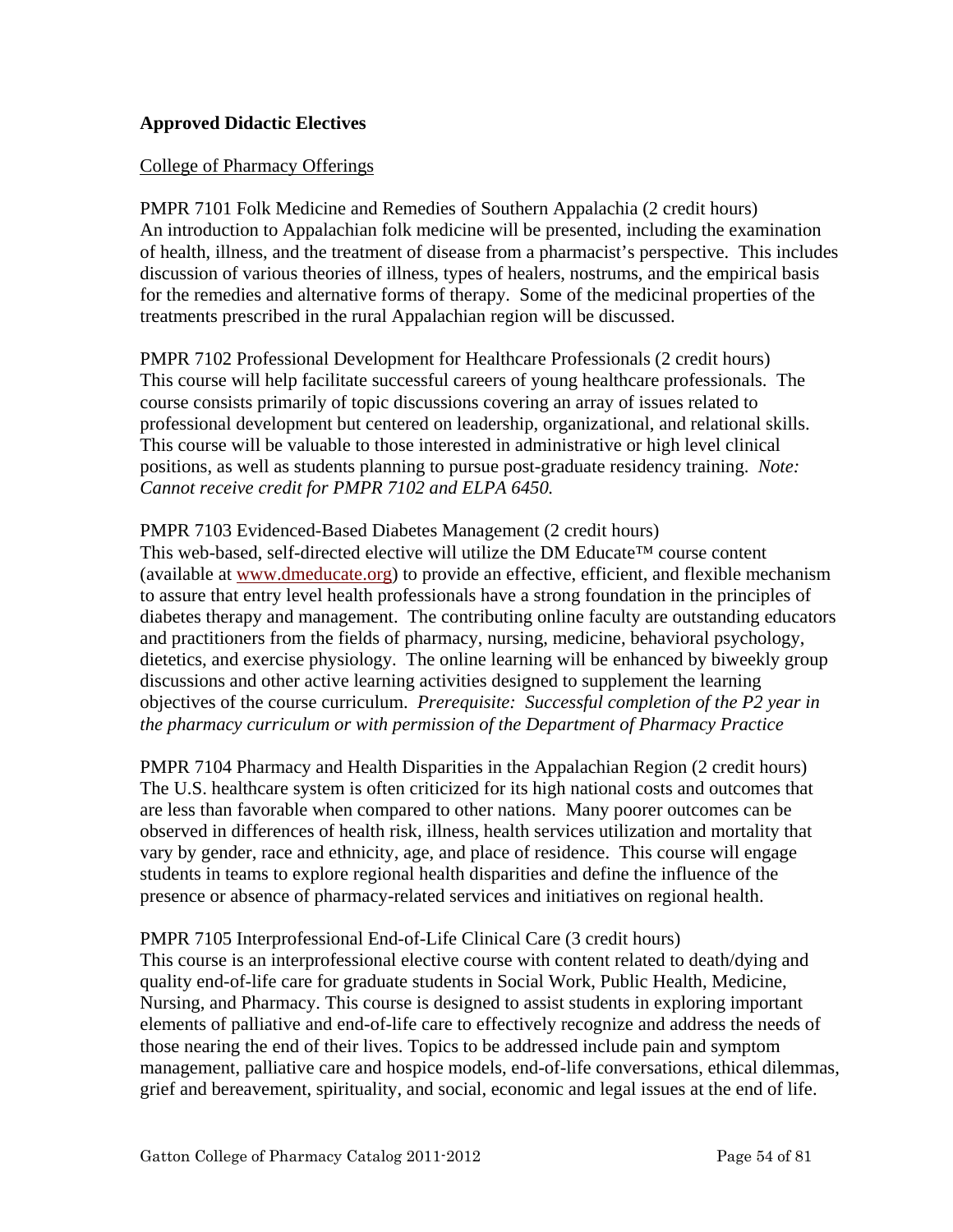**Approved Didactic Electives**

College of Pharmacy Offerings

PMPR 7101 Folk Medicine and Remedies of Southern Appalachia (2 credit hours)
An introduction to Appalachian folk medicine will be presented, including the examination of health, illness, and the treatment of disease from a pharmacist's perspective. This includes discussion of various theories of illness, types of healers, nostrums, and the empirical basis for the remedies and alternative forms of therapy. Some of the medicinal properties of the treatments prescribed in the rural Appalachian region will be discussed.

PMPR 7102 Professional Development for Healthcare Professionals (2 credit hours)
This course will help facilitate successful careers of young healthcare professionals. The course consists primarily of topic discussions covering an array of issues related to professional development but centered on leadership, organizational, and relational skills. This course will be valuable to those interested in administrative or high level clinical positions, as well as students planning to pursue post-graduate residency training. *Note: Cannot receive credit for PMPR 7102 and ELPA 6450.*

PMPR 7103 Evidenced-Based Diabetes Management (2 credit hours)
This web-based, self-directed elective will utilize the DM Educate™ course content (available at www.dmeducate.org) to provide an effective, efficient, and flexible mechanism to assure that entry level health professionals have a strong foundation in the principles of diabetes therapy and management. The contributing online faculty are outstanding educators and practitioners from the fields of pharmacy, nursing, medicine, behavioral psychology, dietetics, and exercise physiology. The online learning will be enhanced by biweekly group discussions and other active learning activities designed to supplement the learning objectives of the course curriculum. *Prerequisite: Successful completion of the P2 year in the pharmacy curriculum or with permission of the Department of Pharmacy Practice*

PMPR 7104 Pharmacy and Health Disparities in the Appalachian Region (2 credit hours)
The U.S. healthcare system is often criticized for its high national costs and outcomes that are less than favorable when compared to other nations. Many poorer outcomes can be observed in differences of health risk, illness, health services utilization and mortality that vary by gender, race and ethnicity, age, and place of residence. This course will engage students in teams to explore regional health disparities and define the influence of the presence or absence of pharmacy-related services and initiatives on regional health.

PMPR 7105 Interprofessional End-of-Life Clinical Care (3 credit hours)
This course is an interprofessional elective course with content related to death/dying and quality end-of-life care for graduate students in Social Work, Public Health, Medicine, Nursing, and Pharmacy. This course is designed to assist students in exploring important elements of palliative and end-of-life care to effectively recognize and address the needs of those nearing the end of their lives. Topics to be addressed include pain and symptom management, palliative care and hospice models, end-of-life conversations, ethical dilemmas, grief and bereavement, spirituality, and social, economic and legal issues at the end of life.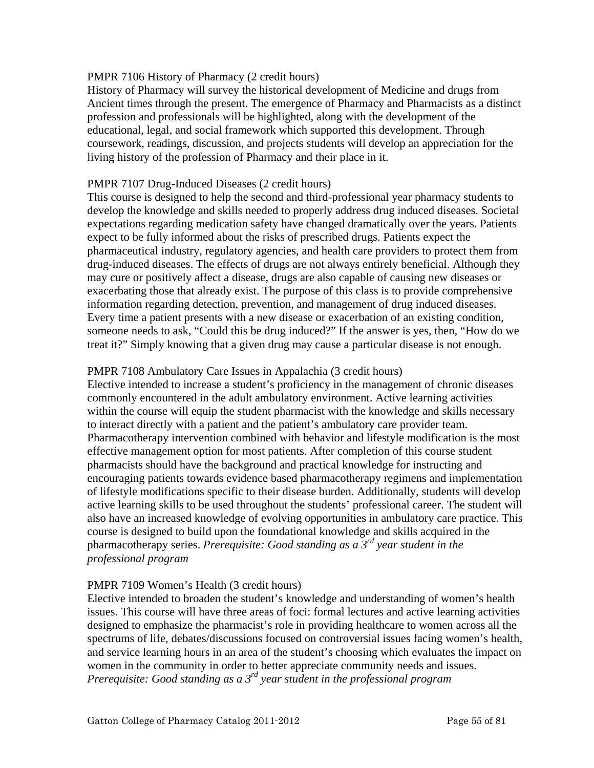PMPR 7106 History of Pharmacy (2 credit hours)
History of Pharmacy will survey the historical development of Medicine and drugs from Ancient times through the present. The emergence of Pharmacy and Pharmacists as a distinct profession and professionals will be highlighted, along with the development of the educational, legal, and social framework which supported this development. Through coursework, readings, discussion, and projects students will develop an appreciation for the living history of the profession of Pharmacy and their place in it.

PMPR 7107 Drug-Induced Diseases (2 credit hours)
This course is designed to help the second and third-professional year pharmacy students to develop the knowledge and skills needed to properly address drug induced diseases. Societal expectations regarding medication safety have changed dramatically over the years. Patients expect to be fully informed about the risks of prescribed drugs. Patients expect the pharmaceutical industry, regulatory agencies, and health care providers to protect them from drug-induced diseases. The effects of drugs are not always entirely beneficial. Although they may cure or positively affect a disease, drugs are also capable of causing new diseases or exacerbating those that already exist. The purpose of this class is to provide comprehensive information regarding detection, prevention, and management of drug induced diseases. Every time a patient presents with a new disease or exacerbation of an existing condition, someone needs to ask, "Could this be drug induced?" If the answer is yes, then, "How do we treat it?" Simply knowing that a given drug may cause a particular disease is not enough.

PMPR 7108 Ambulatory Care Issues in Appalachia (3 credit hours)
Elective intended to increase a student's proficiency in the management of chronic diseases commonly encountered in the adult ambulatory environment. Active learning activities within the course will equip the student pharmacist with the knowledge and skills necessary to interact directly with a patient and the patient's ambulatory care provider team. Pharmacotherapy intervention combined with behavior and lifestyle modification is the most effective management option for most patients. After completion of this course student pharmacists should have the background and practical knowledge for instructing and encouraging patients towards evidence based pharmacotherapy regimens and implementation of lifestyle modifications specific to their disease burden. Additionally, students will develop active learning skills to be used throughout the students' professional career. The student will also have an increased knowledge of evolving opportunities in ambulatory care practice. This course is designed to build upon the foundational knowledge and skills acquired in the pharmacotherapy series. *Prerequisite: Good standing as a 3rd year student in the professional program*

PMPR 7109 Women's Health (3 credit hours)
Elective intended to broaden the student's knowledge and understanding of women's health issues. This course will have three areas of foci: formal lectures and active learning activities designed to emphasize the pharmacist's role in providing healthcare to women across all the spectrums of life, debates/discussions focused on controversial issues facing women's health, and service learning hours in an area of the student's choosing which evaluates the impact on women in the community in order to better appreciate community needs and issues.
*Prerequisite: Good standing as a 3rd year student in the professional program*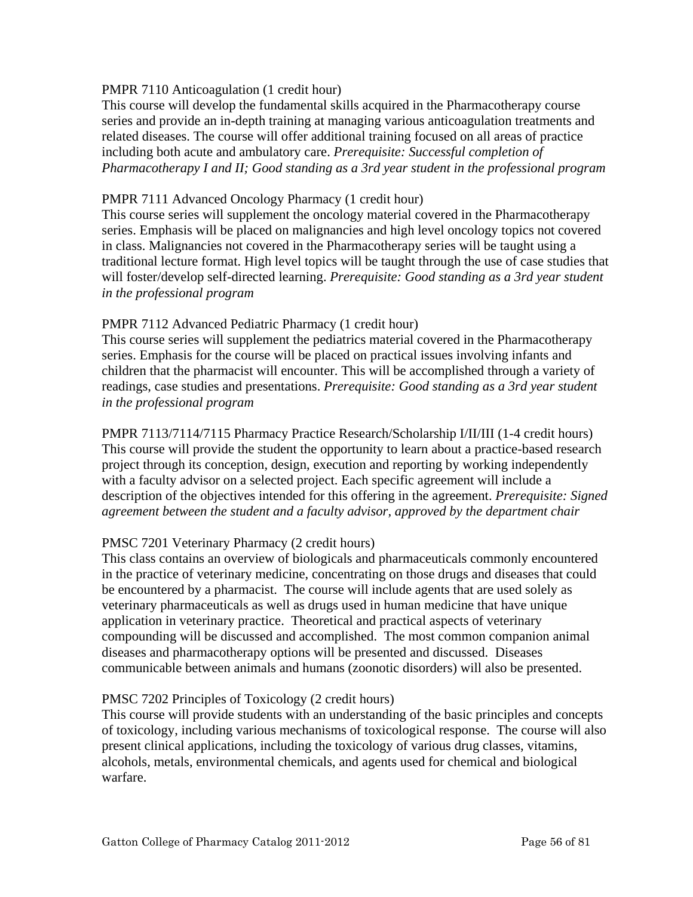PMPR 7110 Anticoagulation (1 credit hour)
This course will develop the fundamental skills acquired in the Pharmacotherapy course series and provide an in-depth training at managing various anticoagulation treatments and related diseases. The course will offer additional training focused on all areas of practice including both acute and ambulatory care. *Prerequisite: Successful completion of Pharmacotherapy I and II; Good standing as a 3rd year student in the professional program*

PMPR 7111 Advanced Oncology Pharmacy (1 credit hour)
This course series will supplement the oncology material covered in the Pharmacotherapy series. Emphasis will be placed on malignancies and high level oncology topics not covered in class. Malignancies not covered in the Pharmacotherapy series will be taught using a traditional lecture format. High level topics will be taught through the use of case studies that will foster/develop self-directed learning. *Prerequisite: Good standing as a 3rd year student in the professional program*

PMPR 7112 Advanced Pediatric Pharmacy (1 credit hour)
This course series will supplement the pediatrics material covered in the Pharmacotherapy series. Emphasis for the course will be placed on practical issues involving infants and children that the pharmacist will encounter. This will be accomplished through a variety of readings, case studies and presentations. *Prerequisite: Good standing as a 3rd year student in the professional program*

PMPR 7113/7114/7115 Pharmacy Practice Research/Scholarship I/II/III (1-4 credit hours)
This course will provide the student the opportunity to learn about a practice-based research project through its conception, design, execution and reporting by working independently with a faculty advisor on a selected project. Each specific agreement will include a description of the objectives intended for this offering in the agreement. *Prerequisite: Signed agreement between the student and a faculty advisor, approved by the department chair*

PMSC 7201 Veterinary Pharmacy (2 credit hours)
This class contains an overview of biologicals and pharmaceuticals commonly encountered in the practice of veterinary medicine, concentrating on those drugs and diseases that could be encountered by a pharmacist. The course will include agents that are used solely as veterinary pharmaceuticals as well as drugs used in human medicine that have unique application in veterinary practice. Theoretical and practical aspects of veterinary compounding will be discussed and accomplished. The most common companion animal diseases and pharmacotherapy options will be presented and discussed. Diseases communicable between animals and humans (zoonotic disorders) will also be presented.

PMSC 7202 Principles of Toxicology (2 credit hours)
This course will provide students with an understanding of the basic principles and concepts of toxicology, including various mechanisms of toxicological response. The course will also present clinical applications, including the toxicology of various drug classes, vitamins, alcohols, metals, environmental chemicals, and agents used for chemical and biological warfare.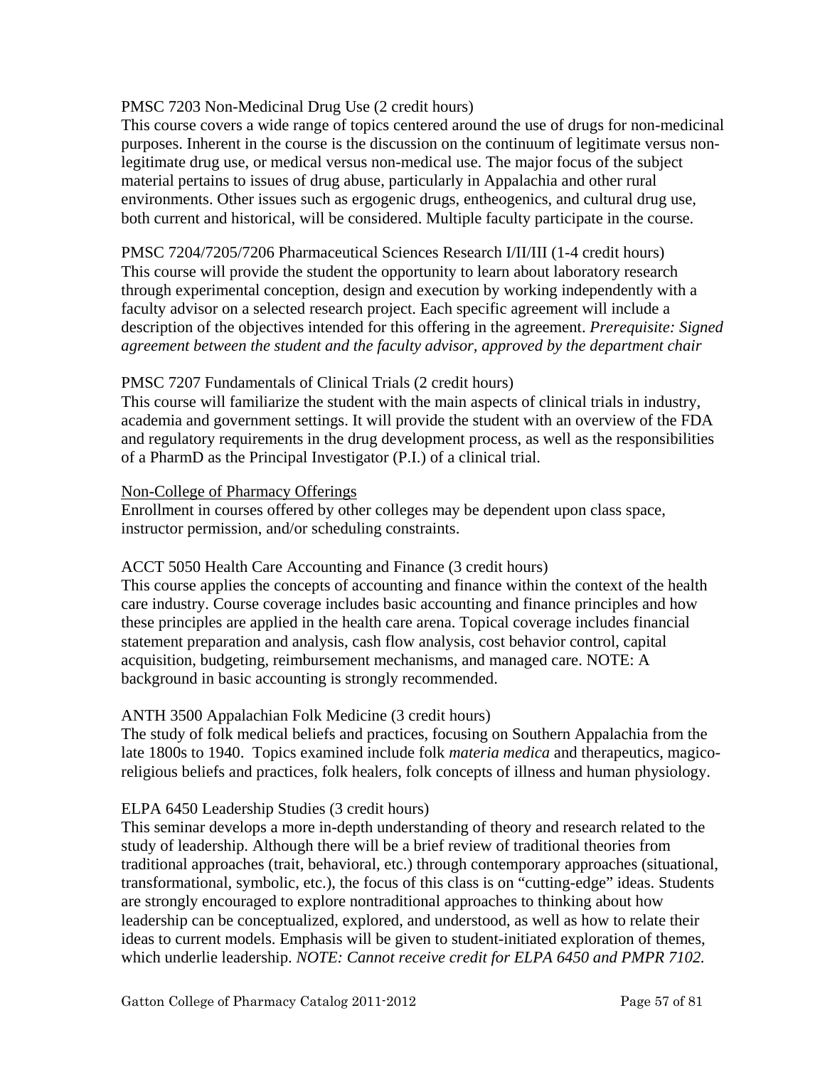PMSC 7203 Non-Medicinal Drug Use (2 credit hours)
This course covers a wide range of topics centered around the use of drugs for non-medicinal purposes. Inherent in the course is the discussion on the continuum of legitimate versus non-legitimate drug use, or medical versus non-medical use. The major focus of the subject material pertains to issues of drug abuse, particularly in Appalachia and other rural environments. Other issues such as ergogenic drugs, entheogenics, and cultural drug use, both current and historical, will be considered. Multiple faculty participate in the course.

PMSC 7204/7205/7206 Pharmaceutical Sciences Research I/II/III (1-4 credit hours)
This course will provide the student the opportunity to learn about laboratory research through experimental conception, design and execution by working independently with a faculty advisor on a selected research project. Each specific agreement will include a description of the objectives intended for this offering in the agreement. *Prerequisite: Signed agreement between the student and the faculty advisor, approved by the department chair*

PMSC 7207 Fundamentals of Clinical Trials (2 credit hours)
This course will familiarize the student with the main aspects of clinical trials in industry, academia and government settings. It will provide the student with an overview of the FDA and regulatory requirements in the drug development process, as well as the responsibilities of a PharmD as the Principal Investigator (P.I.) of a clinical trial.

<u>Non-College of Pharmacy Offerings</u>
Enrollment in courses offered by other colleges may be dependent upon class space, instructor permission, and/or scheduling constraints.

ACCT 5050 Health Care Accounting and Finance (3 credit hours)
This course applies the concepts of accounting and finance within the context of the health care industry. Course coverage includes basic accounting and finance principles and how these principles are applied in the health care arena. Topical coverage includes financial statement preparation and analysis, cash flow analysis, cost behavior control, capital acquisition, budgeting, reimbursement mechanisms, and managed care. NOTE: A background in basic accounting is strongly recommended.

ANTH 3500 Appalachian Folk Medicine (3 credit hours)
The study of folk medical beliefs and practices, focusing on Southern Appalachia from the late 1800s to 1940. Topics examined include folk *materia medica* and therapeutics, magico-religious beliefs and practices, folk healers, folk concepts of illness and human physiology.

ELPA 6450 Leadership Studies (3 credit hours)
This seminar develops a more in-depth understanding of theory and research related to the study of leadership. Although there will be a brief review of traditional theories from traditional approaches (trait, behavioral, etc.) through contemporary approaches (situational, transformational, symbolic, etc.), the focus of this class is on "cutting-edge" ideas. Students are strongly encouraged to explore nontraditional approaches to thinking about how leadership can be conceptualized, explored, and understood, as well as how to relate their ideas to current models. Emphasis will be given to student-initiated exploration of themes, which underlie leadership. *NOTE: Cannot receive credit for ELPA 6450 and PMPR 7102.*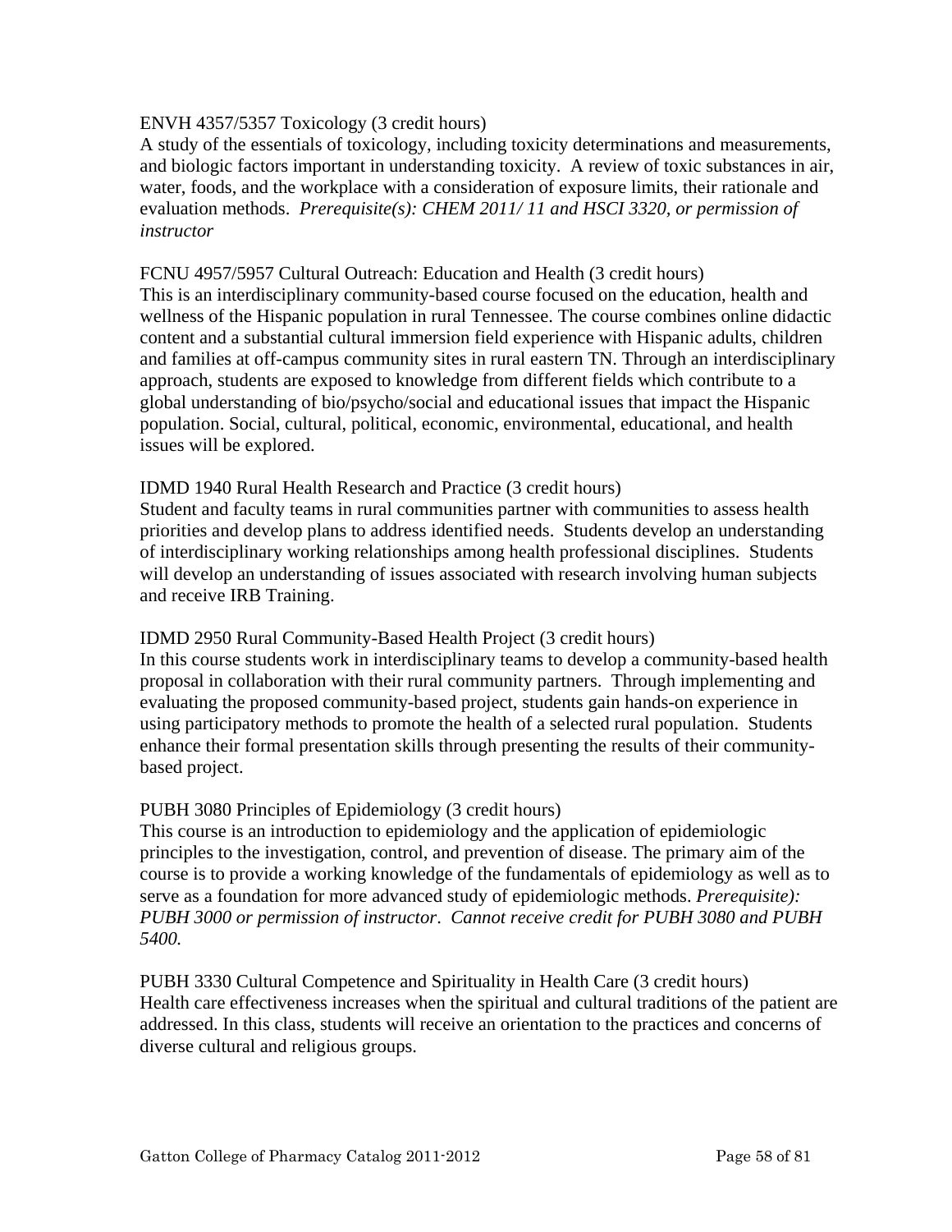ENVH 4357/5357 Toxicology (3 credit hours)
A study of the essentials of toxicology, including toxicity determinations and measurements, and biologic factors important in understanding toxicity. A review of toxic substances in air, water, foods, and the workplace with a consideration of exposure limits, their rationale and evaluation methods. *Prerequisite(s): CHEM 2011/ 11 and HSCI 3320, or permission of instructor*

FCNU 4957/5957 Cultural Outreach: Education and Health (3 credit hours)
This is an interdisciplinary community-based course focused on the education, health and wellness of the Hispanic population in rural Tennessee. The course combines online didactic content and a substantial cultural immersion field experience with Hispanic adults, children and families at off-campus community sites in rural eastern TN. Through an interdisciplinary approach, students are exposed to knowledge from different fields which contribute to a global understanding of bio/psycho/social and educational issues that impact the Hispanic population. Social, cultural, political, economic, environmental, educational, and health issues will be explored.

IDMD 1940 Rural Health Research and Practice (3 credit hours)
Student and faculty teams in rural communities partner with communities to assess health priorities and develop plans to address identified needs. Students develop an understanding of interdisciplinary working relationships among health professional disciplines. Students will develop an understanding of issues associated with research involving human subjects and receive IRB Training.

IDMD 2950 Rural Community-Based Health Project (3 credit hours)
In this course students work in interdisciplinary teams to develop a community-based health proposal in collaboration with their rural community partners. Through implementing and evaluating the proposed community-based project, students gain hands-on experience in using participatory methods to promote the health of a selected rural population. Students enhance their formal presentation skills through presenting the results of their community-based project.

PUBH 3080 Principles of Epidemiology (3 credit hours)
This course is an introduction to epidemiology and the application of epidemiologic principles to the investigation, control, and prevention of disease. The primary aim of the course is to provide a working knowledge of the fundamentals of epidemiology as well as to serve as a foundation for more advanced study of epidemiologic methods. *Prerequisite): PUBH 3000 or permission of instructor*. *Cannot receive credit for PUBH 3080 and PUBH 5400.*

PUBH 3330 Cultural Competence and Spirituality in Health Care (3 credit hours)
Health care effectiveness increases when the spiritual and cultural traditions of the patient are addressed. In this class, students will receive an orientation to the practices and concerns of diverse cultural and religious groups.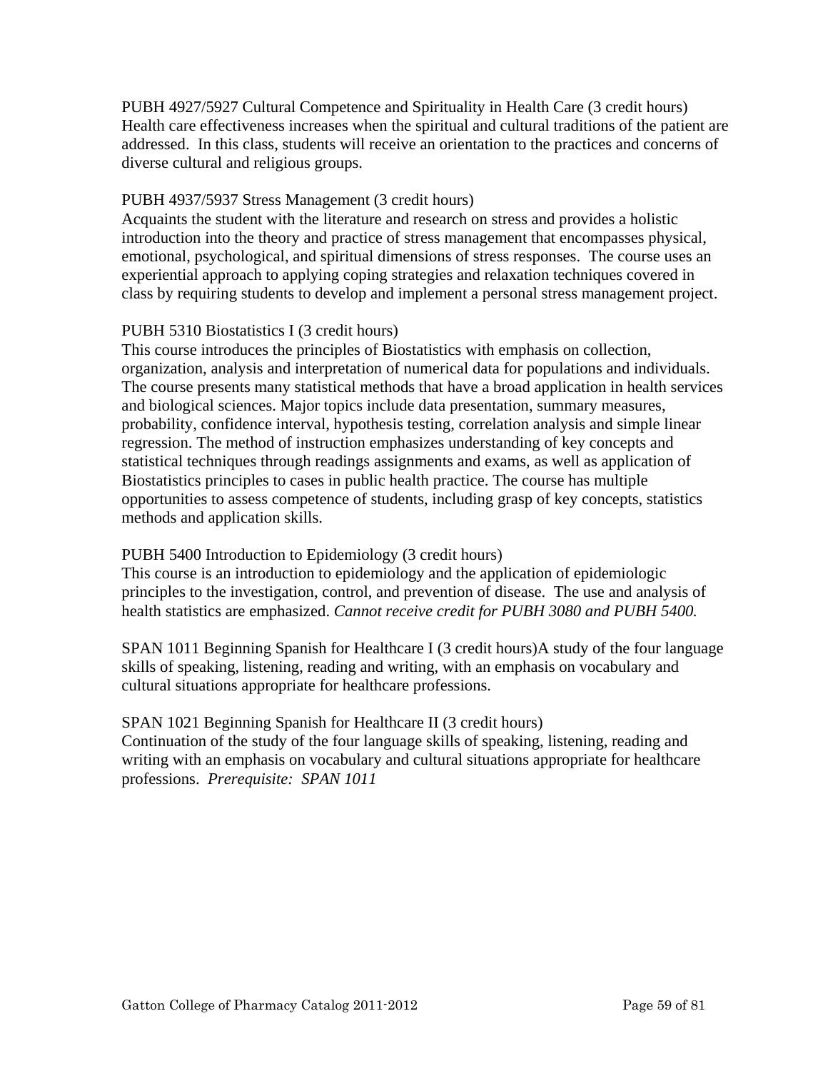PUBH 4927/5927 Cultural Competence and Spirituality in Health Care (3 credit hours)
Health care effectiveness increases when the spiritual and cultural traditions of the patient are addressed. In this class, students will receive an orientation to the practices and concerns of diverse cultural and religious groups.

PUBH 4937/5937 Stress Management (3 credit hours)
Acquaints the student with the literature and research on stress and provides a holistic introduction into the theory and practice of stress management that encompasses physical, emotional, psychological, and spiritual dimensions of stress responses. The course uses an experiential approach to applying coping strategies and relaxation techniques covered in class by requiring students to develop and implement a personal stress management project.

PUBH 5310 Biostatistics I (3 credit hours)
This course introduces the principles of Biostatistics with emphasis on collection, organization, analysis and interpretation of numerical data for populations and individuals. The course presents many statistical methods that have a broad application in health services and biological sciences. Major topics include data presentation, summary measures, probability, confidence interval, hypothesis testing, correlation analysis and simple linear regression. The method of instruction emphasizes understanding of key concepts and statistical techniques through readings assignments and exams, as well as application of Biostatistics principles to cases in public health practice. The course has multiple opportunities to assess competence of students, including grasp of key concepts, statistics methods and application skills.

PUBH 5400 Introduction to Epidemiology (3 credit hours)
This course is an introduction to epidemiology and the application of epidemiologic principles to the investigation, control, and prevention of disease. The use and analysis of health statistics are emphasized. *Cannot receive credit for PUBH 3080 and PUBH 5400.*

SPAN 1011 Beginning Spanish for Healthcare I (3 credit hours)A study of the four language skills of speaking, listening, reading and writing, with an emphasis on vocabulary and cultural situations appropriate for healthcare professions.

SPAN 1021 Beginning Spanish for Healthcare II (3 credit hours)
Continuation of the study of the four language skills of speaking, listening, reading and writing with an emphasis on vocabulary and cultural situations appropriate for healthcare professions. *Prerequisite: SPAN 1011*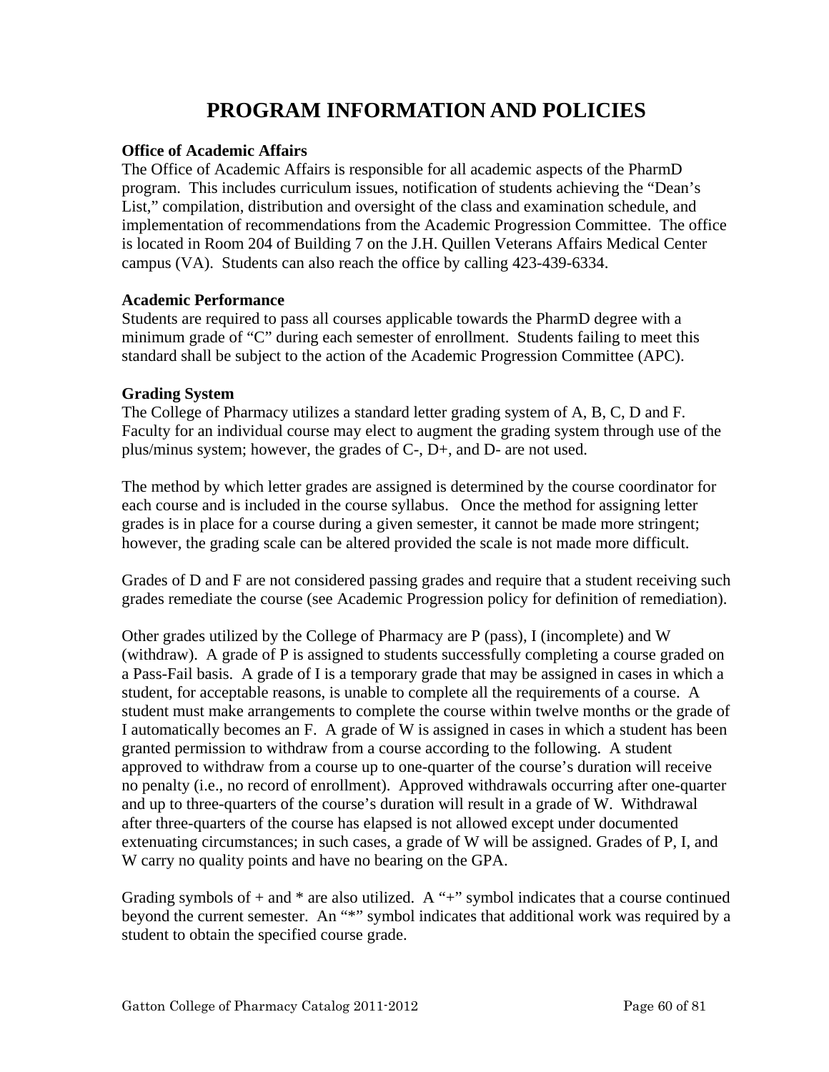# PROGRAM INFORMATION AND POLICIES

**Office of Academic Affairs**

The Office of Academic Affairs is responsible for all academic aspects of the PharmD program. This includes curriculum issues, notification of students achieving the "Dean's List," compilation, distribution and oversight of the class and examination schedule, and implementation of recommendations from the Academic Progression Committee. The office is located in Room 204 of Building 7 on the J.H. Quillen Veterans Affairs Medical Center campus (VA). Students can also reach the office by calling 423-439-6334.

**Academic Performance**

Students are required to pass all courses applicable towards the PharmD degree with a minimum grade of "C" during each semester of enrollment. Students failing to meet this standard shall be subject to the action of the Academic Progression Committee (APC).

**Grading System**

The College of Pharmacy utilizes a standard letter grading system of A, B, C, D and F. Faculty for an individual course may elect to augment the grading system through use of the plus/minus system; however, the grades of C-, D+, and D- are not used.

The method by which letter grades are assigned is determined by the course coordinator for each course and is included in the course syllabus. Once the method for assigning letter grades is in place for a course during a given semester, it cannot be made more stringent; however, the grading scale can be altered provided the scale is not made more difficult.

Grades of D and F are not considered passing grades and require that a student receiving such grades remediate the course (see Academic Progression policy for definition of remediation).

Other grades utilized by the College of Pharmacy are P (pass), I (incomplete) and W (withdraw). A grade of P is assigned to students successfully completing a course graded on a Pass-Fail basis. A grade of I is a temporary grade that may be assigned in cases in which a student, for acceptable reasons, is unable to complete all the requirements of a course. A student must make arrangements to complete the course within twelve months or the grade of I automatically becomes an F. A grade of W is assigned in cases in which a student has been granted permission to withdraw from a course according to the following. A student approved to withdraw from a course up to one-quarter of the course's duration will receive no penalty (i.e., no record of enrollment). Approved withdrawals occurring after one-quarter and up to three-quarters of the course's duration will result in a grade of W. Withdrawal after three-quarters of the course has elapsed is not allowed except under documented extenuating circumstances; in such cases, a grade of W will be assigned. Grades of P, I, and W carry no quality points and have no bearing on the GPA.

Grading symbols of + and * are also utilized. A "+" symbol indicates that a course continued beyond the current semester. An "*" symbol indicates that additional work was required by a student to obtain the specified course grade.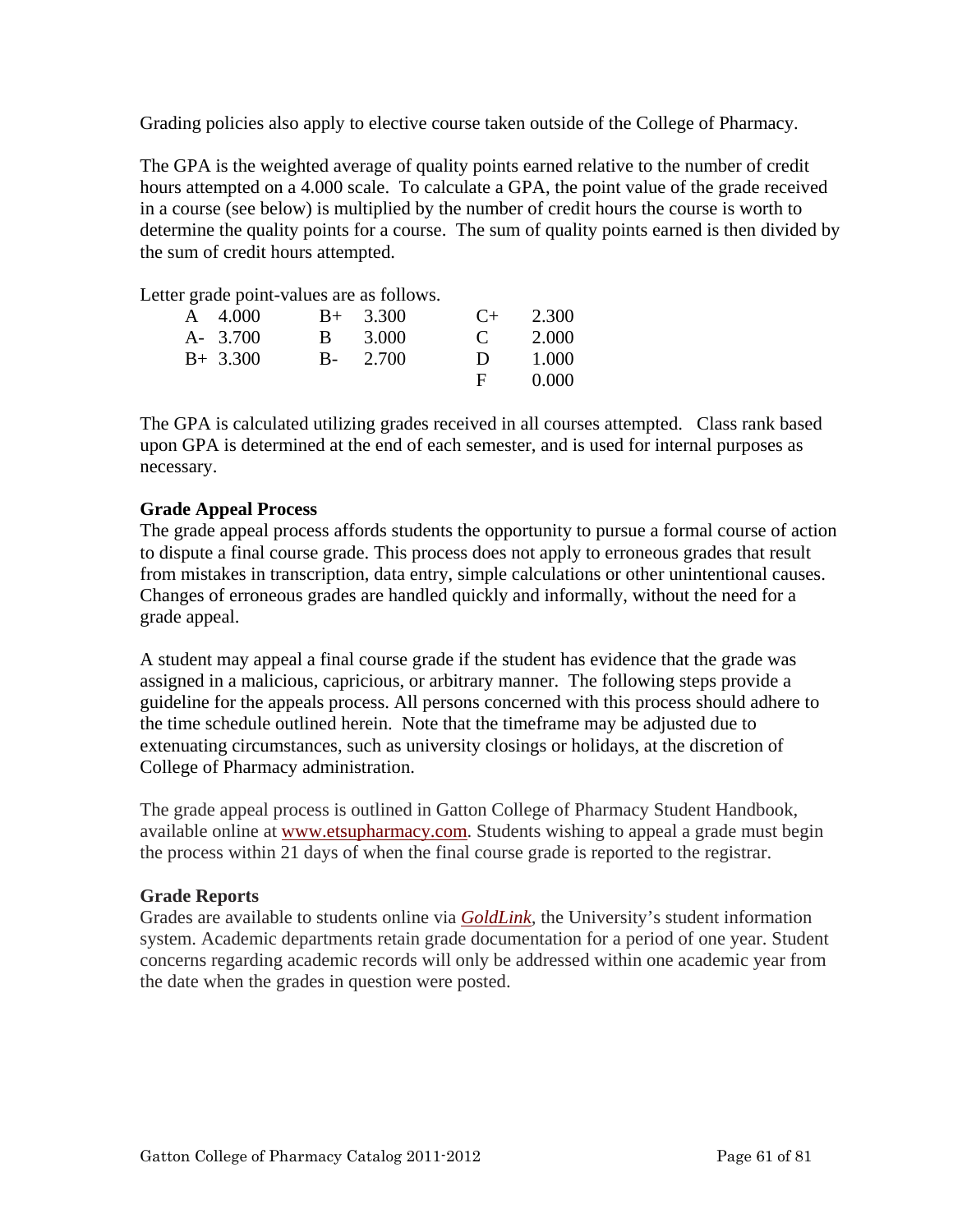Grading policies also apply to elective course taken outside of the College of Pharmacy.

The GPA is the weighted average of quality points earned relative to the number of credit hours attempted on a 4.000 scale. To calculate a GPA, the point value of the grade received in a course (see below) is multiplied by the number of credit hours the course is worth to determine the quality points for a course. The sum of quality points earned is then divided by the sum of credit hours attempted.

Letter grade point-values are as follows.

| | | | | | |
|---|---|---|---|---|---|
| A | 4.000 | B+ | 3.300 | C+ | 2.300 |
| A- | 3.700 | B | 3.000 | C | 2.000 |
| B+ | 3.300 | B- | 2.700 | D | 1.000 |
| | | | | F | 0.000 |

The GPA is calculated utilizing grades received in all courses attempted. Class rank based upon GPA is determined at the end of each semester, and is used for internal purposes as necessary.

**Grade Appeal Process**

The grade appeal process affords students the opportunity to pursue a formal course of action to dispute a final course grade. This process does not apply to erroneous grades that result from mistakes in transcription, data entry, simple calculations or other unintentional causes. Changes of erroneous grades are handled quickly and informally, without the need for a grade appeal.

A student may appeal a final course grade if the student has evidence that the grade was assigned in a malicious, capricious, or arbitrary manner. The following steps provide a guideline for the appeals process. All persons concerned with this process should adhere to the time schedule outlined herein. Note that the timeframe may be adjusted due to extenuating circumstances, such as university closings or holidays, at the discretion of College of Pharmacy administration.

The grade appeal process is outlined in Gatton College of Pharmacy Student Handbook, available online at www.etsupharmacy.com. Students wishing to appeal a grade must begin the process within 21 days of when the final course grade is reported to the registrar.

**Grade Reports**

Grades are available to students online via *GoldLink*, the University's student information system. Academic departments retain grade documentation for a period of one year. Student concerns regarding academic records will only be addressed within one academic year from the date when the grades in question were posted.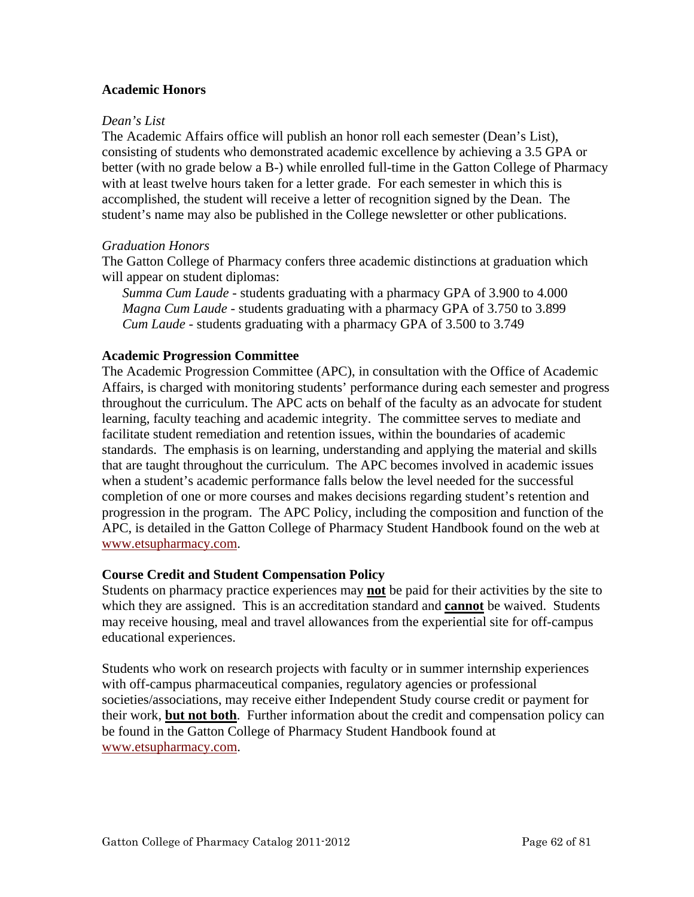## Academic Honors

### *Dean's List*

The Academic Affairs office will publish an honor roll each semester (Dean's List), consisting of students who demonstrated academic excellence by achieving a 3.5 GPA or better (with no grade below a B-) while enrolled full-time in the Gatton College of Pharmacy with at least twelve hours taken for a letter grade. For each semester in which this is accomplished, the student will receive a letter of recognition signed by the Dean. The student's name may also be published in the College newsletter or other publications.

### *Graduation Honors*

The Gatton College of Pharmacy confers three academic distinctions at graduation which will appear on student diplomas:

- *Summa Cum Laude* - students graduating with a pharmacy GPA of 3.900 to 4.000
- *Magna Cum Laude* - students graduating with a pharmacy GPA of 3.750 to 3.899
- *Cum Laude* - students graduating with a pharmacy GPA of 3.500 to 3.749

## Academic Progression Committee

The Academic Progression Committee (APC), in consultation with the Office of Academic Affairs, is charged with monitoring students' performance during each semester and progress throughout the curriculum. The APC acts on behalf of the faculty as an advocate for student learning, faculty teaching and academic integrity. The committee serves to mediate and facilitate student remediation and retention issues, within the boundaries of academic standards. The emphasis is on learning, understanding and applying the material and skills that are taught throughout the curriculum. The APC becomes involved in academic issues when a student's academic performance falls below the level needed for the successful completion of one or more courses and makes decisions regarding student's retention and progression in the program. The APC Policy, including the composition and function of the APC, is detailed in the Gatton College of Pharmacy Student Handbook found on the web at www.etsupharmacy.com.

## Course Credit and Student Compensation Policy

Students on pharmacy practice experiences may **not** be paid for their activities by the site to which they are assigned. This is an accreditation standard and **cannot** be waived. Students may receive housing, meal and travel allowances from the experiential site for off-campus educational experiences.

Students who work on research projects with faculty or in summer internship experiences with off-campus pharmaceutical companies, regulatory agencies or professional societies/associations, may receive either Independent Study course credit or payment for their work, **but not both**. Further information about the credit and compensation policy can be found in the Gatton College of Pharmacy Student Handbook found at www.etsupharmacy.com.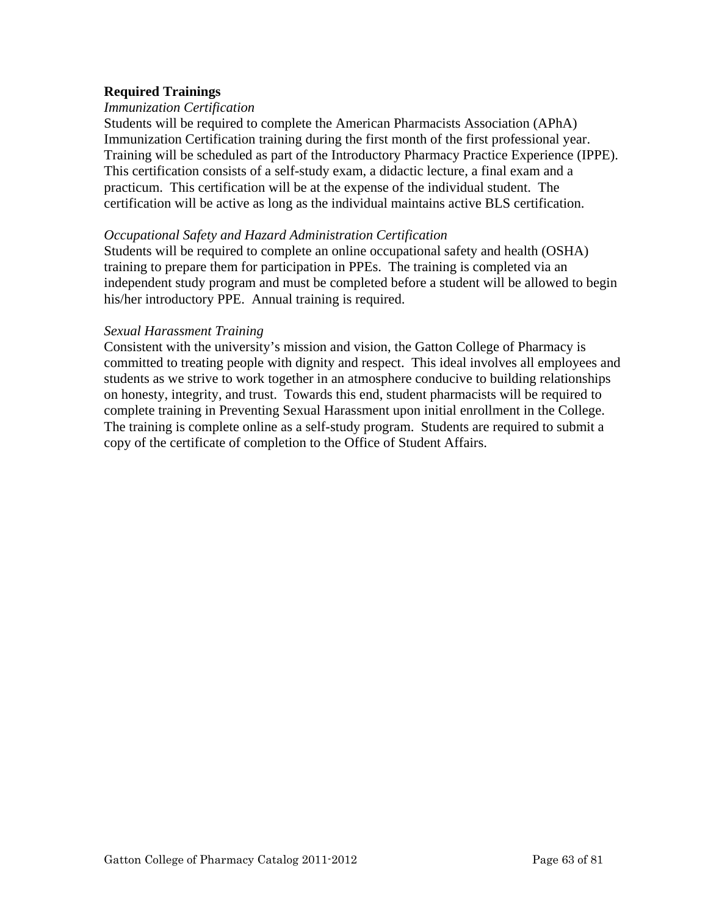## Required Trainings

*Immunization Certification*

Students will be required to complete the American Pharmacists Association (APhA) Immunization Certification training during the first month of the first professional year. Training will be scheduled as part of the Introductory Pharmacy Practice Experience (IPPE). This certification consists of a self-study exam, a didactic lecture, a final exam and a practicum. This certification will be at the expense of the individual student. The certification will be active as long as the individual maintains active BLS certification.

*Occupational Safety and Hazard Administration Certification*

Students will be required to complete an online occupational safety and health (OSHA) training to prepare them for participation in PPEs. The training is completed via an independent study program and must be completed before a student will be allowed to begin his/her introductory PPE. Annual training is required.

*Sexual Harassment Training*

Consistent with the university's mission and vision, the Gatton College of Pharmacy is committed to treating people with dignity and respect. This ideal involves all employees and students as we strive to work together in an atmosphere conducive to building relationships on honesty, integrity, and trust. Towards this end, student pharmacists will be required to complete training in Preventing Sexual Harassment upon initial enrollment in the College. The training is complete online as a self-study program. Students are required to submit a copy of the certificate of completion to the Office of Student Affairs.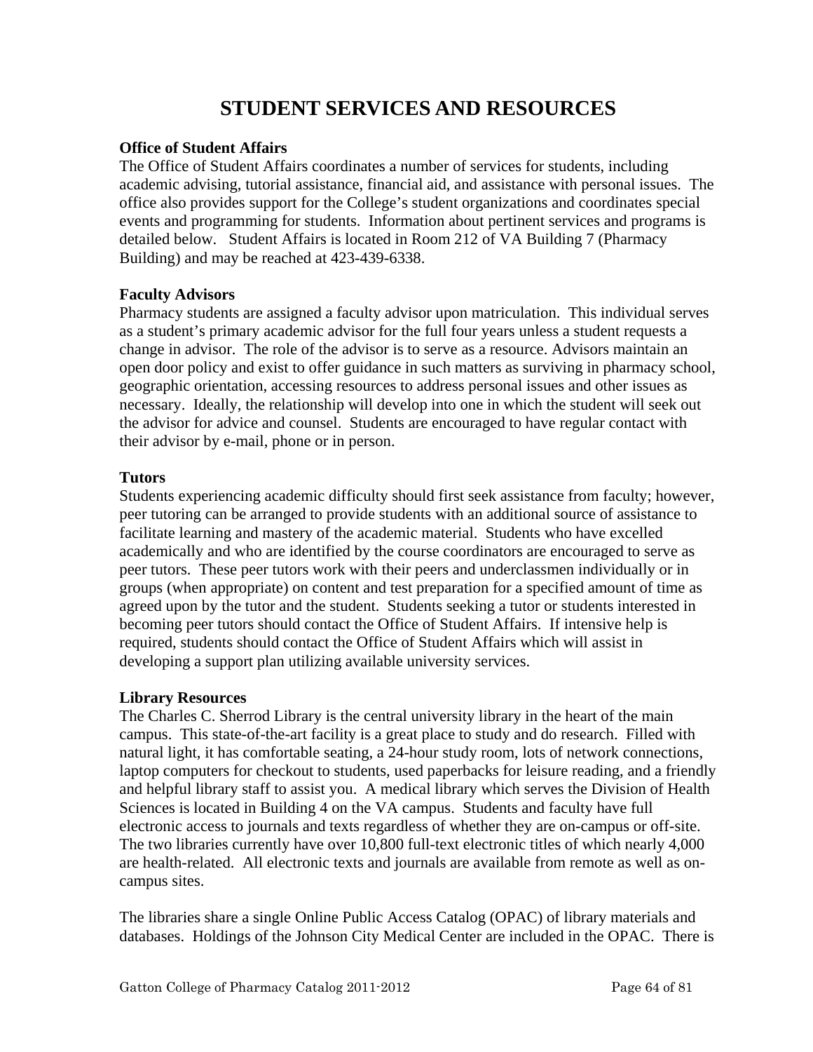# STUDENT SERVICES AND RESOURCES

**Office of Student Affairs**

The Office of Student Affairs coordinates a number of services for students, including academic advising, tutorial assistance, financial aid, and assistance with personal issues. The office also provides support for the College's student organizations and coordinates special events and programming for students. Information about pertinent services and programs is detailed below. Student Affairs is located in Room 212 of VA Building 7 (Pharmacy Building) and may be reached at 423-439-6338.

**Faculty Advisors**

Pharmacy students are assigned a faculty advisor upon matriculation. This individual serves as a student's primary academic advisor for the full four years unless a student requests a change in advisor. The role of the advisor is to serve as a resource. Advisors maintain an open door policy and exist to offer guidance in such matters as surviving in pharmacy school, geographic orientation, accessing resources to address personal issues and other issues as necessary. Ideally, the relationship will develop into one in which the student will seek out the advisor for advice and counsel. Students are encouraged to have regular contact with their advisor by e-mail, phone or in person.

**Tutors**

Students experiencing academic difficulty should first seek assistance from faculty; however, peer tutoring can be arranged to provide students with an additional source of assistance to facilitate learning and mastery of the academic material. Students who have excelled academically and who are identified by the course coordinators are encouraged to serve as peer tutors. These peer tutors work with their peers and underclassmen individually or in groups (when appropriate) on content and test preparation for a specified amount of time as agreed upon by the tutor and the student. Students seeking a tutor or students interested in becoming peer tutors should contact the Office of Student Affairs. If intensive help is required, students should contact the Office of Student Affairs which will assist in developing a support plan utilizing available university services.

**Library Resources**

The Charles C. Sherrod Library is the central university library in the heart of the main campus. This state-of-the-art facility is a great place to study and do research. Filled with natural light, it has comfortable seating, a 24-hour study room, lots of network connections, laptop computers for checkout to students, used paperbacks for leisure reading, and a friendly and helpful library staff to assist you. A medical library which serves the Division of Health Sciences is located in Building 4 on the VA campus. Students and faculty have full electronic access to journals and texts regardless of whether they are on-campus or off-site. The two libraries currently have over 10,800 full-text electronic titles of which nearly 4,000 are health-related. All electronic texts and journals are available from remote as well as on-campus sites.

The libraries share a single Online Public Access Catalog (OPAC) of library materials and databases. Holdings of the Johnson City Medical Center are included in the OPAC. There is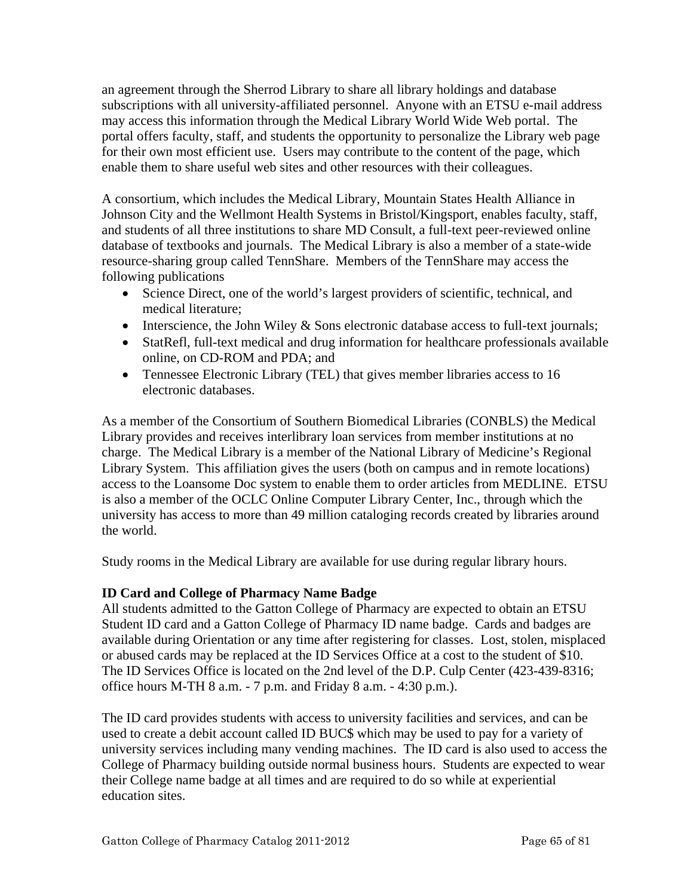an agreement through the Sherrod Library to share all library holdings and database subscriptions with all university-affiliated personnel. Anyone with an ETSU e-mail address may access this information through the Medical Library World Wide Web portal. The portal offers faculty, staff, and students the opportunity to personalize the Library web page for their own most efficient use. Users may contribute to the content of the page, which enable them to share useful web sites and other resources with their colleagues.

A consortium, which includes the Medical Library, Mountain States Health Alliance in Johnson City and the Wellmont Health Systems in Bristol/Kingsport, enables faculty, staff, and students of all three institutions to share MD Consult, a full-text peer-reviewed online database of textbooks and journals. The Medical Library is also a member of a state-wide resource-sharing group called TennShare. Members of the TennShare may access the following publications

- Science Direct, one of the world's largest providers of scientific, technical, and medical literature;
- Interscience, the John Wiley & Sons electronic database access to full-text journals;
- StatRefl, full-text medical and drug information for healthcare professionals available online, on CD-ROM and PDA; and
- Tennessee Electronic Library (TEL) that gives member libraries access to 16 electronic databases.

As a member of the Consortium of Southern Biomedical Libraries (CONBLS) the Medical Library provides and receives interlibrary loan services from member institutions at no charge. The Medical Library is a member of the National Library of Medicine's Regional Library System. This affiliation gives the users (both on campus and in remote locations) access to the Loansome Doc system to enable them to order articles from MEDLINE. ETSU is also a member of the OCLC Online Computer Library Center, Inc., through which the university has access to more than 49 million cataloging records created by libraries around the world.

Study rooms in the Medical Library are available for use during regular library hours.

**ID Card and College of Pharmacy Name Badge**

All students admitted to the Gatton College of Pharmacy are expected to obtain an ETSU Student ID card and a Gatton College of Pharmacy ID name badge. Cards and badges are available during Orientation or any time after registering for classes. Lost, stolen, misplaced or abused cards may be replaced at the ID Services Office at a cost to the student of $10. The ID Services Office is located on the 2nd level of the D.P. Culp Center (423-439-8316; office hours M-TH 8 a.m. - 7 p.m. and Friday 8 a.m. - 4:30 p.m.).

The ID card provides students with access to university facilities and services, and can be used to create a debit account called ID BUC$ which may be used to pay for a variety of university services including many vending machines. The ID card is also used to access the College of Pharmacy building outside normal business hours. Students are expected to wear their College name badge at all times and are required to do so while at experiential education sites.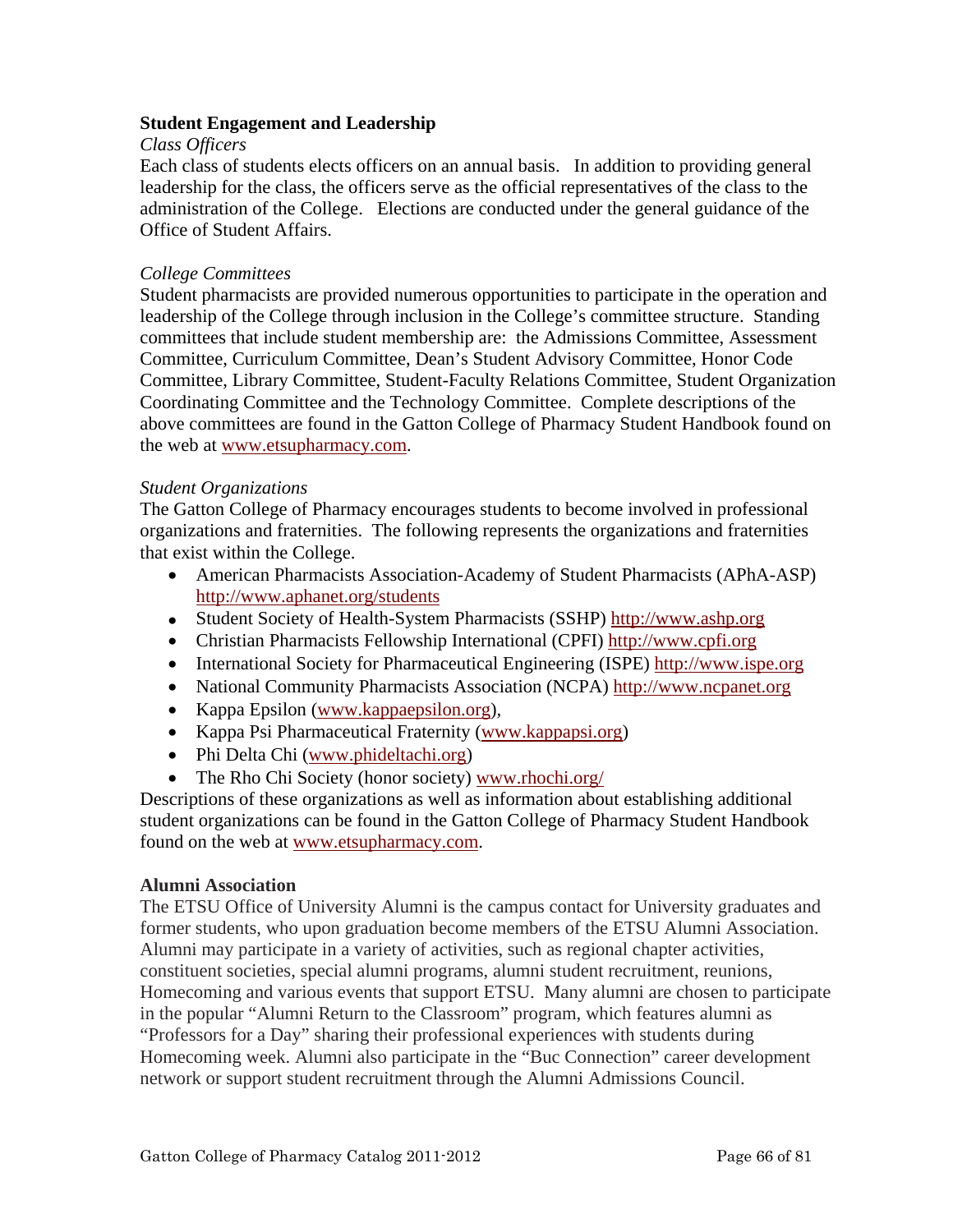## Student Engagement and Leadership

*Class Officers*

Each class of students elects officers on an annual basis. In addition to providing general leadership for the class, the officers serve as the official representatives of the class to the administration of the College. Elections are conducted under the general guidance of the Office of Student Affairs.

*College Committees*

Student pharmacists are provided numerous opportunities to participate in the operation and leadership of the College through inclusion in the College's committee structure. Standing committees that include student membership are: the Admissions Committee, Assessment Committee, Curriculum Committee, Dean's Student Advisory Committee, Honor Code Committee, Library Committee, Student-Faculty Relations Committee, Student Organization Coordinating Committee and the Technology Committee. Complete descriptions of the above committees are found in the Gatton College of Pharmacy Student Handbook found on the web at www.etsupharmacy.com.

*Student Organizations*

The Gatton College of Pharmacy encourages students to become involved in professional organizations and fraternities. The following represents the organizations and fraternities that exist within the College.

- American Pharmacists Association-Academy of Student Pharmacists (APhA-ASP) http://www.aphanet.org/students
- Student Society of Health-System Pharmacists (SSHP) http://www.ashp.org
- Christian Pharmacists Fellowship International (CPFI) http://www.cpfi.org
- International Society for Pharmaceutical Engineering (ISPE) http://www.ispe.org
- National Community Pharmacists Association (NCPA) http://www.ncpanet.org
- Kappa Epsilon (www.kappaepsilon.org),
- Kappa Psi Pharmaceutical Fraternity (www.kappapsi.org)
- Phi Delta Chi (www.phideltachi.org)
- The Rho Chi Society (honor society) www.rhochi.org/

Descriptions of these organizations as well as information about establishing additional student organizations can be found in the Gatton College of Pharmacy Student Handbook found on the web at www.etsupharmacy.com.

## Alumni Association

The ETSU Office of University Alumni is the campus contact for University graduates and former students, who upon graduation become members of the ETSU Alumni Association. Alumni may participate in a variety of activities, such as regional chapter activities, constituent societies, special alumni programs, alumni student recruitment, reunions, Homecoming and various events that support ETSU. Many alumni are chosen to participate in the popular "Alumni Return to the Classroom" program, which features alumni as "Professors for a Day" sharing their professional experiences with students during Homecoming week. Alumni also participate in the "Buc Connection" career development network or support student recruitment through the Alumni Admissions Council.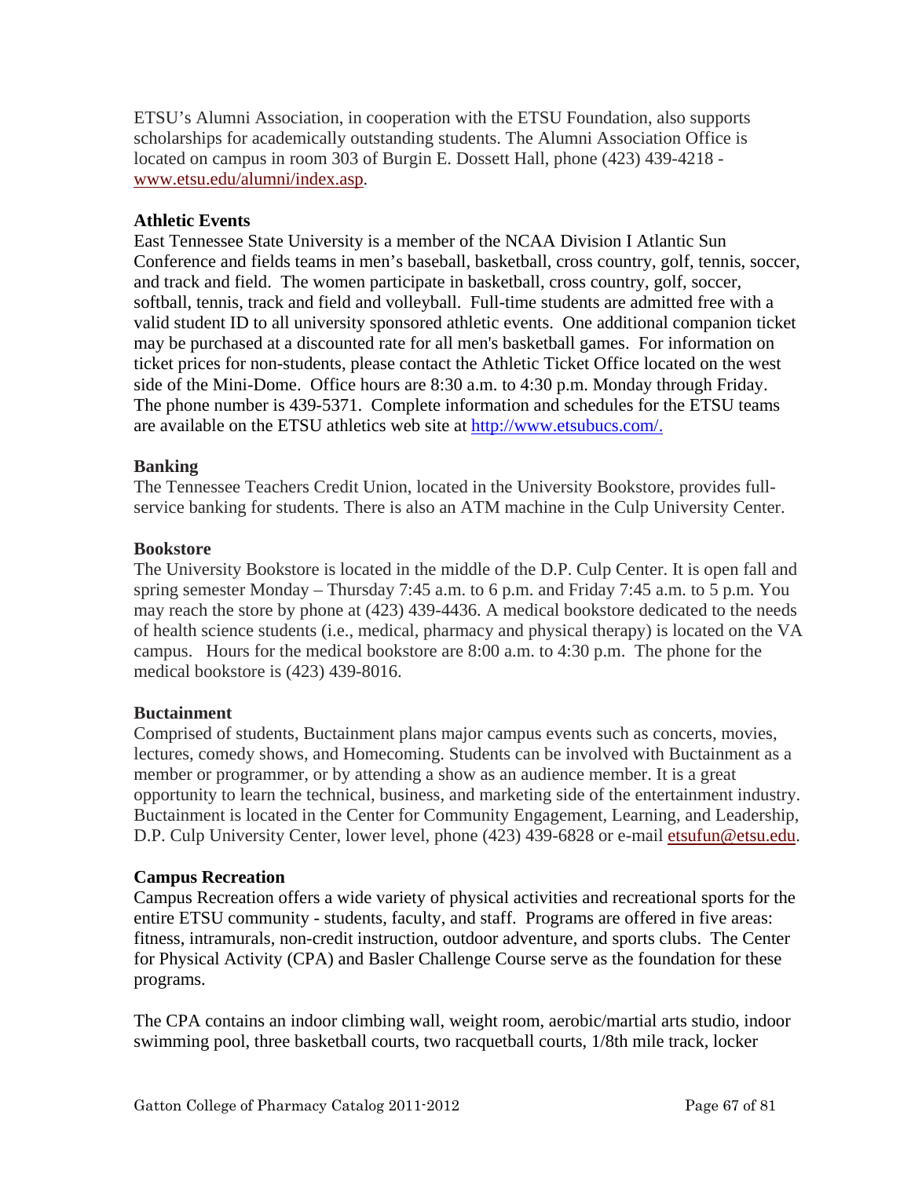ETSU's Alumni Association, in cooperation with the ETSU Foundation, also supports scholarships for academically outstanding students. The Alumni Association Office is located on campus in room 303 of Burgin E. Dossett Hall, phone (423) 439-4218 - www.etsu.edu/alumni/index.asp.

**Athletic Events**

East Tennessee State University is a member of the NCAA Division I Atlantic Sun Conference and fields teams in men's baseball, basketball, cross country, golf, tennis, soccer, and track and field. The women participate in basketball, cross country, golf, soccer, softball, tennis, track and field and volleyball. Full-time students are admitted free with a valid student ID to all university sponsored athletic events. One additional companion ticket may be purchased at a discounted rate for all men's basketball games. For information on ticket prices for non-students, please contact the Athletic Ticket Office located on the west side of the Mini-Dome. Office hours are 8:30 a.m. to 4:30 p.m. Monday through Friday. The phone number is 439-5371. Complete information and schedules for the ETSU teams are available on the ETSU athletics web site at http://www.etsubucs.com/.

**Banking**

The Tennessee Teachers Credit Union, located in the University Bookstore, provides full-service banking for students. There is also an ATM machine in the Culp University Center.

**Bookstore**

The University Bookstore is located in the middle of the D.P. Culp Center. It is open fall and spring semester Monday – Thursday 7:45 a.m. to 6 p.m. and Friday 7:45 a.m. to 5 p.m. You may reach the store by phone at (423) 439-4436. A medical bookstore dedicated to the needs of health science students (i.e., medical, pharmacy and physical therapy) is located on the VA campus. Hours for the medical bookstore are 8:00 a.m. to 4:30 p.m. The phone for the medical bookstore is (423) 439-8016.

**Buctainment**

Comprised of students, Buctainment plans major campus events such as concerts, movies, lectures, comedy shows, and Homecoming. Students can be involved with Buctainment as a member or programmer, or by attending a show as an audience member. It is a great opportunity to learn the technical, business, and marketing side of the entertainment industry. Buctainment is located in the Center for Community Engagement, Learning, and Leadership, D.P. Culp University Center, lower level, phone (423) 439-6828 or e-mail etsufun@etsu.edu.

**Campus Recreation**

Campus Recreation offers a wide variety of physical activities and recreational sports for the entire ETSU community - students, faculty, and staff. Programs are offered in five areas: fitness, intramurals, non-credit instruction, outdoor adventure, and sports clubs. The Center for Physical Activity (CPA) and Basler Challenge Course serve as the foundation for these programs.

The CPA contains an indoor climbing wall, weight room, aerobic/martial arts studio, indoor swimming pool, three basketball courts, two racquetball courts, 1/8th mile track, locker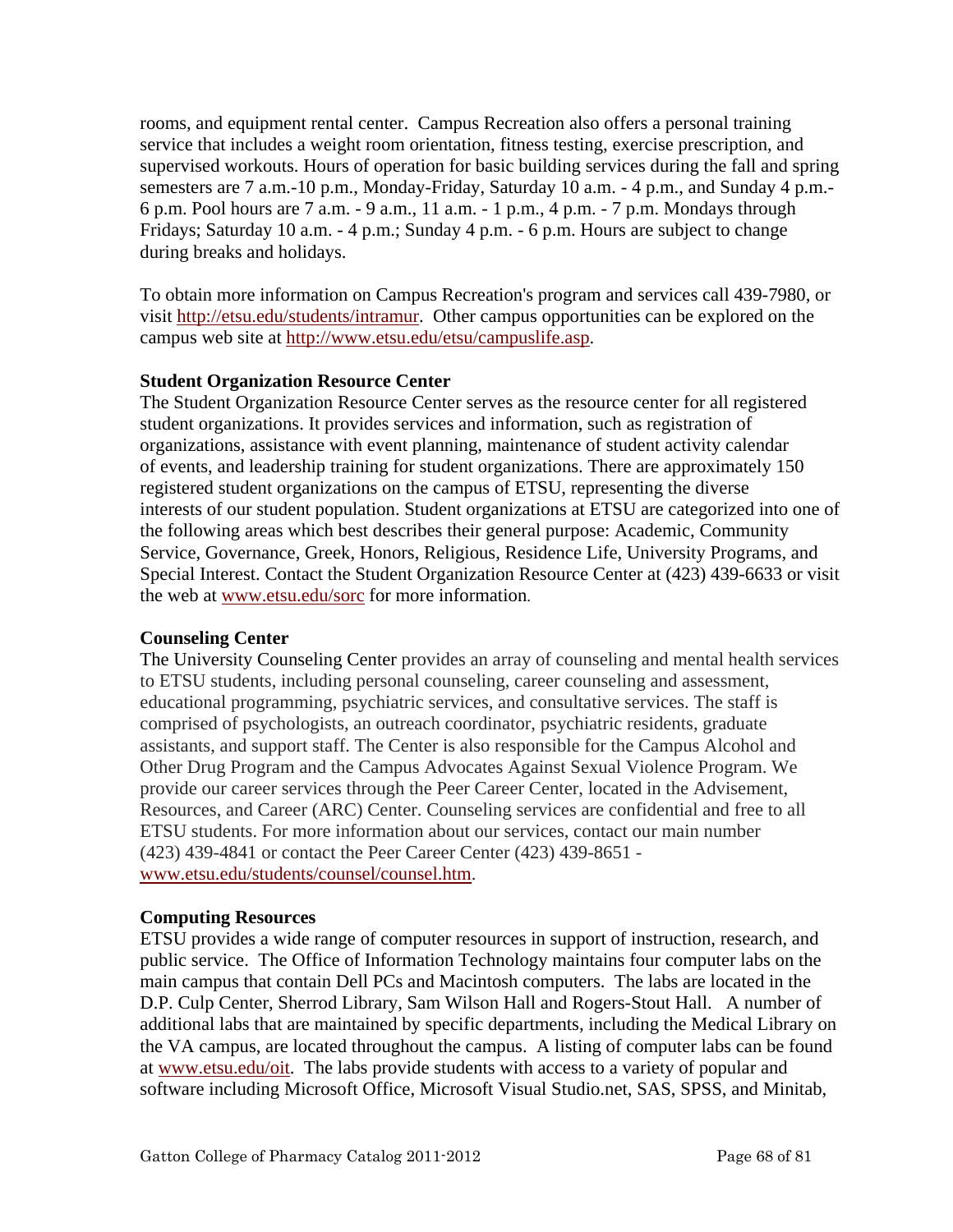rooms, and equipment rental center. Campus Recreation also offers a personal training service that includes a weight room orientation, fitness testing, exercise prescription, and supervised workouts. Hours of operation for basic building services during the fall and spring semesters are 7 a.m.-10 p.m., Monday-Friday, Saturday 10 a.m. - 4 p.m., and Sunday 4 p.m.-6 p.m. Pool hours are 7 a.m. - 9 a.m., 11 a.m. - 1 p.m., 4 p.m. - 7 p.m. Mondays through Fridays; Saturday 10 a.m. - 4 p.m.; Sunday 4 p.m. - 6 p.m. Hours are subject to change during breaks and holidays.

To obtain more information on Campus Recreation's program and services call 439-7980, or visit http://etsu.edu/students/intramur. Other campus opportunities can be explored on the campus web site at http://www.etsu.edu/etsu/campuslife.asp.

**Student Organization Resource Center**

The Student Organization Resource Center serves as the resource center for all registered student organizations. It provides services and information, such as registration of organizations, assistance with event planning, maintenance of student activity calendar of events, and leadership training for student organizations. There are approximately 150 registered student organizations on the campus of ETSU, representing the diverse interests of our student population. Student organizations at ETSU are categorized into one of the following areas which best describes their general purpose: Academic, Community Service, Governance, Greek, Honors, Religious, Residence Life, University Programs, and Special Interest. Contact the Student Organization Resource Center at (423) 439-6633 or visit the web at www.etsu.edu/sorc for more information.

**Counseling Center**

The University Counseling Center provides an array of counseling and mental health services to ETSU students, including personal counseling, career counseling and assessment, educational programming, psychiatric services, and consultative services. The staff is comprised of psychologists, an outreach coordinator, psychiatric residents, graduate assistants, and support staff. The Center is also responsible for the Campus Alcohol and Other Drug Program and the Campus Advocates Against Sexual Violence Program. We provide our career services through the Peer Career Center, located in the Advisement, Resources, and Career (ARC) Center. Counseling services are confidential and free to all ETSU students. For more information about our services, contact our main number (423) 439-4841 or contact the Peer Career Center (423) 439-8651 - www.etsu.edu/students/counsel/counsel.htm.

**Computing Resources**

ETSU provides a wide range of computer resources in support of instruction, research, and public service. The Office of Information Technology maintains four computer labs on the main campus that contain Dell PCs and Macintosh computers. The labs are located in the D.P. Culp Center, Sherrod Library, Sam Wilson Hall and Rogers-Stout Hall. A number of additional labs that are maintained by specific departments, including the Medical Library on the VA campus, are located throughout the campus. A listing of computer labs can be found at www.etsu.edu/oit. The labs provide students with access to a variety of popular and software including Microsoft Office, Microsoft Visual Studio.net, SAS, SPSS, and Minitab,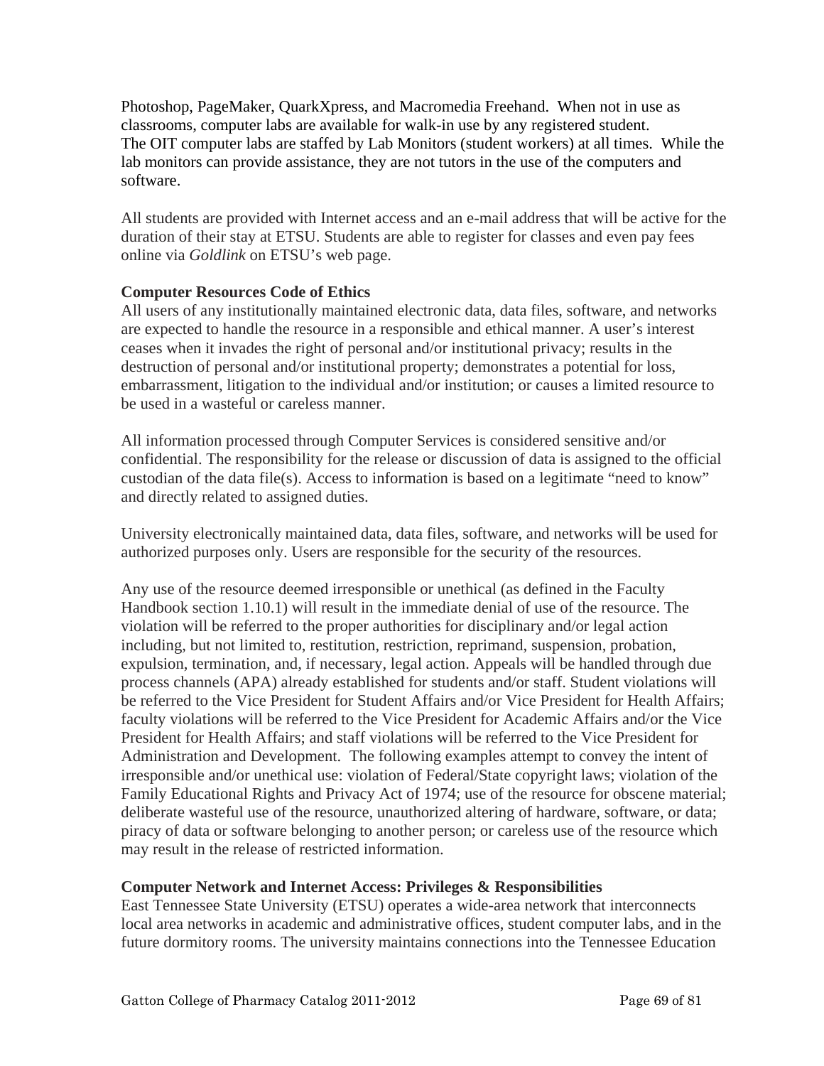Photoshop, PageMaker, QuarkXpress, and Macromedia Freehand. When not in use as classrooms, computer labs are available for walk-in use by any registered student. The OIT computer labs are staffed by Lab Monitors (student workers) at all times. While the lab monitors can provide assistance, they are not tutors in the use of the computers and software.

All students are provided with Internet access and an e-mail address that will be active for the duration of their stay at ETSU. Students are able to register for classes and even pay fees online via *Goldlink* on ETSU's web page.

**Computer Resources Code of Ethics**

All users of any institutionally maintained electronic data, data files, software, and networks are expected to handle the resource in a responsible and ethical manner. A user's interest ceases when it invades the right of personal and/or institutional privacy; results in the destruction of personal and/or institutional property; demonstrates a potential for loss, embarrassment, litigation to the individual and/or institution; or causes a limited resource to be used in a wasteful or careless manner.

All information processed through Computer Services is considered sensitive and/or confidential. The responsibility for the release or discussion of data is assigned to the official custodian of the data file(s). Access to information is based on a legitimate "need to know" and directly related to assigned duties.

University electronically maintained data, data files, software, and networks will be used for authorized purposes only. Users are responsible for the security of the resources.

Any use of the resource deemed irresponsible or unethical (as defined in the Faculty Handbook section 1.10.1) will result in the immediate denial of use of the resource. The violation will be referred to the proper authorities for disciplinary and/or legal action including, but not limited to, restitution, restriction, reprimand, suspension, probation, expulsion, termination, and, if necessary, legal action. Appeals will be handled through due process channels (APA) already established for students and/or staff. Student violations will be referred to the Vice President for Student Affairs and/or Vice President for Health Affairs; faculty violations will be referred to the Vice President for Academic Affairs and/or the Vice President for Health Affairs; and staff violations will be referred to the Vice President for Administration and Development. The following examples attempt to convey the intent of irresponsible and/or unethical use: violation of Federal/State copyright laws; violation of the Family Educational Rights and Privacy Act of 1974; use of the resource for obscene material; deliberate wasteful use of the resource, unauthorized altering of hardware, software, or data; piracy of data or software belonging to another person; or careless use of the resource which may result in the release of restricted information.

**Computer Network and Internet Access: Privileges & Responsibilities**

East Tennessee State University (ETSU) operates a wide-area network that interconnects local area networks in academic and administrative offices, student computer labs, and in the future dormitory rooms. The university maintains connections into the Tennessee Education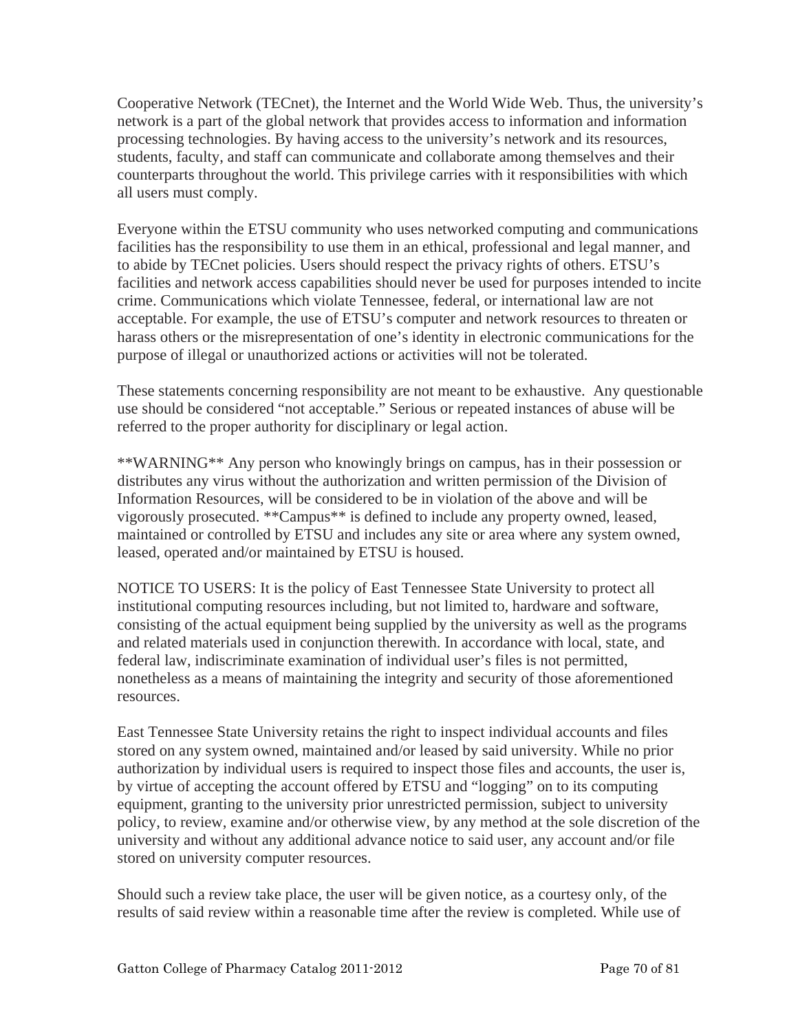Cooperative Network (TECnet), the Internet and the World Wide Web. Thus, the university's network is a part of the global network that provides access to information and information processing technologies. By having access to the university's network and its resources, students, faculty, and staff can communicate and collaborate among themselves and their counterparts throughout the world. This privilege carries with it responsibilities with which all users must comply.

Everyone within the ETSU community who uses networked computing and communications facilities has the responsibility to use them in an ethical, professional and legal manner, and to abide by TECnet policies. Users should respect the privacy rights of others. ETSU's facilities and network access capabilities should never be used for purposes intended to incite crime. Communications which violate Tennessee, federal, or international law are not acceptable. For example, the use of ETSU's computer and network resources to threaten or harass others or the misrepresentation of one's identity in electronic communications for the purpose of illegal or unauthorized actions or activities will not be tolerated.

These statements concerning responsibility are not meant to be exhaustive. Any questionable use should be considered "not acceptable." Serious or repeated instances of abuse will be referred to the proper authority for disciplinary or legal action.

\*\*WARNING\*\* Any person who knowingly brings on campus, has in their possession or distributes any virus without the authorization and written permission of the Division of Information Resources, will be considered to be in violation of the above and will be vigorously prosecuted. \*\*Campus\*\* is defined to include any property owned, leased, maintained or controlled by ETSU and includes any site or area where any system owned, leased, operated and/or maintained by ETSU is housed.

NOTICE TO USERS: It is the policy of East Tennessee State University to protect all institutional computing resources including, but not limited to, hardware and software, consisting of the actual equipment being supplied by the university as well as the programs and related materials used in conjunction therewith. In accordance with local, state, and federal law, indiscriminate examination of individual user's files is not permitted, nonetheless as a means of maintaining the integrity and security of those aforementioned resources.

East Tennessee State University retains the right to inspect individual accounts and files stored on any system owned, maintained and/or leased by said university. While no prior authorization by individual users is required to inspect those files and accounts, the user is, by virtue of accepting the account offered by ETSU and "logging" on to its computing equipment, granting to the university prior unrestricted permission, subject to university policy, to review, examine and/or otherwise view, by any method at the sole discretion of the university and without any additional advance notice to said user, any account and/or file stored on university computer resources.

Should such a review take place, the user will be given notice, as a courtesy only, of the results of said review within a reasonable time after the review is completed. While use of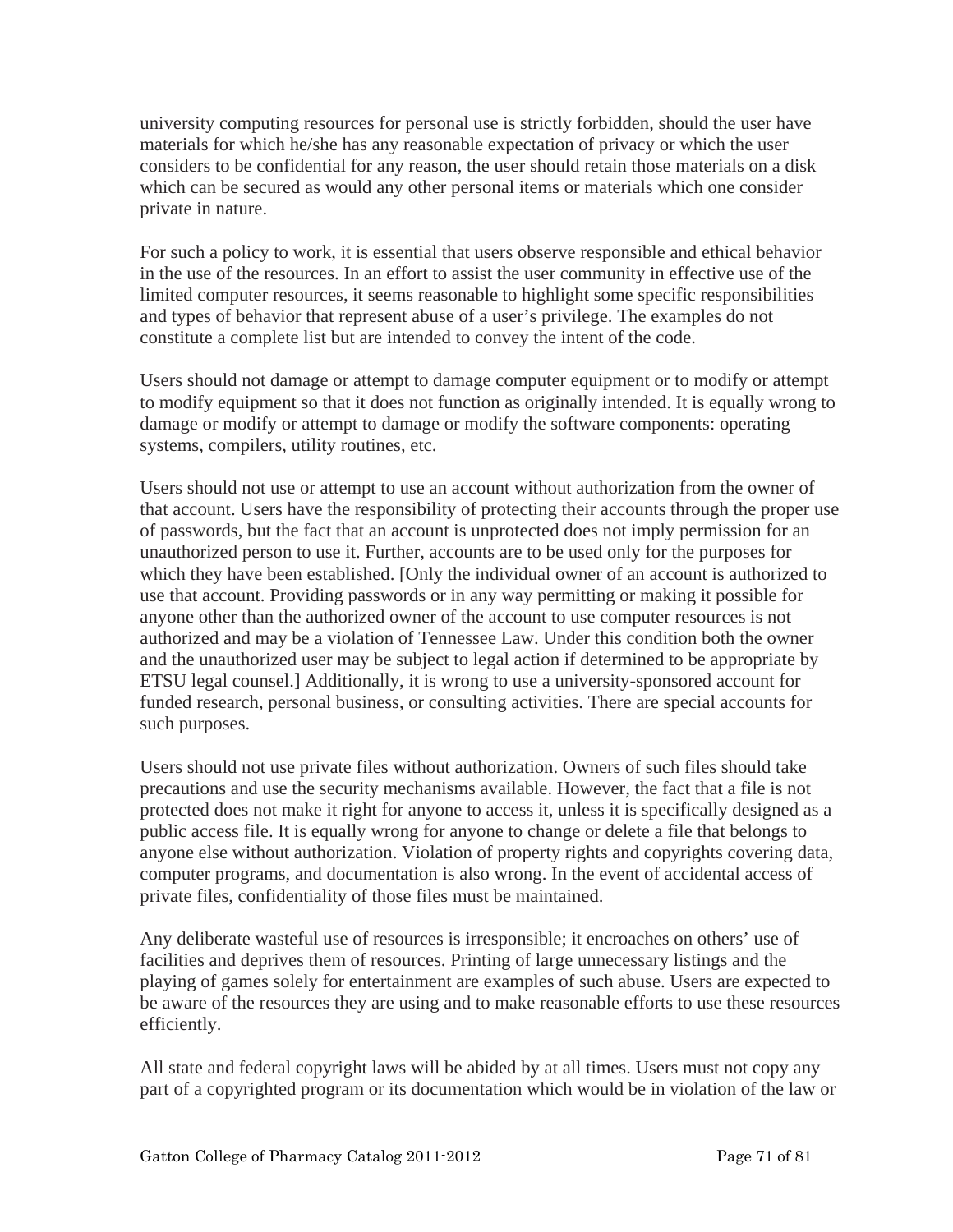university computing resources for personal use is strictly forbidden, should the user have materials for which he/she has any reasonable expectation of privacy or which the user considers to be confidential for any reason, the user should retain those materials on a disk which can be secured as would any other personal items or materials which one consider private in nature.

For such a policy to work, it is essential that users observe responsible and ethical behavior in the use of the resources. In an effort to assist the user community in effective use of the limited computer resources, it seems reasonable to highlight some specific responsibilities and types of behavior that represent abuse of a user's privilege. The examples do not constitute a complete list but are intended to convey the intent of the code.

Users should not damage or attempt to damage computer equipment or to modify or attempt to modify equipment so that it does not function as originally intended. It is equally wrong to damage or modify or attempt to damage or modify the software components: operating systems, compilers, utility routines, etc.

Users should not use or attempt to use an account without authorization from the owner of that account. Users have the responsibility of protecting their accounts through the proper use of passwords, but the fact that an account is unprotected does not imply permission for an unauthorized person to use it. Further, accounts are to be used only for the purposes for which they have been established. [Only the individual owner of an account is authorized to use that account. Providing passwords or in any way permitting or making it possible for anyone other than the authorized owner of the account to use computer resources is not authorized and may be a violation of Tennessee Law. Under this condition both the owner and the unauthorized user may be subject to legal action if determined to be appropriate by ETSU legal counsel.] Additionally, it is wrong to use a university-sponsored account for funded research, personal business, or consulting activities. There are special accounts for such purposes.

Users should not use private files without authorization. Owners of such files should take precautions and use the security mechanisms available. However, the fact that a file is not protected does not make it right for anyone to access it, unless it is specifically designed as a public access file. It is equally wrong for anyone to change or delete a file that belongs to anyone else without authorization. Violation of property rights and copyrights covering data, computer programs, and documentation is also wrong. In the event of accidental access of private files, confidentiality of those files must be maintained.

Any deliberate wasteful use of resources is irresponsible; it encroaches on others' use of facilities and deprives them of resources. Printing of large unnecessary listings and the playing of games solely for entertainment are examples of such abuse. Users are expected to be aware of the resources they are using and to make reasonable efforts to use these resources efficiently.

All state and federal copyright laws will be abided by at all times. Users must not copy any part of a copyrighted program or its documentation which would be in violation of the law or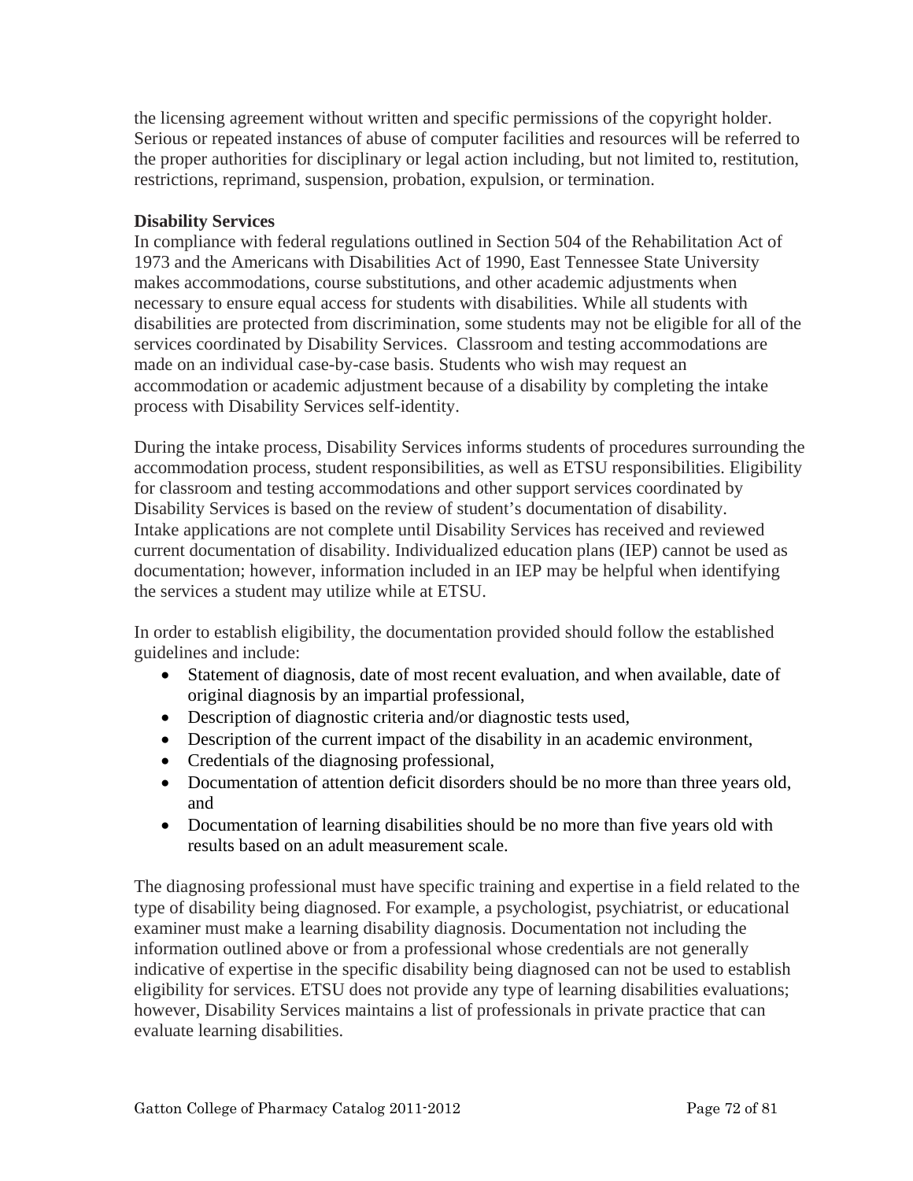the licensing agreement without written and specific permissions of the copyright holder. Serious or repeated instances of abuse of computer facilities and resources will be referred to the proper authorities for disciplinary or legal action including, but not limited to, restitution, restrictions, reprimand, suspension, probation, expulsion, or termination.

**Disability Services**

In compliance with federal regulations outlined in Section 504 of the Rehabilitation Act of 1973 and the Americans with Disabilities Act of 1990, East Tennessee State University makes accommodations, course substitutions, and other academic adjustments when necessary to ensure equal access for students with disabilities. While all students with disabilities are protected from discrimination, some students may not be eligible for all of the services coordinated by Disability Services. Classroom and testing accommodations are made on an individual case-by-case basis. Students who wish may request an accommodation or academic adjustment because of a disability by completing the intake process with Disability Services self-identity.

During the intake process, Disability Services informs students of procedures surrounding the accommodation process, student responsibilities, as well as ETSU responsibilities. Eligibility for classroom and testing accommodations and other support services coordinated by Disability Services is based on the review of student's documentation of disability. Intake applications are not complete until Disability Services has received and reviewed current documentation of disability. Individualized education plans (IEP) cannot be used as documentation; however, information included in an IEP may be helpful when identifying the services a student may utilize while at ETSU.

In order to establish eligibility, the documentation provided should follow the established guidelines and include:

- Statement of diagnosis, date of most recent evaluation, and when available, date of original diagnosis by an impartial professional,
- Description of diagnostic criteria and/or diagnostic tests used,
- Description of the current impact of the disability in an academic environment,
- Credentials of the diagnosing professional,
- Documentation of attention deficit disorders should be no more than three years old, and
- Documentation of learning disabilities should be no more than five years old with results based on an adult measurement scale.

The diagnosing professional must have specific training and expertise in a field related to the type of disability being diagnosed. For example, a psychologist, psychiatrist, or educational examiner must make a learning disability diagnosis. Documentation not including the information outlined above or from a professional whose credentials are not generally indicative of expertise in the specific disability being diagnosed can not be used to establish eligibility for services. ETSU does not provide any type of learning disabilities evaluations; however, Disability Services maintains a list of professionals in private practice that can evaluate learning disabilities.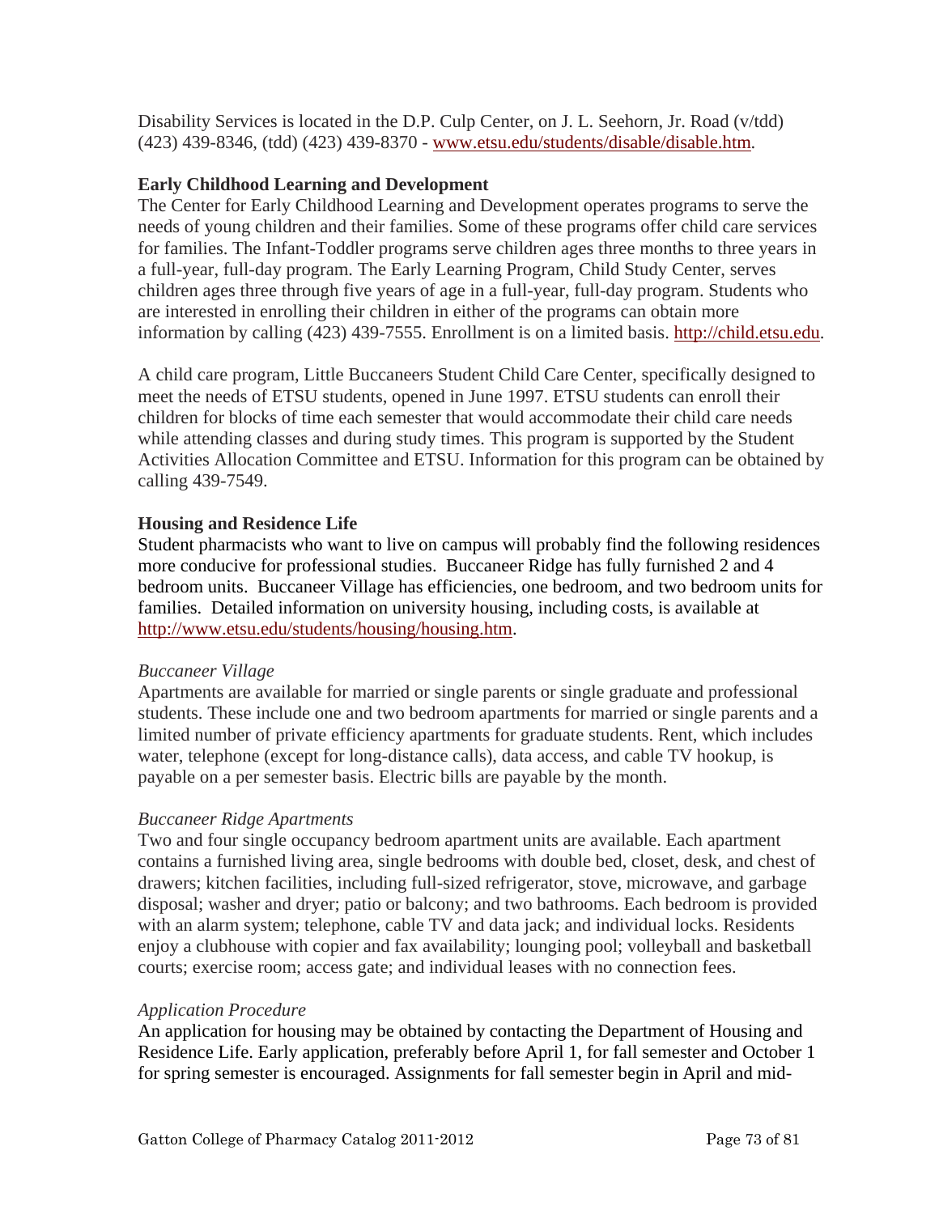Disability Services is located in the D.P. Culp Center, on J. L. Seehorn, Jr. Road (v/tdd) (423) 439-8346, (tdd) (423) 439-8370 - www.etsu.edu/students/disable/disable.htm.

**Early Childhood Learning and Development**

The Center for Early Childhood Learning and Development operates programs to serve the needs of young children and their families. Some of these programs offer child care services for families. The Infant-Toddler programs serve children ages three months to three years in a full-year, full-day program. The Early Learning Program, Child Study Center, serves children ages three through five years of age in a full-year, full-day program. Students who are interested in enrolling their children in either of the programs can obtain more information by calling (423) 439-7555. Enrollment is on a limited basis. http://child.etsu.edu.

A child care program, Little Buccaneers Student Child Care Center, specifically designed to meet the needs of ETSU students, opened in June 1997. ETSU students can enroll their children for blocks of time each semester that would accommodate their child care needs while attending classes and during study times. This program is supported by the Student Activities Allocation Committee and ETSU. Information for this program can be obtained by calling 439-7549.

**Housing and Residence Life**

Student pharmacists who want to live on campus will probably find the following residences more conducive for professional studies. Buccaneer Ridge has fully furnished 2 and 4 bedroom units. Buccaneer Village has efficiencies, one bedroom, and two bedroom units for families. Detailed information on university housing, including costs, is available at http://www.etsu.edu/students/housing/housing.htm.

*Buccaneer Village*

Apartments are available for married or single parents or single graduate and professional students. These include one and two bedroom apartments for married or single parents and a limited number of private efficiency apartments for graduate students. Rent, which includes water, telephone (except for long-distance calls), data access, and cable TV hookup, is payable on a per semester basis. Electric bills are payable by the month.

*Buccaneer Ridge Apartments*

Two and four single occupancy bedroom apartment units are available. Each apartment contains a furnished living area, single bedrooms with double bed, closet, desk, and chest of drawers; kitchen facilities, including full-sized refrigerator, stove, microwave, and garbage disposal; washer and dryer; patio or balcony; and two bathrooms. Each bedroom is provided with an alarm system; telephone, cable TV and data jack; and individual locks. Residents enjoy a clubhouse with copier and fax availability; lounging pool; volleyball and basketball courts; exercise room; access gate; and individual leases with no connection fees.

*Application Procedure*

An application for housing may be obtained by contacting the Department of Housing and Residence Life. Early application, preferably before April 1, for fall semester and October 1 for spring semester is encouraged. Assignments for fall semester begin in April and mid-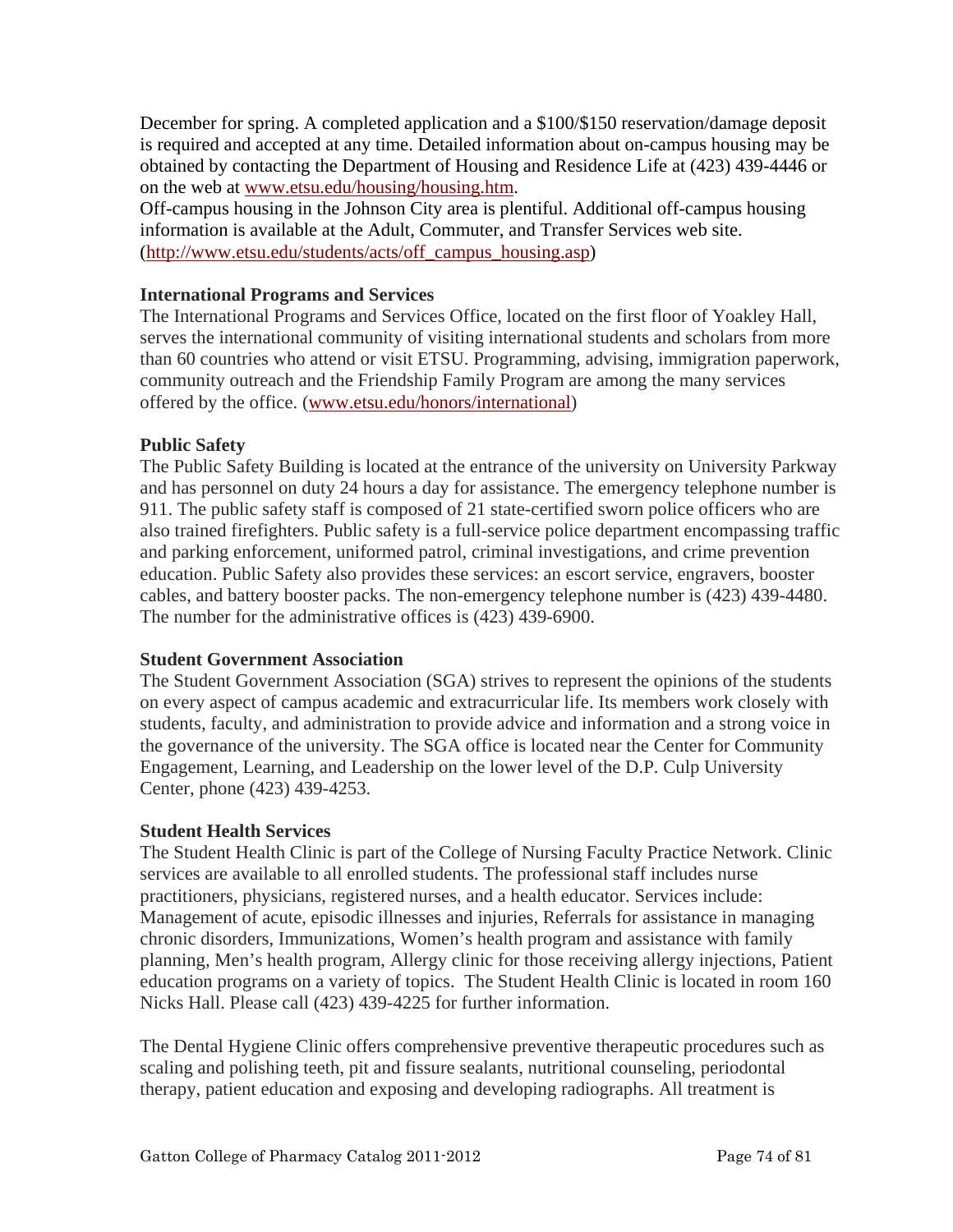December for spring. A completed application and a $100/$150 reservation/damage deposit is required and accepted at any time. Detailed information about on-campus housing may be obtained by contacting the Department of Housing and Residence Life at (423) 439-4446 or on the web at [www.etsu.edu/housing/housing.htm](www.etsu.edu/housing/housing.htm).

Off-campus housing in the Johnson City area is plentiful. Additional off-campus housing information is available at the Adult, Commuter, and Transfer Services web site. ([http://www.etsu.edu/students/acts/off_campus_housing.asp](http://www.etsu.edu/students/acts/off_campus_housing.asp))

**International Programs and Services**

The International Programs and Services Office, located on the first floor of Yoakley Hall, serves the international community of visiting international students and scholars from more than 60 countries who attend or visit ETSU. Programming, advising, immigration paperwork, community outreach and the Friendship Family Program are among the many services offered by the office. ([www.etsu.edu/honors/international](www.etsu.edu/honors/international))

**Public Safety**

The Public Safety Building is located at the entrance of the university on University Parkway and has personnel on duty 24 hours a day for assistance. The emergency telephone number is 911. The public safety staff is composed of 21 state-certified sworn police officers who are also trained firefighters. Public safety is a full-service police department encompassing traffic and parking enforcement, uniformed patrol, criminal investigations, and crime prevention education. Public Safety also provides these services: an escort service, engravers, booster cables, and battery booster packs. The non-emergency telephone number is (423) 439-4480. The number for the administrative offices is (423) 439-6900.

**Student Government Association**

The Student Government Association (SGA) strives to represent the opinions of the students on every aspect of campus academic and extracurricular life. Its members work closely with students, faculty, and administration to provide advice and information and a strong voice in the governance of the university. The SGA office is located near the Center for Community Engagement, Learning, and Leadership on the lower level of the D.P. Culp University Center, phone (423) 439-4253.

**Student Health Services**

The Student Health Clinic is part of the College of Nursing Faculty Practice Network. Clinic services are available to all enrolled students. The professional staff includes nurse practitioners, physicians, registered nurses, and a health educator. Services include: Management of acute, episodic illnesses and injuries, Referrals for assistance in managing chronic disorders, Immunizations, Women's health program and assistance with family planning, Men's health program, Allergy clinic for those receiving allergy injections, Patient education programs on a variety of topics. The Student Health Clinic is located in room 160 Nicks Hall. Please call (423) 439-4225 for further information.

The Dental Hygiene Clinic offers comprehensive preventive therapeutic procedures such as scaling and polishing teeth, pit and fissure sealants, nutritional counseling, periodontal therapy, patient education and exposing and developing radiographs. All treatment is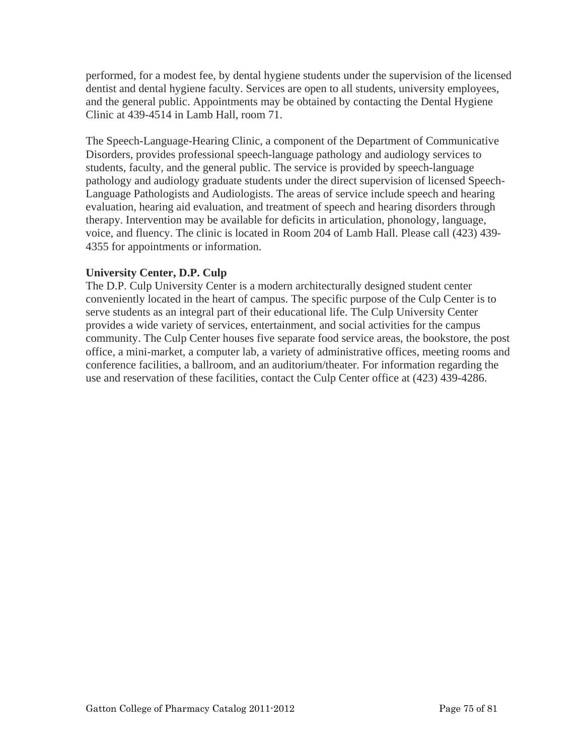performed, for a modest fee, by dental hygiene students under the supervision of the licensed dentist and dental hygiene faculty. Services are open to all students, university employees, and the general public. Appointments may be obtained by contacting the Dental Hygiene Clinic at 439-4514 in Lamb Hall, room 71.

The Speech-Language-Hearing Clinic, a component of the Department of Communicative Disorders, provides professional speech-language pathology and audiology services to students, faculty, and the general public. The service is provided by speech-language pathology and audiology graduate students under the direct supervision of licensed Speech-Language Pathologists and Audiologists. The areas of service include speech and hearing evaluation, hearing aid evaluation, and treatment of speech and hearing disorders through therapy. Intervention may be available for deficits in articulation, phonology, language, voice, and fluency. The clinic is located in Room 204 of Lamb Hall. Please call (423) 439-4355 for appointments or information.

**University Center, D.P. Culp**

The D.P. Culp University Center is a modern architecturally designed student center conveniently located in the heart of campus. The specific purpose of the Culp Center is to serve students as an integral part of their educational life. The Culp University Center provides a wide variety of services, entertainment, and social activities for the campus community. The Culp Center houses five separate food service areas, the bookstore, the post office, a mini-market, a computer lab, a variety of administrative offices, meeting rooms and conference facilities, a ballroom, and an auditorium/theater. For information regarding the use and reservation of these facilities, contact the Culp Center office at (423) 439-4286.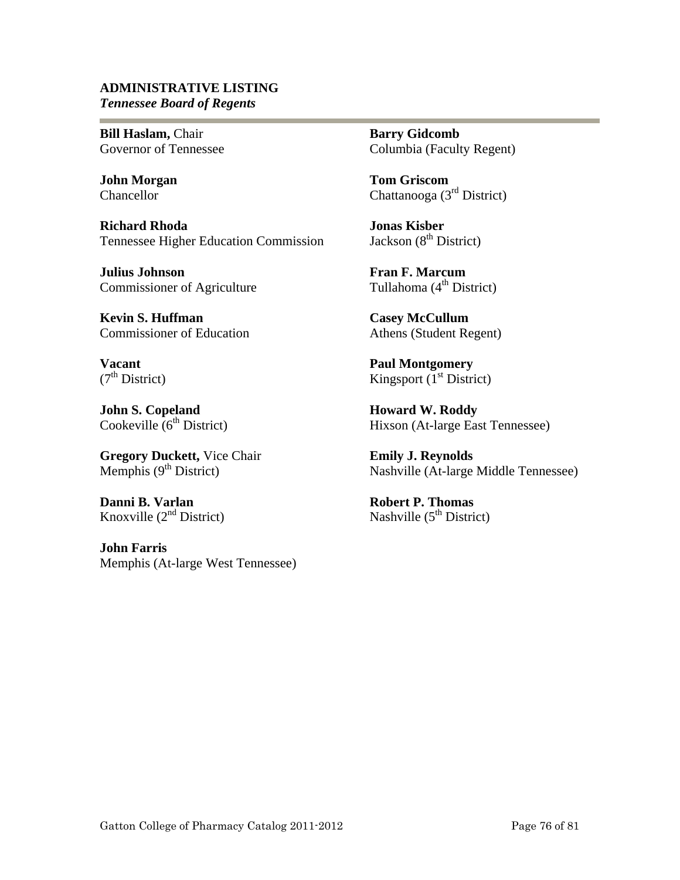## ADMINISTRATIVE LISTING

***Tennessee Board of Regents***

**Bill Haslam,** Chair
Governor of Tennessee

**John Morgan**
Chancellor

**Richard Rhoda**
Tennessee Higher Education Commission

**Julius Johnson**
Commissioner of Agriculture

**Kevin S. Huffman**
Commissioner of Education

**Vacant**
(7th District)

**John S. Copeland**
Cookeville (6th District)

**Gregory Duckett,** Vice Chair
Memphis (9th District)

**Danni B. Varlan**
Knoxville (2nd District)

**John Farris**
Memphis (At-large West Tennessee)

**Barry Gidcomb**
Columbia (Faculty Regent)

**Tom Griscom**
Chattanooga (3rd District)

**Jonas Kisber**
Jackson (8th District)

**Fran F. Marcum**
Tullahoma (4th District)

**Casey McCullum**
Athens (Student Regent)

**Paul Montgomery**
Kingsport (1st District)

**Howard W. Roddy**
Hixson (At-large East Tennessee)

**Emily J. Reynolds**
Nashville (At-large Middle Tennessee)

**Robert P. Thomas**
Nashville (5th District)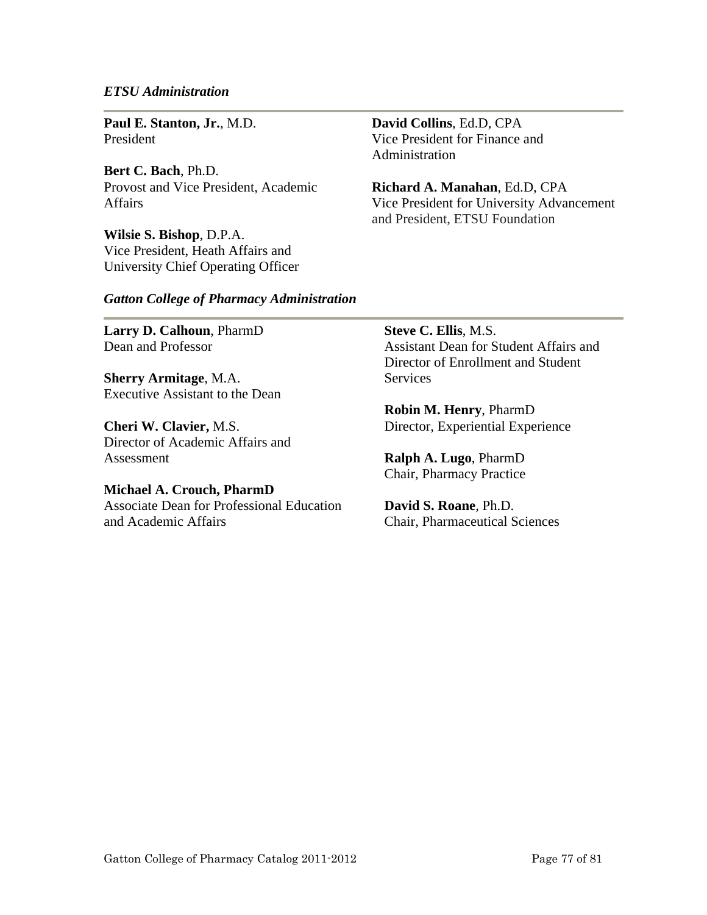*ETSU Administration*

**Paul E. Stanton, Jr.**, M.D.
President

**Bert C. Bach**, Ph.D.
Provost and Vice President, Academic Affairs

**Wilsie S. Bishop**, D.P.A.
Vice President, Heath Affairs and University Chief Operating Officer

**David Collins**, Ed.D, CPA
Vice President for Finance and Administration

**Richard A. Manahan**, Ed.D, CPA
Vice President for University Advancement and President, ETSU Foundation

*Gatton College of Pharmacy Administration*

**Larry D. Calhoun**, PharmD
Dean and Professor

**Sherry Armitage**, M.A.
Executive Assistant to the Dean

**Cheri W. Clavier,** M.S.
Director of Academic Affairs and Assessment

**Michael A. Crouch, PharmD**
Associate Dean for Professional Education and Academic Affairs

**Steve C. Ellis**, M.S.
Assistant Dean for Student Affairs and Director of Enrollment and Student Services

**Robin M. Henry**, PharmD
Director, Experiential Experience

**Ralph A. Lugo**, PharmD
Chair, Pharmacy Practice

**David S. Roane**, Ph.D.
Chair, Pharmaceutical Sciences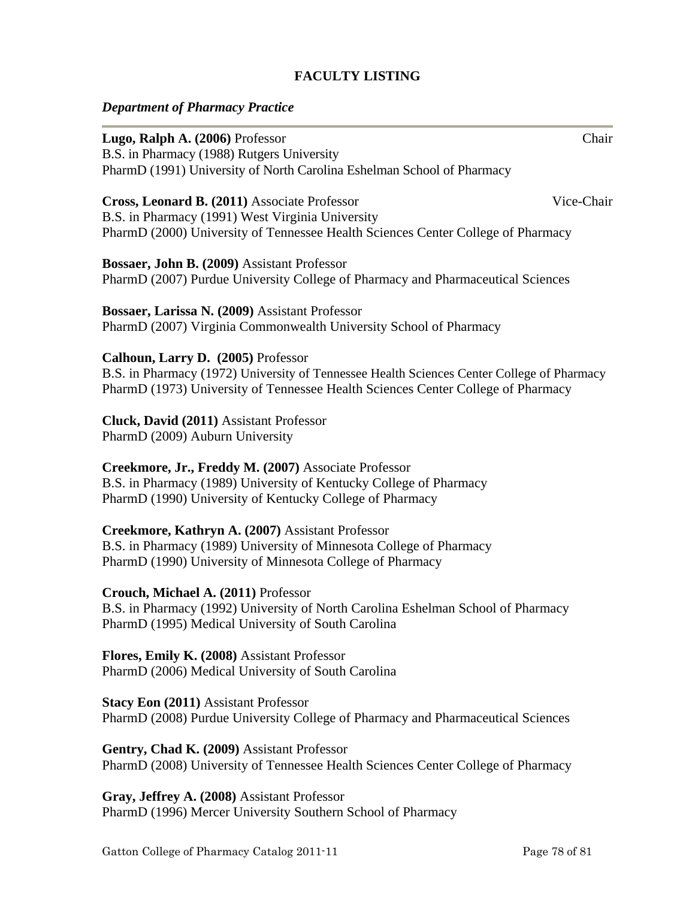# FACULTY LISTING

***Department of Pharmacy Practice***

---

**Lugo, Ralph A. (2006)** Professor — Chair
B.S. in Pharmacy (1988) Rutgers University
PharmD (1991) University of North Carolina Eshelman School of Pharmacy

**Cross, Leonard B. (2011)** Associate Professor — Vice-Chair
B.S. in Pharmacy (1991) West Virginia University
PharmD (2000) University of Tennessee Health Sciences Center College of Pharmacy

**Bossaer, John B. (2009)** Assistant Professor
PharmD (2007) Purdue University College of Pharmacy and Pharmaceutical Sciences

**Bossaer, Larissa N. (2009)** Assistant Professor
PharmD (2007) Virginia Commonwealth University School of Pharmacy

**Calhoun, Larry D. (2005)** Professor
B.S. in Pharmacy (1972) University of Tennessee Health Sciences Center College of Pharmacy
PharmD (1973) University of Tennessee Health Sciences Center College of Pharmacy

**Cluck, David (2011)** Assistant Professor
PharmD (2009) Auburn University

**Creekmore, Jr., Freddy M. (2007)** Associate Professor
B.S. in Pharmacy (1989) University of Kentucky College of Pharmacy
PharmD (1990) University of Kentucky College of Pharmacy

**Creekmore, Kathryn A. (2007)** Assistant Professor
B.S. in Pharmacy (1989) University of Minnesota College of Pharmacy
PharmD (1990) University of Minnesota College of Pharmacy

**Crouch, Michael A. (2011)** Professor
B.S. in Pharmacy (1992) University of North Carolina Eshelman School of Pharmacy
PharmD (1995) Medical University of South Carolina

**Flores, Emily K. (2008)** Assistant Professor
PharmD (2006) Medical University of South Carolina

**Stacy Eon (2011)** Assistant Professor
PharmD (2008) Purdue University College of Pharmacy and Pharmaceutical Sciences

**Gentry, Chad K. (2009)** Assistant Professor
PharmD (2008) University of Tennessee Health Sciences Center College of Pharmacy

**Gray, Jeffrey A. (2008)** Assistant Professor
PharmD (1996) Mercer University Southern School of Pharmacy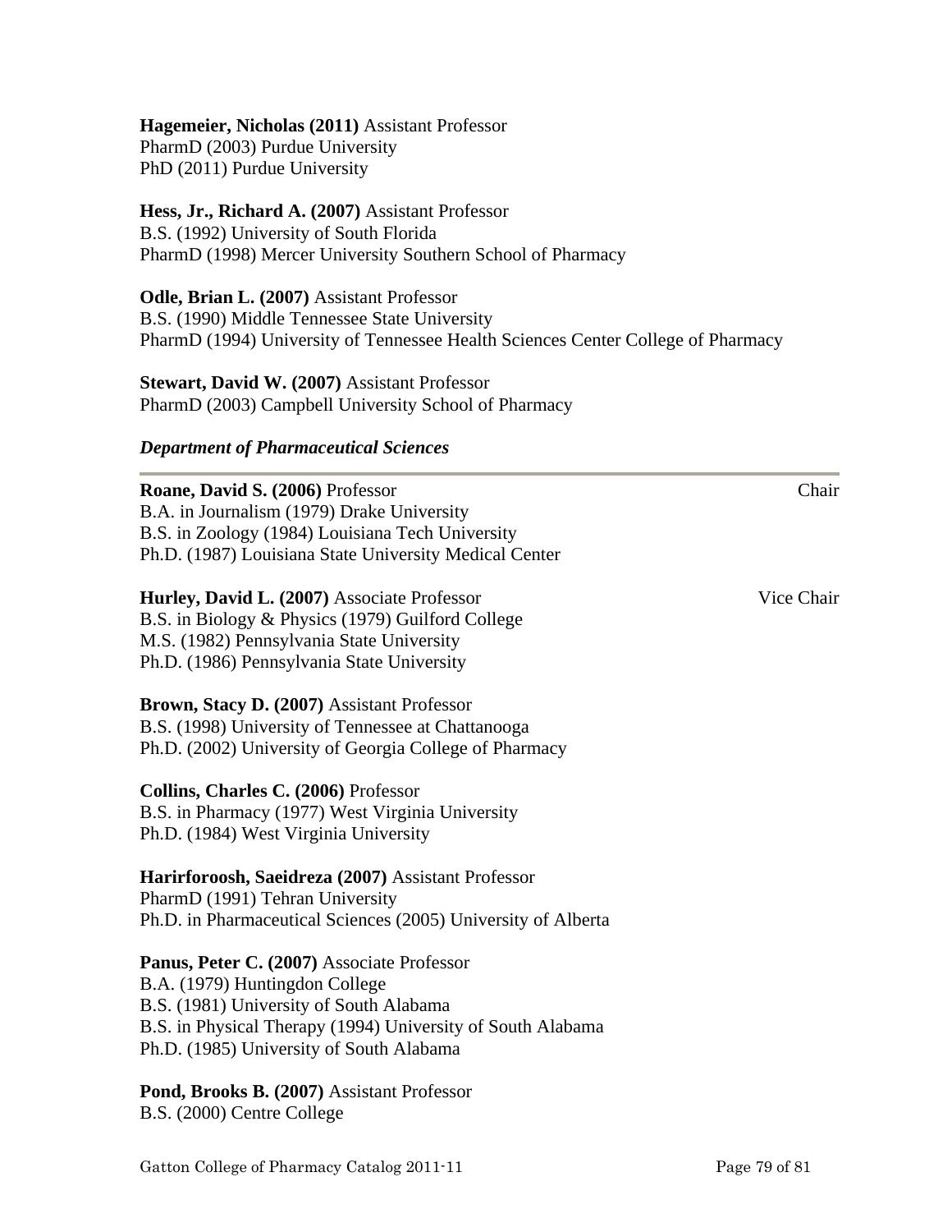**Hagemeier, Nicholas (2011)** Assistant Professor
PharmD (2003) Purdue University
PhD (2011) Purdue University

**Hess, Jr., Richard A. (2007)** Assistant Professor
B.S. (1992) University of South Florida
PharmD (1998) Mercer University Southern School of Pharmacy

**Odle, Brian L. (2007)** Assistant Professor
B.S. (1990) Middle Tennessee State University
PharmD (1994) University of Tennessee Health Sciences Center College of Pharmacy

**Stewart, David W. (2007)** Assistant Professor
PharmD (2003) Campbell University School of Pharmacy

### *Department of Pharmaceutical Sciences*

**Roane, David S. (2006)** Professor — Chair
B.A. in Journalism (1979) Drake University
B.S. in Zoology (1984) Louisiana Tech University
Ph.D. (1987) Louisiana State University Medical Center

**Hurley, David L. (2007)** Associate Professor — Vice Chair
B.S. in Biology & Physics (1979) Guilford College
M.S. (1982) Pennsylvania State University
Ph.D. (1986) Pennsylvania State University

**Brown, Stacy D. (2007)** Assistant Professor
B.S. (1998) University of Tennessee at Chattanooga
Ph.D. (2002) University of Georgia College of Pharmacy

**Collins, Charles C. (2006)** Professor
B.S. in Pharmacy (1977) West Virginia University
Ph.D. (1984) West Virginia University

**Harirforoosh, Saeidreza (2007)** Assistant Professor
PharmD (1991) Tehran University
Ph.D. in Pharmaceutical Sciences (2005) University of Alberta

**Panus, Peter C. (2007)** Associate Professor
B.A. (1979) Huntingdon College
B.S. (1981) University of South Alabama
B.S. in Physical Therapy (1994) University of South Alabama
Ph.D. (1985) University of South Alabama

**Pond, Brooks B. (2007)** Assistant Professor
B.S. (2000) Centre College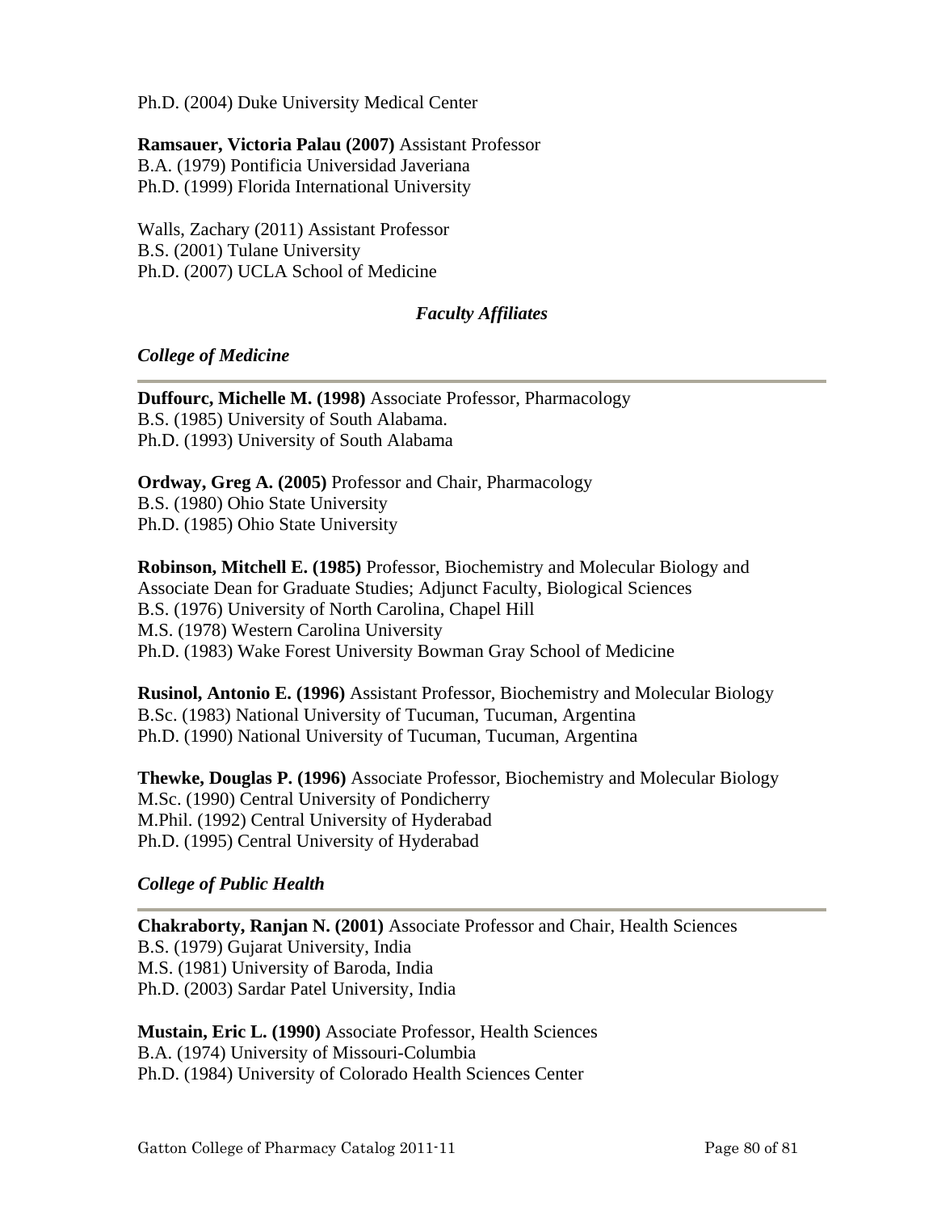Ph.D. (2004) Duke University Medical Center

**Ramsauer, Victoria Palau (2007)** Assistant Professor
B.A. (1979) Pontificia Universidad Javeriana
Ph.D. (1999) Florida International University

Walls, Zachary (2011) Assistant Professor
B.S. (2001) Tulane University
Ph.D. (2007) UCLA School of Medicine

### *Faculty Affiliates*

#### *College of Medicine*

---

**Duffourc, Michelle M. (1998)** Associate Professor, Pharmacology
B.S. (1985) University of South Alabama.
Ph.D. (1993) University of South Alabama

**Ordway, Greg A. (2005)** Professor and Chair, Pharmacology
B.S. (1980) Ohio State University
Ph.D. (1985) Ohio State University

**Robinson, Mitchell E. (1985)** Professor, Biochemistry and Molecular Biology and Associate Dean for Graduate Studies; Adjunct Faculty, Biological Sciences
B.S. (1976) University of North Carolina, Chapel Hill
M.S. (1978) Western Carolina University
Ph.D. (1983) Wake Forest University Bowman Gray School of Medicine

**Rusinol, Antonio E. (1996)** Assistant Professor, Biochemistry and Molecular Biology
B.Sc. (1983) National University of Tucuman, Tucuman, Argentina
Ph.D. (1990) National University of Tucuman, Tucuman, Argentina

**Thewke, Douglas P. (1996)** Associate Professor, Biochemistry and Molecular Biology
M.Sc. (1990) Central University of Pondicherry
M.Phil. (1992) Central University of Hyderabad
Ph.D. (1995) Central University of Hyderabad

#### *College of Public Health*

---

**Chakraborty, Ranjan N. (2001)** Associate Professor and Chair, Health Sciences
B.S. (1979) Gujarat University, India
M.S. (1981) University of Baroda, India
Ph.D. (2003) Sardar Patel University, India

**Mustain, Eric L. (1990)** Associate Professor, Health Sciences
B.A. (1974) University of Missouri-Columbia
Ph.D. (1984) University of Colorado Health Sciences Center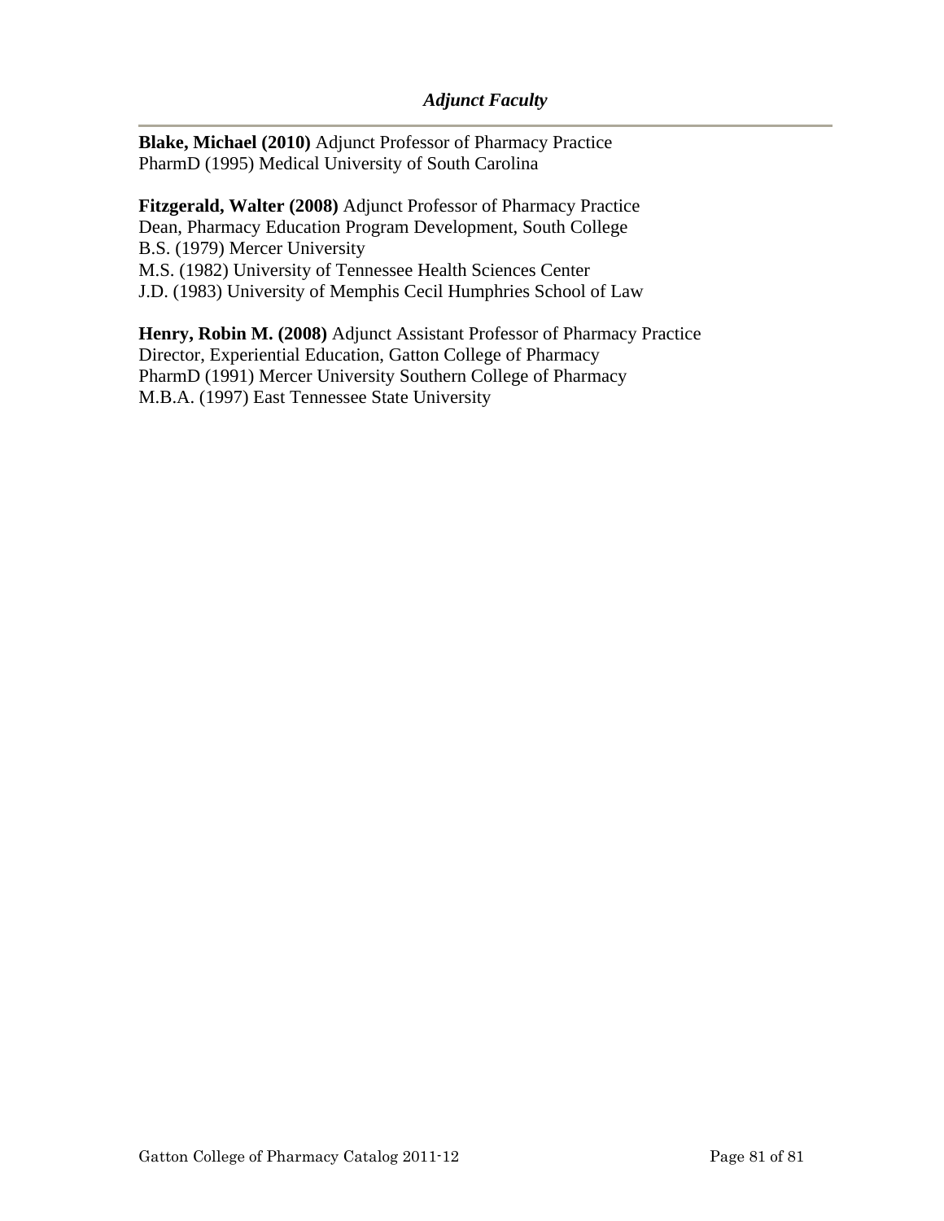### *Adjunct Faculty*

**Blake, Michael (2010)** Adjunct Professor of Pharmacy Practice
PharmD (1995) Medical University of South Carolina

**Fitzgerald, Walter (2008)** Adjunct Professor of Pharmacy Practice
Dean, Pharmacy Education Program Development, South College
B.S. (1979) Mercer University
M.S. (1982) University of Tennessee Health Sciences Center
J.D. (1983) University of Memphis Cecil Humphries School of Law

**Henry, Robin M. (2008)** Adjunct Assistant Professor of Pharmacy Practice
Director, Experiential Education, Gatton College of Pharmacy
PharmD (1991) Mercer University Southern College of Pharmacy
M.B.A. (1997) East Tennessee State University